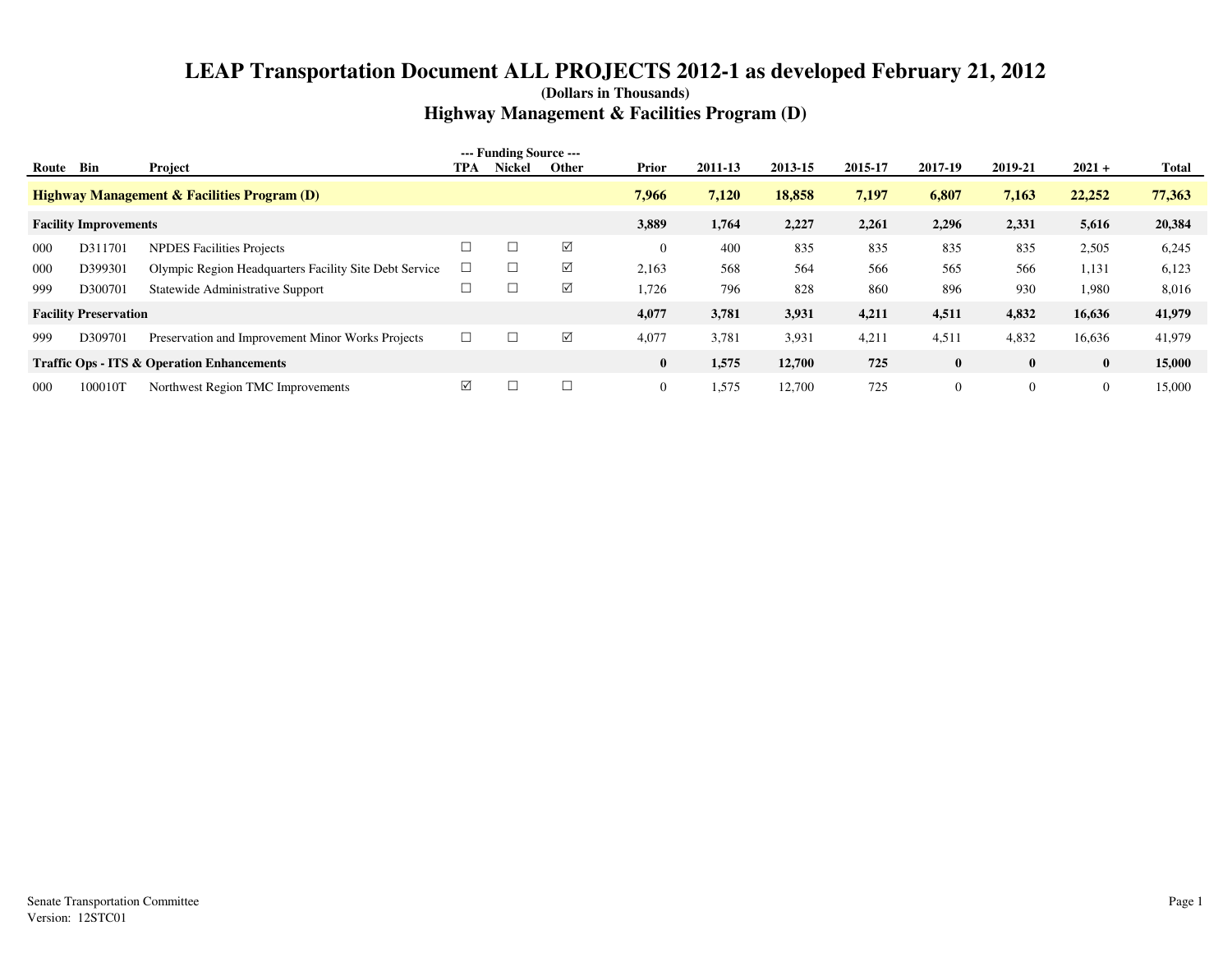# LEAP Transportation Document ALL PROJECTS 2012-1 as developed February 21, 2012

**(Dollars in Thousands)**

## Highway Management & Facilities Program (D)

| Route | Bin | Project | --- Funding Source --- TPA | Nickel | Other | Prior | 2011-13 | 2013-15 | 2015-17 | 2017-19 | 2019-21 | 2021 + | Total |
|---|---|---|---|---|---|---|---|---|---|---|---|---|---|
| **Highway Management & Facilities Program (D)** | | | | | | **7,966** | **7,120** | **18,858** | **7,197** | **6,807** | **7,163** | **22,252** | **77,363** |
| **Facility Improvements** | | | | | | **3,889** | **1,764** | **2,227** | **2,261** | **2,296** | **2,331** | **5,616** | **20,384** |
| 000 | D311701 | NPDES Facilities Projects | ☐ | ☐ | ☑ | 0 | 400 | 835 | 835 | 835 | 835 | 2,505 | 6,245 |
| 000 | D399301 | Olympic Region Headquarters Facility Site Debt Service | ☐ | ☐ | ☑ | 2,163 | 568 | 564 | 566 | 565 | 566 | 1,131 | 6,123 |
| 999 | D300701 | Statewide Administrative Support | ☐ | ☐ | ☑ | 1,726 | 796 | 828 | 860 | 896 | 930 | 1,980 | 8,016 |
| **Facility Preservation** | | | | | | **4,077** | **3,781** | **3,931** | **4,211** | **4,511** | **4,832** | **16,636** | **41,979** |
| 999 | D309701 | Preservation and Improvement Minor Works Projects | ☐ | ☐ | ☑ | 4,077 | 3,781 | 3,931 | 4,211 | 4,511 | 4,832 | 16,636 | 41,979 |
| **Traffic Ops - ITS & Operation Enhancements** | | | | | | **0** | **1,575** | **12,700** | **725** | **0** | **0** | **0** | **15,000** |
| 000 | 100010T | Northwest Region TMC Improvements | ☑ | ☐ | ☐ | 0 | 1,575 | 12,700 | 725 | 0 | 0 | 0 | 15,000 |

Senate Transportation Committee
Version: 12STC01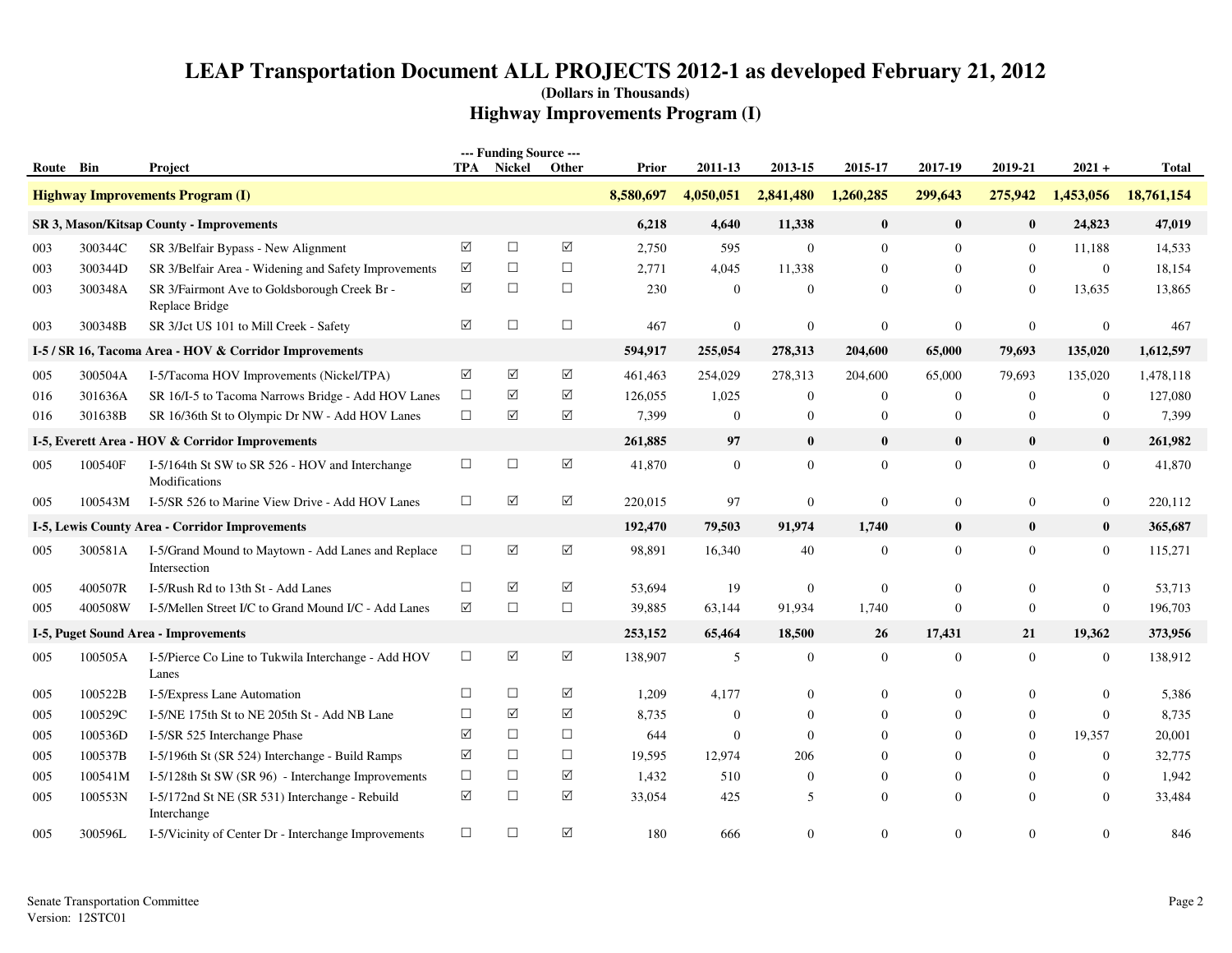# LEAP Transportation Document ALL PROJECTS 2012-1 as developed February 21, 2012

**(Dollars in Thousands)**

## Highway Improvements Program (I)

| Route | Bin | Project | TPA | Nickel | Other | Prior | 2011-13 | 2013-15 | 2015-17 | 2017-19 | 2019-21 | 2021 + | Total |
|---|---|---|---|---|---|---|---|---|---|---|---|---|---|
| | | **Highway Improvements Program (I)** | | | | **8,580,697** | **4,050,051** | **2,841,480** | **1,260,285** | **299,643** | **275,942** | **1,453,056** | **18,761,154** |
| | | **SR 3, Mason/Kitsap County - Improvements** | | | | **6,218** | **4,640** | **11,338** | **0** | **0** | **0** | **24,823** | **47,019** |
| 003 | 300344C | SR 3/Belfair Bypass - New Alignment | ☑ | ☐ | ☑ | 2,750 | 595 | 0 | 0 | 0 | 0 | 11,188 | 14,533 |
| 003 | 300344D | SR 3/Belfair Area - Widening and Safety Improvements | ☑ | ☐ | ☐ | 2,771 | 4,045 | 11,338 | 0 | 0 | 0 | 0 | 18,154 |
| 003 | 300348A | SR 3/Fairmont Ave to Goldsborough Creek Br - Replace Bridge | ☑ | ☐ | ☐ | 230 | 0 | 0 | 0 | 0 | 0 | 13,635 | 13,865 |
| 003 | 300348B | SR 3/Jct US 101 to Mill Creek - Safety | ☑ | ☐ | ☐ | 467 | 0 | 0 | 0 | 0 | 0 | 0 | 467 |
| | | **I-5 / SR 16, Tacoma Area - HOV & Corridor Improvements** | | | | **594,917** | **255,054** | **278,313** | **204,600** | **65,000** | **79,693** | **135,020** | **1,612,597** |
| 005 | 300504A | I-5/Tacoma HOV Improvements (Nickel/TPA) | ☑ | ☑ | ☑ | 461,463 | 254,029 | 278,313 | 204,600 | 65,000 | 79,693 | 135,020 | 1,478,118 |
| 016 | 301636A | SR 16/I-5 to Tacoma Narrows Bridge - Add HOV Lanes | ☐ | ☑ | ☑ | 126,055 | 1,025 | 0 | 0 | 0 | 0 | 0 | 127,080 |
| 016 | 301638B | SR 16/36th St to Olympic Dr NW - Add HOV Lanes | ☐ | ☑ | ☑ | 7,399 | 0 | 0 | 0 | 0 | 0 | 0 | 7,399 |
| | | **I-5, Everett Area - HOV & Corridor Improvements** | | | | **261,885** | **97** | **0** | **0** | **0** | **0** | **0** | **261,982** |
| 005 | 100540F | I-5/164th St SW to SR 526 - HOV and Interchange Modifications | ☐ | ☐ | ☑ | 41,870 | 0 | 0 | 0 | 0 | 0 | 0 | 41,870 |
| 005 | 100543M | I-5/SR 526 to Marine View Drive - Add HOV Lanes | ☐ | ☑ | ☑ | 220,015 | 97 | 0 | 0 | 0 | 0 | 0 | 220,112 |
| | | **I-5, Lewis County Area - Corridor Improvements** | | | | **192,470** | **79,503** | **91,974** | **1,740** | **0** | **0** | **0** | **365,687** |
| 005 | 300581A | I-5/Grand Mound to Maytown - Add Lanes and Replace Intersection | ☐ | ☑ | ☑ | 98,891 | 16,340 | 40 | 0 | 0 | 0 | 0 | 115,271 |
| 005 | 400507R | I-5/Rush Rd to 13th St - Add Lanes | ☐ | ☑ | ☑ | 53,694 | 19 | 0 | 0 | 0 | 0 | 0 | 53,713 |
| 005 | 400508W | I-5/Mellen Street I/C to Grand Mound I/C - Add Lanes | ☑ | ☐ | ☐ | 39,885 | 63,144 | 91,934 | 1,740 | 0 | 0 | 0 | 196,703 |
| | | **I-5, Puget Sound Area - Improvements** | | | | **253,152** | **65,464** | **18,500** | **26** | **17,431** | **21** | **19,362** | **373,956** |
| 005 | 100505A | I-5/Pierce Co Line to Tukwila Interchange - Add HOV Lanes | ☐ | ☑ | ☑ | 138,907 | 5 | 0 | 0 | 0 | 0 | 0 | 138,912 |
| 005 | 100522B | I-5/Express Lane Automation | ☐ | ☐ | ☑ | 1,209 | 4,177 | 0 | 0 | 0 | 0 | 0 | 5,386 |
| 005 | 100529C | I-5/NE 175th St to NE 205th St - Add NB Lane | ☐ | ☑ | ☑ | 8,735 | 0 | 0 | 0 | 0 | 0 | 0 | 8,735 |
| 005 | 100536D | I-5/SR 525 Interchange Phase | ☑ | ☐ | ☐ | 644 | 0 | 0 | 0 | 0 | 0 | 19,357 | 20,001 |
| 005 | 100537B | I-5/196th St (SR 524) Interchange - Build Ramps | ☑ | ☐ | ☐ | 19,595 | 12,974 | 206 | 0 | 0 | 0 | 0 | 32,775 |
| 005 | 100541M | I-5/128th St SW (SR 96) - Interchange Improvements | ☐ | ☐ | ☑ | 1,432 | 510 | 0 | 0 | 0 | 0 | 0 | 1,942 |
| 005 | 100553N | I-5/172nd St NE (SR 531) Interchange - Rebuild Interchange | ☑ | ☐ | ☑ | 33,054 | 425 | 5 | 0 | 0 | 0 | 0 | 33,484 |
| 005 | 300596L | I-5/Vicinity of Center Dr - Interchange Improvements | ☐ | ☐ | ☑ | 180 | 666 | 0 | 0 | 0 | 0 | 0 | 846 |

Senate Transportation Committee
Version: 12STC01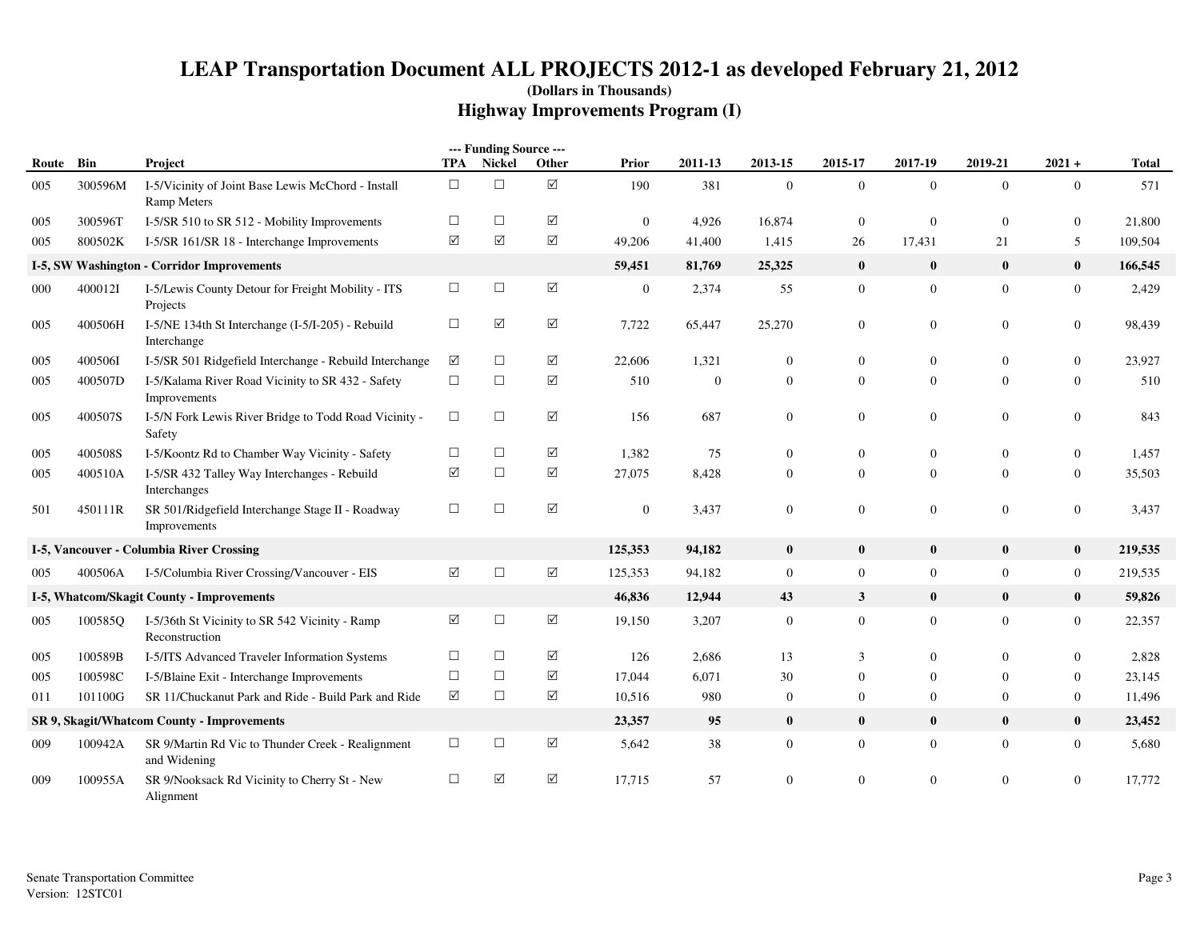# LEAP Transportation Document ALL PROJECTS 2012-1 as developed February 21, 2012

**(Dollars in Thousands)**

## Highway Improvements Program (I)

| Route | Bin | Project | TPA | Nickel | Other | Prior | 2011-13 | 2013-15 | 2015-17 | 2017-19 | 2019-21 | 2021 + | Total |
|---|---|---|---|---|---|---|---|---|---|---|---|---|---|
| | | | --- Funding Source --- | | | | | | | | | | |
| 005 | 300596M | I-5/Vicinity of Joint Base Lewis McChord - Install Ramp Meters | ☐ | ☐ | ☑ | 190 | 381 | 0 | 0 | 0 | 0 | 0 | 571 |
| 005 | 300596T | I-5/SR 510 to SR 512 - Mobility Improvements | ☐ | ☐ | ☑ | 0 | 4,926 | 16,874 | 0 | 0 | 0 | 0 | 21,800 |
| 005 | 800502K | I-5/SR 161/SR 18 - Interchange Improvements | ☑ | ☑ | ☑ | 49,206 | 41,400 | 1,415 | 26 | 17,431 | 21 | 5 | 109,504 |
| **I-5, SW Washington - Corridor Improvements** | | | | | | **59,451** | **81,769** | **25,325** | **0** | **0** | **0** | **0** | **166,545** |
| 000 | 400012I | I-5/Lewis County Detour for Freight Mobility - ITS Projects | ☐ | ☐ | ☑ | 0 | 2,374 | 55 | 0 | 0 | 0 | 0 | 2,429 |
| 005 | 400506H | I-5/NE 134th St Interchange (I-5/I-205) - Rebuild Interchange | ☐ | ☑ | ☑ | 7,722 | 65,447 | 25,270 | 0 | 0 | 0 | 0 | 98,439 |
| 005 | 400506I | I-5/SR 501 Ridgefield Interchange - Rebuild Interchange | ☑ | ☐ | ☑ | 22,606 | 1,321 | 0 | 0 | 0 | 0 | 0 | 23,927 |
| 005 | 400507D | I-5/Kalama River Road Vicinity to SR 432 - Safety Improvements | ☐ | ☐ | ☑ | 510 | 0 | 0 | 0 | 0 | 0 | 0 | 510 |
| 005 | 400507S | I-5/N Fork Lewis River Bridge to Todd Road Vicinity - Safety | ☐ | ☐ | ☑ | 156 | 687 | 0 | 0 | 0 | 0 | 0 | 843 |
| 005 | 400508S | I-5/Koontz Rd to Chamber Way Vicinity - Safety | ☐ | ☐ | ☑ | 1,382 | 75 | 0 | 0 | 0 | 0 | 0 | 1,457 |
| 005 | 400510A | I-5/SR 432 Talley Way Interchanges - Rebuild Interchanges | ☑ | ☐ | ☑ | 27,075 | 8,428 | 0 | 0 | 0 | 0 | 0 | 35,503 |
| 501 | 450111R | SR 501/Ridgefield Interchange Stage II - Roadway Improvements | ☐ | ☐ | ☑ | 0 | 3,437 | 0 | 0 | 0 | 0 | 0 | 3,437 |
| **I-5, Vancouver - Columbia River Crossing** | | | | | | **125,353** | **94,182** | **0** | **0** | **0** | **0** | **0** | **219,535** |
| 005 | 400506A | I-5/Columbia River Crossing/Vancouver - EIS | ☑ | ☐ | ☑ | 125,353 | 94,182 | 0 | 0 | 0 | 0 | 0 | 219,535 |
| **I-5, Whatcom/Skagit County - Improvements** | | | | | | **46,836** | **12,944** | **43** | **3** | **0** | **0** | **0** | **59,826** |
| 005 | 100585Q | I-5/36th St Vicinity to SR 542 Vicinity - Ramp Reconstruction | ☑ | ☐ | ☑ | 19,150 | 3,207 | 0 | 0 | 0 | 0 | 0 | 22,357 |
| 005 | 100589B | I-5/ITS Advanced Traveler Information Systems | ☐ | ☐ | ☑ | 126 | 2,686 | 13 | 3 | 0 | 0 | 0 | 2,828 |
| 005 | 100598C | I-5/Blaine Exit - Interchange Improvements | ☐ | ☐ | ☑ | 17,044 | 6,071 | 30 | 0 | 0 | 0 | 0 | 23,145 |
| 011 | 101100G | SR 11/Chuckanut Park and Ride - Build Park and Ride | ☑ | ☐ | ☑ | 10,516 | 980 | 0 | 0 | 0 | 0 | 0 | 11,496 |
| **SR 9, Skagit/Whatcom County - Improvements** | | | | | | **23,357** | **95** | **0** | **0** | **0** | **0** | **0** | **23,452** |
| 009 | 100942A | SR 9/Martin Rd Vic to Thunder Creek - Realignment and Widening | ☐ | ☐ | ☑ | 5,642 | 38 | 0 | 0 | 0 | 0 | 0 | 5,680 |
| 009 | 100955A | SR 9/Nooksack Rd Vicinity to Cherry St - New Alignment | ☐ | ☑ | ☑ | 17,715 | 57 | 0 | 0 | 0 | 0 | 0 | 17,772 |

Senate Transportation Committee
Version: 12STC01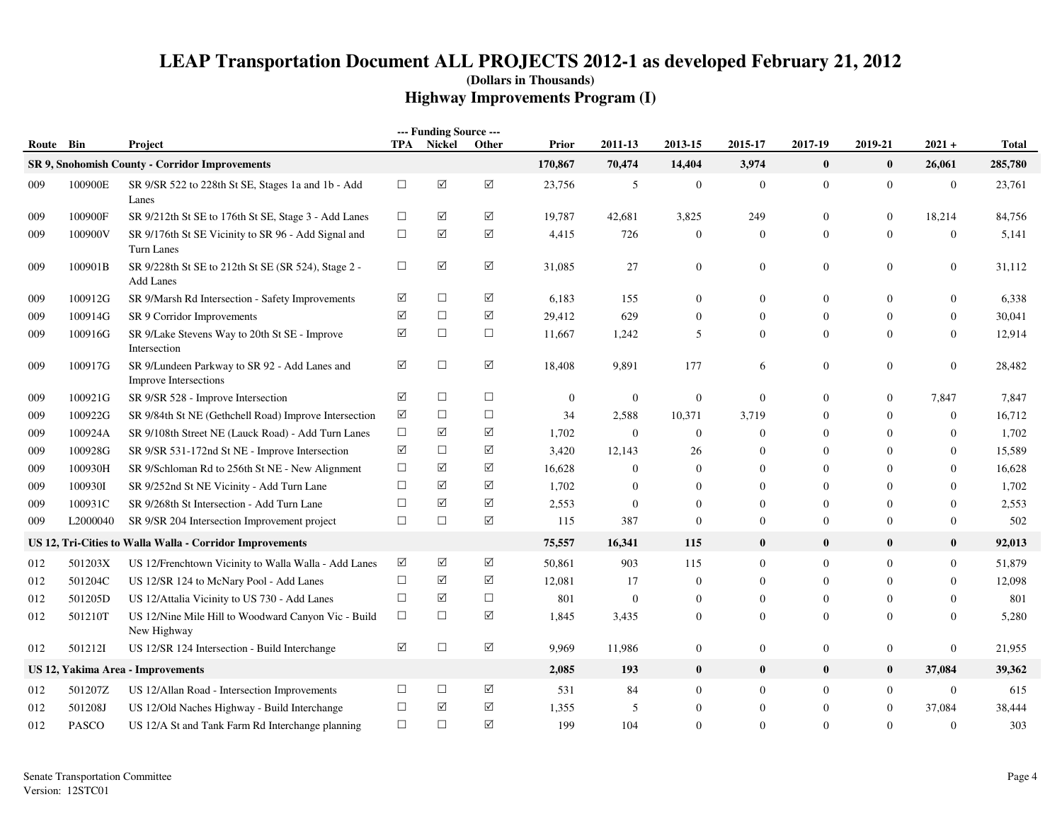# LEAP Transportation Document ALL PROJECTS 2012-1 as developed February 21, 2012

**(Dollars in Thousands)**

## Highway Improvements Program (I)

| Route | Bin | Project | TPA | Nickel | Other | Prior | 2011-13 | 2013-15 | 2015-17 | 2017-19 | 2019-21 | 2021 + | Total |
|---|---|---|---|---|---|---|---|---|---|---|---|---|---|
| **SR 9, Snohomish County - Corridor Improvements** | | | | | | **170,867** | **70,474** | **14,404** | **3,974** | **0** | **0** | **26,061** | **285,780** |
| 009 | 100900E | SR 9/SR 522 to 228th St SE, Stages 1a and 1b - Add Lanes | ☐ | ☑ | ☑ | 23,756 | 5 | 0 | 0 | 0 | 0 | 0 | 23,761 |
| 009 | 100900F | SR 9/212th St SE to 176th St SE, Stage 3 - Add Lanes | ☐ | ☑ | ☑ | 19,787 | 42,681 | 3,825 | 249 | 0 | 0 | 18,214 | 84,756 |
| 009 | 100900V | SR 9/176th St SE Vicinity to SR 96 - Add Signal and Turn Lanes | ☐ | ☑ | ☑ | 4,415 | 726 | 0 | 0 | 0 | 0 | 0 | 5,141 |
| 009 | 100901B | SR 9/228th St SE to 212th St SE (SR 524), Stage 2 - Add Lanes | ☐ | ☑ | ☑ | 31,085 | 27 | 0 | 0 | 0 | 0 | 0 | 31,112 |
| 009 | 100912G | SR 9/Marsh Rd Intersection - Safety Improvements | ☑ | ☐ | ☑ | 6,183 | 155 | 0 | 0 | 0 | 0 | 0 | 6,338 |
| 009 | 100914G | SR 9 Corridor Improvements | ☑ | ☐ | ☑ | 29,412 | 629 | 0 | 0 | 0 | 0 | 0 | 30,041 |
| 009 | 100916G | SR 9/Lake Stevens Way to 20th St SE - Improve Intersection | ☑ | ☐ | ☐ | 11,667 | 1,242 | 5 | 0 | 0 | 0 | 0 | 12,914 |
| 009 | 100917G | SR 9/Lundeen Parkway to SR 92 - Add Lanes and Improve Intersections | ☑ | ☐ | ☑ | 18,408 | 9,891 | 177 | 6 | 0 | 0 | 0 | 28,482 |
| 009 | 100921G | SR 9/SR 528 - Improve Intersection | ☑ | ☐ | ☐ | 0 | 0 | 0 | 0 | 0 | 0 | 7,847 | 7,847 |
| 009 | 100922G | SR 9/84th St NE (Gethchell Road) Improve Intersection | ☑ | ☐ | ☐ | 34 | 2,588 | 10,371 | 3,719 | 0 | 0 | 0 | 16,712 |
| 009 | 100924A | SR 9/108th Street NE (Lauck Road) - Add Turn Lanes | ☐ | ☑ | ☑ | 1,702 | 0 | 0 | 0 | 0 | 0 | 0 | 1,702 |
| 009 | 100928G | SR 9/SR 531-172nd St NE - Improve Intersection | ☑ | ☐ | ☑ | 3,420 | 12,143 | 26 | 0 | 0 | 0 | 0 | 15,589 |
| 009 | 100930H | SR 9/Schloman Rd to 256th St NE - New Alignment | ☐ | ☑ | ☑ | 16,628 | 0 | 0 | 0 | 0 | 0 | 0 | 16,628 |
| 009 | 100930I | SR 9/252nd St NE Vicinity - Add Turn Lane | ☐ | ☑ | ☑ | 1,702 | 0 | 0 | 0 | 0 | 0 | 0 | 1,702 |
| 009 | 100931C | SR 9/268th St Intersection - Add Turn Lane | ☐ | ☑ | ☑ | 2,553 | 0 | 0 | 0 | 0 | 0 | 0 | 2,553 |
| 009 | L2000040 | SR 9/SR 204 Intersection Improvement project | ☐ | ☐ | ☑ | 115 | 387 | 0 | 0 | 0 | 0 | 0 | 502 |
| **US 12, Tri-Cities to Walla Walla - Corridor Improvements** | | | | | | **75,557** | **16,341** | **115** | **0** | **0** | **0** | **0** | **92,013** |
| 012 | 501203X | US 12/Frenchtown Vicinity to Walla Walla - Add Lanes | ☑ | ☑ | ☑ | 50,861 | 903 | 115 | 0 | 0 | 0 | 0 | 51,879 |
| 012 | 501204C | US 12/SR 124 to McNary Pool - Add Lanes | ☐ | ☑ | ☑ | 12,081 | 17 | 0 | 0 | 0 | 0 | 0 | 12,098 |
| 012 | 501205D | US 12/Attalia Vicinity to US 730 - Add Lanes | ☐ | ☑ | ☐ | 801 | 0 | 0 | 0 | 0 | 0 | 0 | 801 |
| 012 | 501210T | US 12/Nine Mile Hill to Woodward Canyon Vic - Build New Highway | ☐ | ☐ | ☑ | 1,845 | 3,435 | 0 | 0 | 0 | 0 | 0 | 5,280 |
| 012 | 501212I | US 12/SR 124 Intersection - Build Interchange | ☑ | ☐ | ☑ | 9,969 | 11,986 | 0 | 0 | 0 | 0 | 0 | 21,955 |
| **US 12, Yakima Area - Improvements** | | | | | | **2,085** | **193** | **0** | **0** | **0** | **0** | **37,084** | **39,362** |
| 012 | 501207Z | US 12/Allan Road - Intersection Improvements | ☐ | ☐ | ☑ | 531 | 84 | 0 | 0 | 0 | 0 | 0 | 615 |
| 012 | 501208J | US 12/Old Naches Highway - Build Interchange | ☐ | ☑ | ☑ | 1,355 | 5 | 0 | 0 | 0 | 0 | 37,084 | 38,444 |
| 012 | PASCO | US 12/A St and Tank Farm Rd Interchange planning | ☐ | ☐ | ☑ | 199 | 104 | 0 | 0 | 0 | 0 | 0 | 303 |

Senate Transportation Committee
Version: 12STC01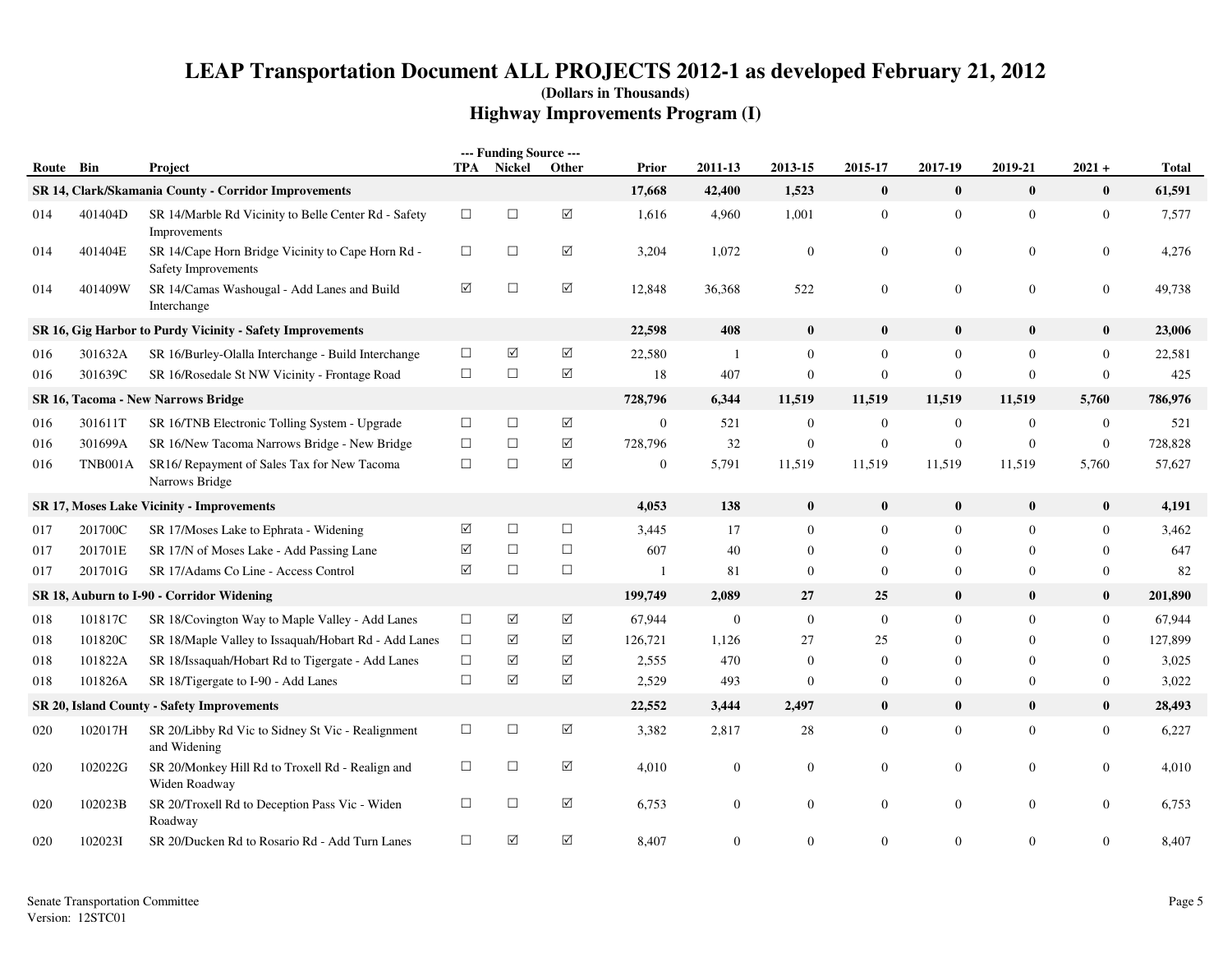# LEAP Transportation Document ALL PROJECTS 2012-1 as developed February 21, 2012

**(Dollars in Thousands)**

## Highway Improvements Program (I)

| Route | Bin | Project | TPA | Nickel | Other | Prior | 2011-13 | 2013-15 | 2015-17 | 2017-19 | 2019-21 | 2021 + | Total |
|---|---|---|---|---|---|---|---|---|---|---|---|---|---|
| **SR 14, Clark/Skamania County - Corridor Improvements** | | | | | | **17,668** | **42,400** | **1,523** | **0** | **0** | **0** | **0** | **61,591** |
| 014 | 401404D | SR 14/Marble Rd Vicinity to Belle Center Rd - Safety Improvements | ☐ | ☐ | ☑ | 1,616 | 4,960 | 1,001 | 0 | 0 | 0 | 0 | 7,577 |
| 014 | 401404E | SR 14/Cape Horn Bridge Vicinity to Cape Horn Rd - Safety Improvements | ☐ | ☐ | ☑ | 3,204 | 1,072 | 0 | 0 | 0 | 0 | 0 | 4,276 |
| 014 | 401409W | SR 14/Camas Washougal - Add Lanes and Build Interchange | ☑ | ☐ | ☑ | 12,848 | 36,368 | 522 | 0 | 0 | 0 | 0 | 49,738 |
| **SR 16, Gig Harbor to Purdy Vicinity - Safety Improvements** | | | | | | **22,598** | **408** | **0** | **0** | **0** | **0** | **0** | **23,006** |
| 016 | 301632A | SR 16/Burley-Olalla Interchange - Build Interchange | ☐ | ☑ | ☑ | 22,580 | 1 | 0 | 0 | 0 | 0 | 0 | 22,581 |
| 016 | 301639C | SR 16/Rosedale St NW Vicinity - Frontage Road | ☐ | ☐ | ☑ | 18 | 407 | 0 | 0 | 0 | 0 | 0 | 425 |
| **SR 16, Tacoma - New Narrows Bridge** | | | | | | **728,796** | **6,344** | **11,519** | **11,519** | **11,519** | **11,519** | **5,760** | **786,976** |
| 016 | 301611T | SR 16/TNB Electronic Tolling System - Upgrade | ☐ | ☐ | ☑ | 0 | 521 | 0 | 0 | 0 | 0 | 0 | 521 |
| 016 | 301699A | SR 16/New Tacoma Narrows Bridge - New Bridge | ☐ | ☐ | ☑ | 728,796 | 32 | 0 | 0 | 0 | 0 | 0 | 728,828 |
| 016 | TNB001A | SR16/ Repayment of Sales Tax for New Tacoma Narrows Bridge | ☐ | ☐ | ☑ | 0 | 5,791 | 11,519 | 11,519 | 11,519 | 11,519 | 5,760 | 57,627 |
| **SR 17, Moses Lake Vicinity - Improvements** | | | | | | **4,053** | **138** | **0** | **0** | **0** | **0** | **0** | **4,191** |
| 017 | 201700C | SR 17/Moses Lake to Ephrata - Widening | ☑ | ☐ | ☐ | 3,445 | 17 | 0 | 0 | 0 | 0 | 0 | 3,462 |
| 017 | 201701E | SR 17/N of Moses Lake - Add Passing Lane | ☑ | ☐ | ☐ | 607 | 40 | 0 | 0 | 0 | 0 | 0 | 647 |
| 017 | 201701G | SR 17/Adams Co Line - Access Control | ☑ | ☐ | ☐ | 1 | 81 | 0 | 0 | 0 | 0 | 0 | 82 |
| **SR 18, Auburn to I-90 - Corridor Widening** | | | | | | **199,749** | **2,089** | **27** | **25** | **0** | **0** | **0** | **201,890** |
| 018 | 101817C | SR 18/Covington Way to Maple Valley - Add Lanes | ☐ | ☑ | ☑ | 67,944 | 0 | 0 | 0 | 0 | 0 | 0 | 67,944 |
| 018 | 101820C | SR 18/Maple Valley to Issaquah/Hobart Rd - Add Lanes | ☐ | ☑ | ☑ | 126,721 | 1,126 | 27 | 25 | 0 | 0 | 0 | 127,899 |
| 018 | 101822A | SR 18/Issaquah/Hobart Rd to Tigergate - Add Lanes | ☐ | ☑ | ☑ | 2,555 | 470 | 0 | 0 | 0 | 0 | 0 | 3,025 |
| 018 | 101826A | SR 18/Tigergate to I-90 - Add Lanes | ☐ | ☑ | ☑ | 2,529 | 493 | 0 | 0 | 0 | 0 | 0 | 3,022 |
| **SR 20, Island County - Safety Improvements** | | | | | | **22,552** | **3,444** | **2,497** | **0** | **0** | **0** | **0** | **28,493** |
| 020 | 102017H | SR 20/Libby Rd Vic to Sidney St Vic - Realignment and Widening | ☐ | ☐ | ☑ | 3,382 | 2,817 | 28 | 0 | 0 | 0 | 0 | 6,227 |
| 020 | 102022G | SR 20/Monkey Hill Rd to Troxell Rd - Realign and Widen Roadway | ☐ | ☐ | ☑ | 4,010 | 0 | 0 | 0 | 0 | 0 | 0 | 4,010 |
| 020 | 102023B | SR 20/Troxell Rd to Deception Pass Vic - Widen Roadway | ☐ | ☐ | ☑ | 6,753 | 0 | 0 | 0 | 0 | 0 | 0 | 6,753 |
| 020 | 102023I | SR 20/Ducken Rd to Rosario Rd - Add Turn Lanes | ☐ | ☑ | ☑ | 8,407 | 0 | 0 | 0 | 0 | 0 | 0 | 8,407 |

Senate Transportation Committee
Version: 12STC01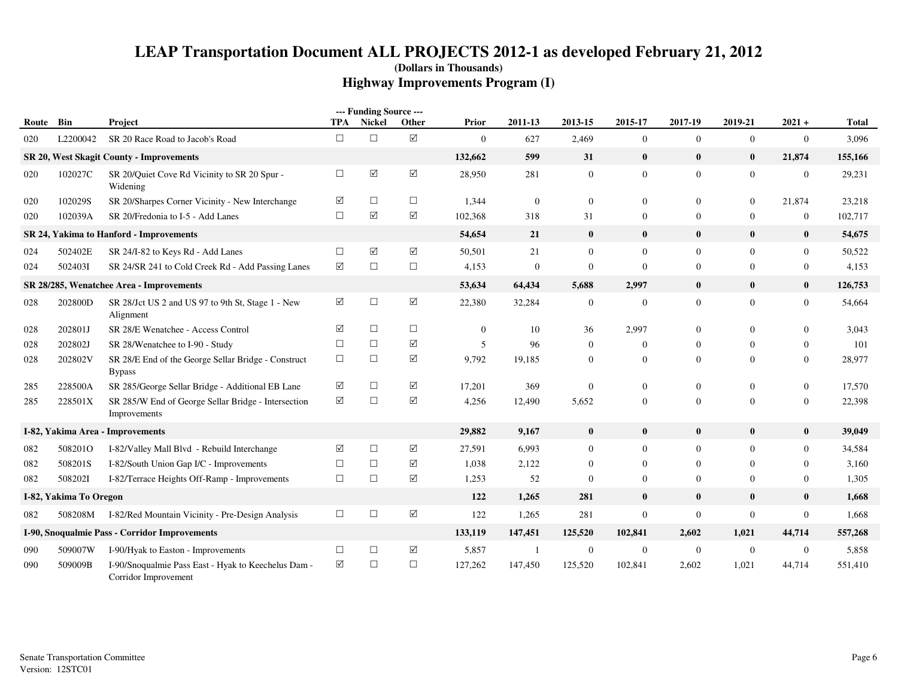# LEAP Transportation Document ALL PROJECTS 2012-1 as developed February 21, 2012

**(Dollars in Thousands)**

## Highway Improvements Program (I)

| Route | Bin | Project | TPA | Nickel | Other | Prior | 2011-13 | 2013-15 | 2015-17 | 2017-19 | 2019-21 | 2021 + | Total |
|---|---|---|---|---|---|---|---|---|---|---|---|---|---|
| | | | --- Funding Source --- | | | | | | | | | | |
| 020 | L2200042 | SR 20 Race Road to Jacob's Road | ☐ | ☐ | ☑ | 0 | 627 | 2,469 | 0 | 0 | 0 | 0 | 3,096 |
| **SR 20, West Skagit County - Improvements** | | | | | | **132,662** | **599** | **31** | **0** | **0** | **0** | **21,874** | **155,166** |
| 020 | 102027C | SR 20/Quiet Cove Rd Vicinity to SR 20 Spur - Widening | ☐ | ☑ | ☑ | 28,950 | 281 | 0 | 0 | 0 | 0 | 0 | 29,231 |
| 020 | 102029S | SR 20/Sharpes Corner Vicinity - New Interchange | ☑ | ☐ | ☐ | 1,344 | 0 | 0 | 0 | 0 | 0 | 21,874 | 23,218 |
| 020 | 102039A | SR 20/Fredonia to I-5 - Add Lanes | ☐ | ☑ | ☑ | 102,368 | 318 | 31 | 0 | 0 | 0 | 0 | 102,717 |
| **SR 24, Yakima to Hanford - Improvements** | | | | | | **54,654** | **21** | **0** | **0** | **0** | **0** | **0** | **54,675** |
| 024 | 502402E | SR 24/I-82 to Keys Rd - Add Lanes | ☐ | ☑ | ☑ | 50,501 | 21 | 0 | 0 | 0 | 0 | 0 | 50,522 |
| 024 | 502403I | SR 24/SR 241 to Cold Creek Rd - Add Passing Lanes | ☑ | ☐ | ☐ | 4,153 | 0 | 0 | 0 | 0 | 0 | 0 | 4,153 |
| **SR 28/285, Wenatchee Area - Improvements** | | | | | | **53,634** | **64,434** | **5,688** | **2,997** | **0** | **0** | **0** | **126,753** |
| 028 | 202800D | SR 28/Jct US 2 and US 97 to 9th St, Stage 1 - New Alignment | ☑ | ☐ | ☑ | 22,380 | 32,284 | 0 | 0 | 0 | 0 | 0 | 54,664 |
| 028 | 202801J | SR 28/E Wenatchee - Access Control | ☑ | ☐ | ☐ | 0 | 10 | 36 | 2,997 | 0 | 0 | 0 | 3,043 |
| 028 | 202802J | SR 28/Wenatchee to I-90 - Study | ☐ | ☐ | ☑ | 5 | 96 | 0 | 0 | 0 | 0 | 0 | 101 |
| 028 | 202802V | SR 28/E End of the George Sellar Bridge - Construct Bypass | ☐ | ☐ | ☑ | 9,792 | 19,185 | 0 | 0 | 0 | 0 | 0 | 28,977 |
| 285 | 228500A | SR 285/George Sellar Bridge - Additional EB Lane | ☑ | ☐ | ☑ | 17,201 | 369 | 0 | 0 | 0 | 0 | 0 | 17,570 |
| 285 | 228501X | SR 285/W End of George Sellar Bridge - Intersection Improvements | ☑ | ☐ | ☑ | 4,256 | 12,490 | 5,652 | 0 | 0 | 0 | 0 | 22,398 |
| **I-82, Yakima Area - Improvements** | | | | | | **29,882** | **9,167** | **0** | **0** | **0** | **0** | **0** | **39,049** |
| 082 | 508201O | I-82/Valley Mall Blvd - Rebuild Interchange | ☑ | ☐ | ☑ | 27,591 | 6,993 | 0 | 0 | 0 | 0 | 0 | 34,584 |
| 082 | 508201S | I-82/South Union Gap I/C - Improvements | ☐ | ☐ | ☑ | 1,038 | 2,122 | 0 | 0 | 0 | 0 | 0 | 3,160 |
| 082 | 508202I | I-82/Terrace Heights Off-Ramp - Improvements | ☐ | ☐ | ☑ | 1,253 | 52 | 0 | 0 | 0 | 0 | 0 | 1,305 |
| **I-82, Yakima To Oregon** | | | | | | **122** | **1,265** | **281** | **0** | **0** | **0** | **0** | **1,668** |
| 082 | 508208M | I-82/Red Mountain Vicinity - Pre-Design Analysis | ☐ | ☐ | ☑ | 122 | 1,265 | 281 | 0 | 0 | 0 | 0 | 1,668 |
| **I-90, Snoqualmie Pass - Corridor Improvements** | | | | | | **133,119** | **147,451** | **125,520** | **102,841** | **2,602** | **1,021** | **44,714** | **557,268** |
| 090 | 509007W | I-90/Hyak to Easton - Improvements | ☐ | ☐ | ☑ | 5,857 | 1 | 0 | 0 | 0 | 0 | 0 | 5,858 |
| 090 | 509009B | I-90/Snoqualmie Pass East - Hyak to Keechelus Dam - Corridor Improvement | ☑ | ☐ | ☐ | 127,262 | 147,450 | 125,520 | 102,841 | 2,602 | 1,021 | 44,714 | 551,410 |

Senate Transportation Committee
Version: 12STC01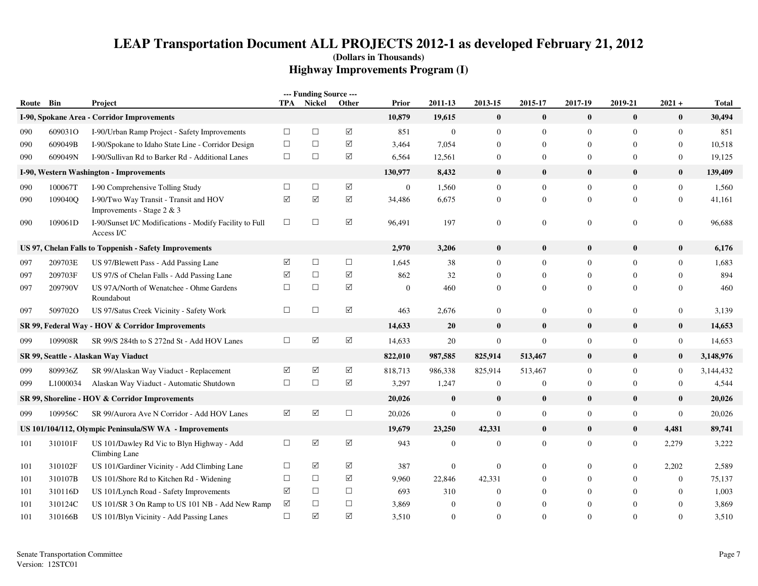# LEAP Transportation Document ALL PROJECTS 2012-1 as developed February 21, 2012

**(Dollars in Thousands)**

## Highway Improvements Program (I)

| Route | Bin | Project | TPA | Nickel | Other | Prior | 2011-13 | 2013-15 | 2015-17 | 2017-19 | 2019-21 | 2021 + | Total |
|---|---|---|---|---|---|---|---|---|---|---|---|---|---|
| **I-90, Spokane Area - Corridor Improvements** | | | | | | **10,879** | **19,615** | **0** | **0** | **0** | **0** | **0** | **30,494** |
| 090 | 609031O | I-90/Urban Ramp Project - Safety Improvements | ☐ | ☐ | ☑ | 851 | 0 | 0 | 0 | 0 | 0 | 0 | 851 |
| 090 | 609049B | I-90/Spokane to Idaho State Line - Corridor Design | ☐ | ☐ | ☑ | 3,464 | 7,054 | 0 | 0 | 0 | 0 | 0 | 10,518 |
| 090 | 609049N | I-90/Sullivan Rd to Barker Rd - Additional Lanes | ☐ | ☐ | ☑ | 6,564 | 12,561 | 0 | 0 | 0 | 0 | 0 | 19,125 |
| **I-90, Western Washington - Improvements** | | | | | | **130,977** | **8,432** | **0** | **0** | **0** | **0** | **0** | **139,409** |
| 090 | 100067T | I-90 Comprehensive Tolling Study | ☐ | ☐ | ☑ | 0 | 1,560 | 0 | 0 | 0 | 0 | 0 | 1,560 |
| 090 | 109040Q | I-90/Two Way Transit - Transit and HOV Improvements - Stage 2 & 3 | ☑ | ☑ | ☑ | 34,486 | 6,675 | 0 | 0 | 0 | 0 | 0 | 41,161 |
| 090 | 109061D | I-90/Sunset I/C Modifications - Modify Facility to Full Access I/C | ☐ | ☐ | ☑ | 96,491 | 197 | 0 | 0 | 0 | 0 | 0 | 96,688 |
| **US 97, Chelan Falls to Toppenish - Safety Improvements** | | | | | | **2,970** | **3,206** | **0** | **0** | **0** | **0** | **0** | **6,176** |
| 097 | 209703E | US 97/Blewett Pass - Add Passing Lane | ☑ | ☐ | ☐ | 1,645 | 38 | 0 | 0 | 0 | 0 | 0 | 1,683 |
| 097 | 209703F | US 97/S of Chelan Falls - Add Passing Lane | ☑ | ☐ | ☑ | 862 | 32 | 0 | 0 | 0 | 0 | 0 | 894 |
| 097 | 209790V | US 97A/North of Wenatchee - Ohme Gardens Roundabout | ☐ | ☐ | ☑ | 0 | 460 | 0 | 0 | 0 | 0 | 0 | 460 |
| 097 | 509702O | US 97/Satus Creek Vicinity - Safety Work | ☐ | ☐ | ☑ | 463 | 2,676 | 0 | 0 | 0 | 0 | 0 | 3,139 |
| **SR 99, Federal Way - HOV & Corridor Improvements** | | | | | | **14,633** | **20** | **0** | **0** | **0** | **0** | **0** | **14,653** |
| 099 | 109908R | SR 99/S 284th to S 272nd St - Add HOV Lanes | ☐ | ☑ | ☑ | 14,633 | 20 | 0 | 0 | 0 | 0 | 0 | 14,653 |
| **SR 99, Seattle - Alaskan Way Viaduct** | | | | | | **822,010** | **987,585** | **825,914** | **513,467** | **0** | **0** | **0** | **3,148,976** |
| 099 | 809936Z | SR 99/Alaskan Way Viaduct - Replacement | ☑ | ☑ | ☑ | 818,713 | 986,338 | 825,914 | 513,467 | 0 | 0 | 0 | 3,144,432 |
| 099 | L1000034 | Alaskan Way Viaduct - Automatic Shutdown | ☐ | ☐ | ☑ | 3,297 | 1,247 | 0 | 0 | 0 | 0 | 0 | 4,544 |
| **SR 99, Shoreline - HOV & Corridor Improvements** | | | | | | **20,026** | **0** | **0** | **0** | **0** | **0** | **0** | **20,026** |
| 099 | 109956C | SR 99/Aurora Ave N Corridor - Add HOV Lanes | ☑ | ☑ | ☐ | 20,026 | 0 | 0 | 0 | 0 | 0 | 0 | 20,026 |
| **US 101/104/112, Olympic Peninsula/SW WA - Improvements** | | | | | | **19,679** | **23,250** | **42,331** | **0** | **0** | **0** | **4,481** | **89,741** |
| 101 | 310101F | US 101/Dawley Rd Vic to Blyn Highway - Add Climbing Lane | ☐ | ☑ | ☑ | 943 | 0 | 0 | 0 | 0 | 0 | 2,279 | 3,222 |
| 101 | 310102F | US 101/Gardiner Vicinity - Add Climbing Lane | ☐ | ☑ | ☑ | 387 | 0 | 0 | 0 | 0 | 0 | 2,202 | 2,589 |
| 101 | 310107B | US 101/Shore Rd to Kitchen Rd - Widening | ☐ | ☐ | ☑ | 9,960 | 22,846 | 42,331 | 0 | 0 | 0 | 0 | 75,137 |
| 101 | 310116D | US 101/Lynch Road - Safety Improvements | ☑ | ☐ | ☐ | 693 | 310 | 0 | 0 | 0 | 0 | 0 | 1,003 |
| 101 | 310124C | US 101/SR 3 On Ramp to US 101 NB - Add New Ramp | ☑ | ☐ | ☐ | 3,869 | 0 | 0 | 0 | 0 | 0 | 0 | 3,869 |
| 101 | 310166B | US 101/Blyn Vicinity - Add Passing Lanes | ☐ | ☑ | ☑ | 3,510 | 0 | 0 | 0 | 0 | 0 | 0 | 3,510 |

Senate Transportation Committee
Version: 12STC01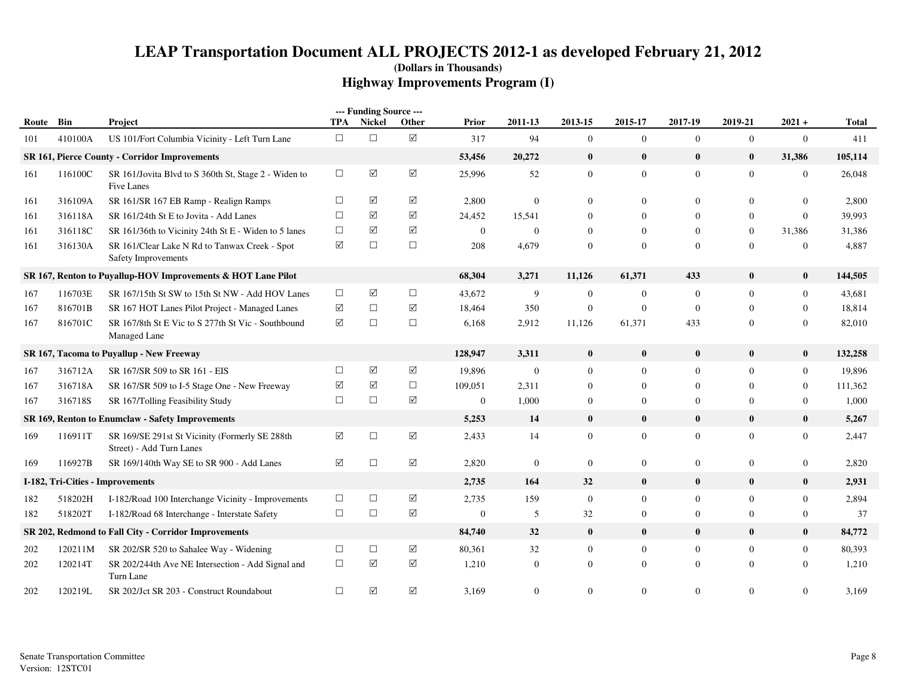# LEAP Transportation Document ALL PROJECTS 2012-1 as developed February 21, 2012

**(Dollars in Thousands)**

## Highway Improvements Program (I)

| Route | Bin | Project | TPA | Nickel | Other | Prior | 2011-13 | 2013-15 | 2015-17 | 2017-19 | 2019-21 | 2021 + | Total |
|---|---|---|---|---|---|---|---|---|---|---|---|---|---|
| | | | --- Funding Source --- | | | | | | | | | | |
| 101 | 410100A | US 101/Fort Columbia Vicinity - Left Turn Lane | ☐ | ☐ | ☑ | 317 | 94 | 0 | 0 | 0 | 0 | 0 | 411 |
| **SR 161, Pierce County - Corridor Improvements** | | | | | | **53,456** | **20,272** | **0** | **0** | **0** | **0** | **31,386** | **105,114** |
| 161 | 116100C | SR 161/Jovita Blvd to S 360th St, Stage 2 - Widen to Five Lanes | ☐ | ☑ | ☑ | 25,996 | 52 | 0 | 0 | 0 | 0 | 0 | 26,048 |
| 161 | 316109A | SR 161/SR 167 EB Ramp - Realign Ramps | ☐ | ☑ | ☑ | 2,800 | 0 | 0 | 0 | 0 | 0 | 0 | 2,800 |
| 161 | 316118A | SR 161/24th St E to Jovita - Add Lanes | ☐ | ☑ | ☑ | 24,452 | 15,541 | 0 | 0 | 0 | 0 | 0 | 39,993 |
| 161 | 316118C | SR 161/36th to Vicinity 24th St E - Widen to 5 lanes | ☐ | ☑ | ☑ | 0 | 0 | 0 | 0 | 0 | 0 | 31,386 | 31,386 |
| 161 | 316130A | SR 161/Clear Lake N Rd to Tanwax Creek - Spot Safety Improvements | ☑ | ☐ | ☐ | 208 | 4,679 | 0 | 0 | 0 | 0 | 0 | 4,887 |
| **SR 167, Renton to Puyallup-HOV Improvements & HOT Lane Pilot** | | | | | | **68,304** | **3,271** | **11,126** | **61,371** | **433** | **0** | **0** | **144,505** |
| 167 | 116703E | SR 167/15th St SW to 15th St NW - Add HOV Lanes | ☐ | ☑ | ☐ | 43,672 | 9 | 0 | 0 | 0 | 0 | 0 | 43,681 |
| 167 | 816701B | SR 167 HOT Lanes Pilot Project - Managed Lanes | ☑ | ☐ | ☑ | 18,464 | 350 | 0 | 0 | 0 | 0 | 0 | 18,814 |
| 167 | 816701C | SR 167/8th St E Vic to S 277th St Vic - Southbound Managed Lane | ☑ | ☐ | ☐ | 6,168 | 2,912 | 11,126 | 61,371 | 433 | 0 | 0 | 82,010 |
| **SR 167, Tacoma to Puyallup - New Freeway** | | | | | | **128,947** | **3,311** | **0** | **0** | **0** | **0** | **0** | **132,258** |
| 167 | 316712A | SR 167/SR 509 to SR 161 - EIS | ☐ | ☑ | ☑ | 19,896 | 0 | 0 | 0 | 0 | 0 | 0 | 19,896 |
| 167 | 316718A | SR 167/SR 509 to I-5 Stage One - New Freeway | ☑ | ☑ | ☐ | 109,051 | 2,311 | 0 | 0 | 0 | 0 | 0 | 111,362 |
| 167 | 316718S | SR 167/Tolling Feasibility Study | ☐ | ☐ | ☑ | 0 | 1,000 | 0 | 0 | 0 | 0 | 0 | 1,000 |
| **SR 169, Renton to Enumclaw - Safety Improvements** | | | | | | **5,253** | **14** | **0** | **0** | **0** | **0** | **0** | **5,267** |
| 169 | 116911T | SR 169/SE 291st St Vicinity (Formerly SE 288th Street) - Add Turn Lanes | ☑ | ☐ | ☑ | 2,433 | 14 | 0 | 0 | 0 | 0 | 0 | 2,447 |
| 169 | 116927B | SR 169/140th Way SE to SR 900 - Add Lanes | ☑ | ☐ | ☑ | 2,820 | 0 | 0 | 0 | 0 | 0 | 0 | 2,820 |
| **I-182, Tri-Cities - Improvements** | | | | | | **2,735** | **164** | **32** | **0** | **0** | **0** | **0** | **2,931** |
| 182 | 518202H | I-182/Road 100 Interchange Vicinity - Improvements | ☐ | ☐ | ☑ | 2,735 | 159 | 0 | 0 | 0 | 0 | 0 | 2,894 |
| 182 | 518202T | I-182/Road 68 Interchange - Interstate Safety | ☐ | ☐ | ☑ | 0 | 5 | 32 | 0 | 0 | 0 | 0 | 37 |
| **SR 202, Redmond to Fall City - Corridor Improvements** | | | | | | **84,740** | **32** | **0** | **0** | **0** | **0** | **0** | **84,772** |
| 202 | 120211M | SR 202/SR 520 to Sahalee Way - Widening | ☐ | ☐ | ☑ | 80,361 | 32 | 0 | 0 | 0 | 0 | 0 | 80,393 |
| 202 | 120214T | SR 202/244th Ave NE Intersection - Add Signal and Turn Lane | ☐ | ☑ | ☑ | 1,210 | 0 | 0 | 0 | 0 | 0 | 0 | 1,210 |
| 202 | 120219L | SR 202/Jct SR 203 - Construct Roundabout | ☐ | ☑ | ☑ | 3,169 | 0 | 0 | 0 | 0 | 0 | 0 | 3,169 |

Senate Transportation Committee
Version: 12STC01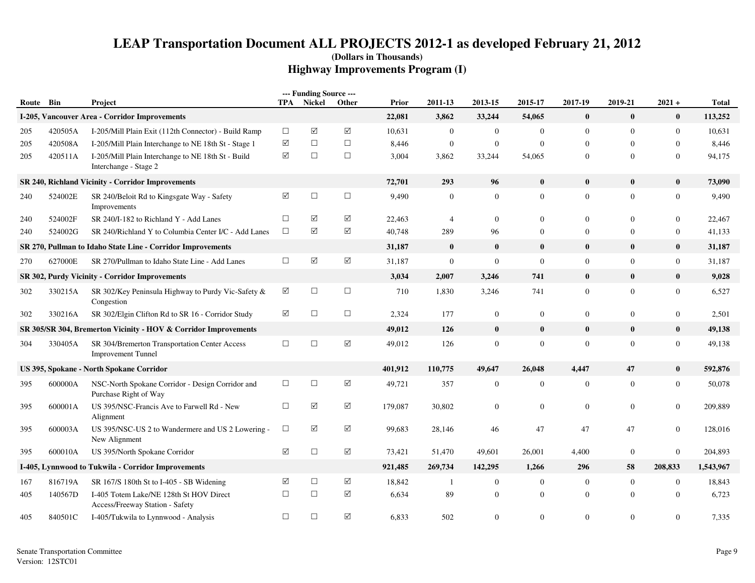# LEAP Transportation Document ALL PROJECTS 2012-1 as developed February 21, 2012

**(Dollars in Thousands)**

## Highway Improvements Program (I)

| Route | Bin | Project | TPA | Nickel | Other | Prior | 2011-13 | 2013-15 | 2015-17 | 2017-19 | 2019-21 | 2021 + | Total |
|---|---|---|---|---|---|---|---|---|---|---|---|---|---|
| **I-205, Vancouver Area - Corridor Improvements** | | | | | | **22,081** | **3,862** | **33,244** | **54,065** | **0** | **0** | **0** | **113,252** |
| 205 | 420505A | I-205/Mill Plain Exit (112th Connector) - Build Ramp | ☐ | ☑ | ☑ | 10,631 | 0 | 0 | 0 | 0 | 0 | 0 | 10,631 |
| 205 | 420508A | I-205/Mill Plain Interchange to NE 18th St - Stage 1 | ☑ | ☐ | ☐ | 8,446 | 0 | 0 | 0 | 0 | 0 | 0 | 8,446 |
| 205 | 420511A | I-205/Mill Plain Interchange to NE 18th St - Build Interchange - Stage 2 | ☑ | ☐ | ☐ | 3,004 | 3,862 | 33,244 | 54,065 | 0 | 0 | 0 | 94,175 |
| **SR 240, Richland Vicinity - Corridor Improvements** | | | | | | **72,701** | **293** | **96** | **0** | **0** | **0** | **0** | **73,090** |
| 240 | 524002E | SR 240/Beloit Rd to Kingsgate Way - Safety Improvements | ☑ | ☐ | ☐ | 9,490 | 0 | 0 | 0 | 0 | 0 | 0 | 9,490 |
| 240 | 524002F | SR 240/I-182 to Richland Y - Add Lanes | ☐ | ☑ | ☑ | 22,463 | 4 | 0 | 0 | 0 | 0 | 0 | 22,467 |
| 240 | 524002G | SR 240/Richland Y to Columbia Center I/C - Add Lanes | ☐ | ☑ | ☑ | 40,748 | 289 | 96 | 0 | 0 | 0 | 0 | 41,133 |
| **SR 270, Pullman to Idaho State Line - Corridor Improvements** | | | | | | **31,187** | **0** | **0** | **0** | **0** | **0** | **0** | **31,187** |
| 270 | 627000E | SR 270/Pullman to Idaho State Line - Add Lanes | ☐ | ☑ | ☑ | 31,187 | 0 | 0 | 0 | 0 | 0 | 0 | 31,187 |
| **SR 302, Purdy Vicinity - Corridor Improvements** | | | | | | **3,034** | **2,007** | **3,246** | **741** | **0** | **0** | **0** | **9,028** |
| 302 | 330215A | SR 302/Key Peninsula Highway to Purdy Vic-Safety & Congestion | ☑ | ☐ | ☐ | 710 | 1,830 | 3,246 | 741 | 0 | 0 | 0 | 6,527 |
| 302 | 330216A | SR 302/Elgin Clifton Rd to SR 16 - Corridor Study | ☑ | ☐ | ☐ | 2,324 | 177 | 0 | 0 | 0 | 0 | 0 | 2,501 |
| **SR 305/SR 304, Bremerton Vicinity - HOV & Corridor Improvements** | | | | | | **49,012** | **126** | **0** | **0** | **0** | **0** | **0** | **49,138** |
| 304 | 330405A | SR 304/Bremerton Transportation Center Access Improvement Tunnel | ☐ | ☐ | ☑ | 49,012 | 126 | 0 | 0 | 0 | 0 | 0 | 49,138 |
| **US 395, Spokane - North Spokane Corridor** | | | | | | **401,912** | **110,775** | **49,647** | **26,048** | **4,447** | **47** | **0** | **592,876** |
| 395 | 600000A | NSC-North Spokane Corridor - Design Corridor and Purchase Right of Way | ☐ | ☐ | ☑ | 49,721 | 357 | 0 | 0 | 0 | 0 | 0 | 50,078 |
| 395 | 600001A | US 395/NSC-Francis Ave to Farwell Rd - New Alignment | ☐ | ☑ | ☑ | 179,087 | 30,802 | 0 | 0 | 0 | 0 | 0 | 209,889 |
| 395 | 600003A | US 395/NSC-US 2 to Wandermere and US 2 Lowering - New Alignment | ☐ | ☑ | ☑ | 99,683 | 28,146 | 46 | 47 | 47 | 47 | 0 | 128,016 |
| 395 | 600010A | US 395/North Spokane Corridor | ☑ | ☐ | ☑ | 73,421 | 51,470 | 49,601 | 26,001 | 4,400 | 0 | 0 | 204,893 |
| **I-405, Lynnwood to Tukwila - Corridor Improvements** | | | | | | **921,485** | **269,734** | **142,295** | **1,266** | **296** | **58** | **208,833** | **1,543,967** |
| 167 | 816719A | SR 167/S 180th St to I-405 - SB Widening | ☑ | ☐ | ☑ | 18,842 | 1 | 0 | 0 | 0 | 0 | 0 | 18,843 |
| 405 | 140567D | I-405 Totem Lake/NE 128th St HOV Direct Access/Freeway Station - Safety | ☐ | ☐ | ☑ | 6,634 | 89 | 0 | 0 | 0 | 0 | 0 | 6,723 |
| 405 | 840501C | I-405/Tukwila to Lynnwood - Analysis | ☐ | ☐ | ☑ | 6,833 | 502 | 0 | 0 | 0 | 0 | 0 | 7,335 |

Senate Transportation Committee
Version: 12STC01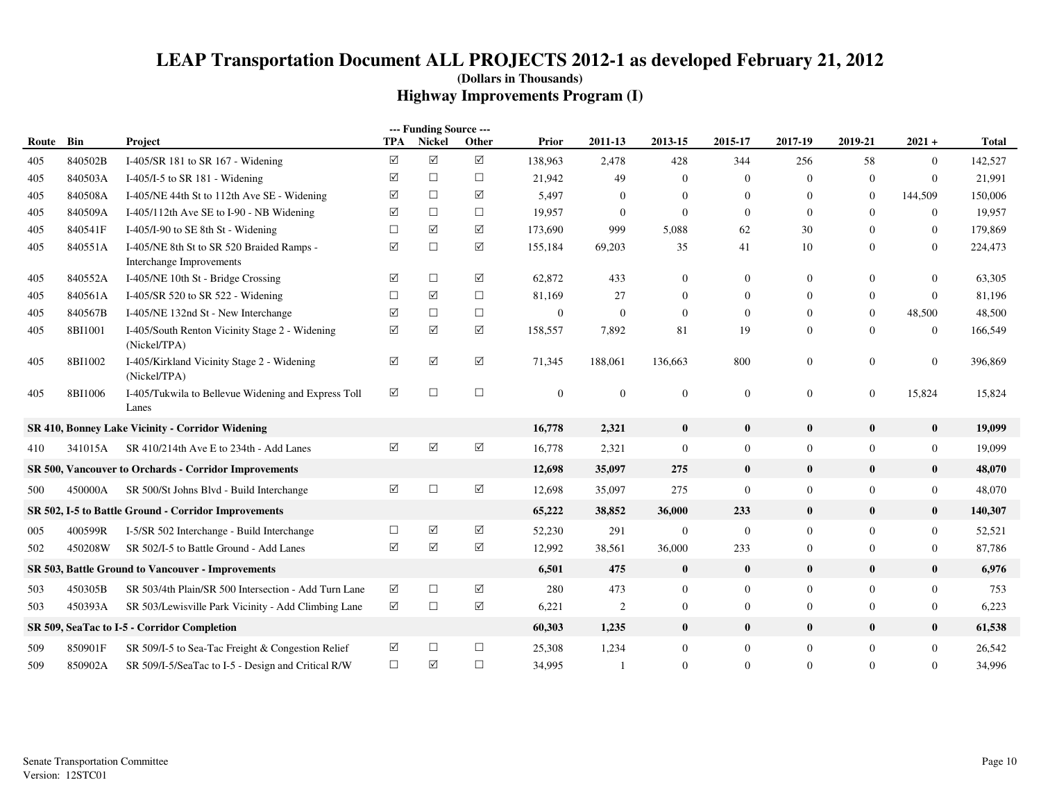# LEAP Transportation Document ALL PROJECTS 2012-1 as developed February 21, 2012

**(Dollars in Thousands)**

## Highway Improvements Program (I)

| Route | Bin | Project | TPA | Nickel | Other | Prior | 2011-13 | 2013-15 | 2015-17 | 2017-19 | 2019-21 | 2021 + | Total |
|---|---|---|---|---|---|---|---|---|---|---|---|---|---|
| 405 | 840502B | I-405/SR 181 to SR 167 - Widening | ☑ | ☑ | ☑ | 138,963 | 2,478 | 428 | 344 | 256 | 58 | 0 | 142,527 |
| 405 | 840503A | I-405/I-5 to SR 181 - Widening | ☑ | ☐ | ☐ | 21,942 | 49 | 0 | 0 | 0 | 0 | 0 | 21,991 |
| 405 | 840508A | I-405/NE 44th St to 112th Ave SE - Widening | ☑ | ☐ | ☑ | 5,497 | 0 | 0 | 0 | 0 | 0 | 144,509 | 150,006 |
| 405 | 840509A | I-405/112th Ave SE to I-90 - NB Widening | ☑ | ☐ | ☐ | 19,957 | 0 | 0 | 0 | 0 | 0 | 0 | 19,957 |
| 405 | 840541F | I-405/I-90 to SE 8th St - Widening | ☐ | ☑ | ☑ | 173,690 | 999 | 5,088 | 62 | 30 | 0 | 0 | 179,869 |
| 405 | 840551A | I-405/NE 8th St to SR 520 Braided Ramps - Interchange Improvements | ☑ | ☐ | ☑ | 155,184 | 69,203 | 35 | 41 | 10 | 0 | 0 | 224,473 |
| 405 | 840552A | I-405/NE 10th St - Bridge Crossing | ☑ | ☐ | ☑ | 62,872 | 433 | 0 | 0 | 0 | 0 | 0 | 63,305 |
| 405 | 840561A | I-405/SR 520 to SR 522 - Widening | ☐ | ☑ | ☐ | 81,169 | 27 | 0 | 0 | 0 | 0 | 0 | 81,196 |
| 405 | 840567B | I-405/NE 132nd St - New Interchange | ☑ | ☐ | ☐ | 0 | 0 | 0 | 0 | 0 | 0 | 48,500 | 48,500 |
| 405 | 8BI1001 | I-405/South Renton Vicinity Stage 2 - Widening (Nickel/TPA) | ☑ | ☑ | ☑ | 158,557 | 7,892 | 81 | 19 | 0 | 0 | 0 | 166,549 |
| 405 | 8BI1002 | I-405/Kirkland Vicinity Stage 2 - Widening (Nickel/TPA) | ☑ | ☑ | ☑ | 71,345 | 188,061 | 136,663 | 800 | 0 | 0 | 0 | 396,869 |
| 405 | 8BI1006 | I-405/Tukwila to Bellevue Widening and Express Toll Lanes | ☑ | ☐ | ☐ | 0 | 0 | 0 | 0 | 0 | 0 | 15,824 | 15,824 |
| **SR 410, Bonney Lake Vicinity - Corridor Widening** | | | | | | **16,778** | **2,321** | **0** | **0** | **0** | **0** | **0** | **19,099** |
| 410 | 341015A | SR 410/214th Ave E to 234th - Add Lanes | ☑ | ☑ | ☑ | 16,778 | 2,321 | 0 | 0 | 0 | 0 | 0 | 19,099 |
| **SR 500, Vancouver to Orchards - Corridor Improvements** | | | | | | **12,698** | **35,097** | **275** | **0** | **0** | **0** | **0** | **48,070** |
| 500 | 450000A | SR 500/St Johns Blvd - Build Interchange | ☑ | ☐ | ☑ | 12,698 | 35,097 | 275 | 0 | 0 | 0 | 0 | 48,070 |
| **SR 502, I-5 to Battle Ground - Corridor Improvements** | | | | | | **65,222** | **38,852** | **36,000** | **233** | **0** | **0** | **0** | **140,307** |
| 005 | 400599R | I-5/SR 502 Interchange - Build Interchange | ☐ | ☑ | ☑ | 52,230 | 291 | 0 | 0 | 0 | 0 | 0 | 52,521 |
| 502 | 450208W | SR 502/I-5 to Battle Ground - Add Lanes | ☑ | ☑ | ☑ | 12,992 | 38,561 | 36,000 | 233 | 0 | 0 | 0 | 87,786 |
| **SR 503, Battle Ground to Vancouver - Improvements** | | | | | | **6,501** | **475** | **0** | **0** | **0** | **0** | **0** | **6,976** |
| 503 | 450305B | SR 503/4th Plain/SR 500 Intersection - Add Turn Lane | ☑ | ☐ | ☑ | 280 | 473 | 0 | 0 | 0 | 0 | 0 | 753 |
| 503 | 450393A | SR 503/Lewisville Park Vicinity - Add Climbing Lane | ☑ | ☐ | ☑ | 6,221 | 2 | 0 | 0 | 0 | 0 | 0 | 6,223 |
| **SR 509, SeaTac to I-5 - Corridor Completion** | | | | | | **60,303** | **1,235** | **0** | **0** | **0** | **0** | **0** | **61,538** |
| 509 | 850901F | SR 509/I-5 to Sea-Tac Freight & Congestion Relief | ☑ | ☐ | ☐ | 25,308 | 1,234 | 0 | 0 | 0 | 0 | 0 | 26,542 |
| 509 | 850902A | SR 509/I-5/SeaTac to I-5 - Design and Critical R/W | ☐ | ☑ | ☐ | 34,995 | 1 | 0 | 0 | 0 | 0 | 0 | 34,996 |

Senate Transportation Committee
Version: 12STC01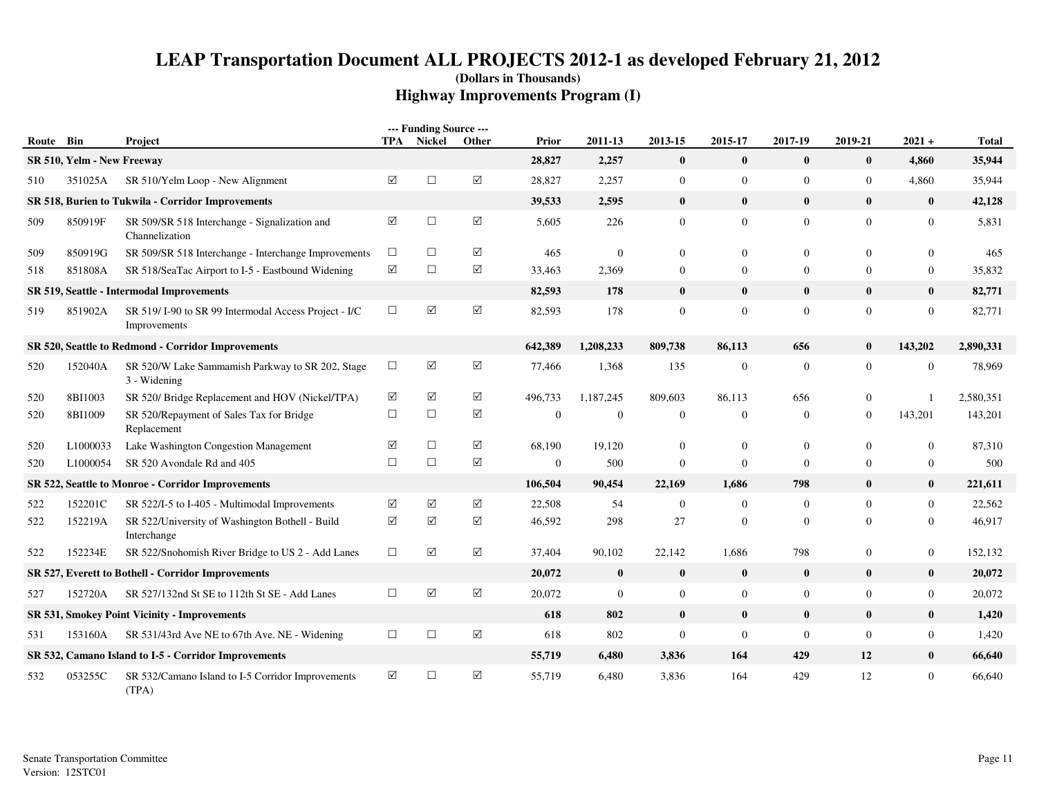# LEAP Transportation Document ALL PROJECTS 2012-1 as developed February 21, 2012

**(Dollars in Thousands)**

## Highway Improvements Program (I)

| Route | Bin | Project | TPA | Nickel | Other | Prior | 2011-13 | 2013-15 | 2015-17 | 2017-19 | 2019-21 | 2021 + | Total |
|---|---|---|---|---|---|---|---|---|---|---|---|---|---|
| **SR 510, Yelm - New Freeway** | | | | | | **28,827** | **2,257** | **0** | **0** | **0** | **0** | **4,860** | **35,944** |
| 510 | 351025A | SR 510/Yelm Loop - New Alignment | ☑ | ☐ | ☑ | 28,827 | 2,257 | 0 | 0 | 0 | 0 | 4,860 | 35,944 |
| **SR 518, Burien to Tukwila - Corridor Improvements** | | | | | | **39,533** | **2,595** | **0** | **0** | **0** | **0** | **0** | **42,128** |
| 509 | 850919F | SR 509/SR 518 Interchange - Signalization and Channelization | ☑ | ☐ | ☑ | 5,605 | 226 | 0 | 0 | 0 | 0 | 0 | 5,831 |
| 509 | 850919G | SR 509/SR 518 Interchange - Interchange Improvements | ☐ | ☐ | ☑ | 465 | 0 | 0 | 0 | 0 | 0 | 0 | 465 |
| 518 | 851808A | SR 518/SeaTac Airport to I-5 - Eastbound Widening | ☑ | ☐ | ☑ | 33,463 | 2,369 | 0 | 0 | 0 | 0 | 0 | 35,832 |
| **SR 519, Seattle - Intermodal Improvements** | | | | | | **82,593** | **178** | **0** | **0** | **0** | **0** | **0** | **82,771** |
| 519 | 851902A | SR 519/ I-90 to SR 99 Intermodal Access Project - I/C Improvements | ☐ | ☑ | ☑ | 82,593 | 178 | 0 | 0 | 0 | 0 | 0 | 82,771 |
| **SR 520, Seattle to Redmond - Corridor Improvements** | | | | | | **642,389** | **1,208,233** | **809,738** | **86,113** | **656** | **0** | **143,202** | **2,890,331** |
| 520 | 152040A | SR 520/W Lake Sammamish Parkway to SR 202, Stage 3 - Widening | ☐ | ☑ | ☑ | 77,466 | 1,368 | 135 | 0 | 0 | 0 | 0 | 78,969 |
| 520 | 8BI1003 | SR 520/ Bridge Replacement and HOV (Nickel/TPA) | ☑ | ☑ | ☑ | 496,733 | 1,187,245 | 809,603 | 86,113 | 656 | 0 | 1 | 2,580,351 |
| 520 | 8BI1009 | SR 520/Repayment of Sales Tax for Bridge Replacement | ☐ | ☐ | ☑ | 0 | 0 | 0 | 0 | 0 | 0 | 143,201 | 143,201 |
| 520 | L1000033 | Lake Washington Congestion Management | ☑ | ☐ | ☑ | 68,190 | 19,120 | 0 | 0 | 0 | 0 | 0 | 87,310 |
| 520 | L1000054 | SR 520 Avondale Rd and 405 | ☐ | ☐ | ☑ | 0 | 500 | 0 | 0 | 0 | 0 | 0 | 500 |
| **SR 522, Seattle to Monroe - Corridor Improvements** | | | | | | **106,504** | **90,454** | **22,169** | **1,686** | **798** | **0** | **0** | **221,611** |
| 522 | 152201C | SR 522/I-5 to I-405 - Multimodal Improvements | ☑ | ☑ | ☑ | 22,508 | 54 | 0 | 0 | 0 | 0 | 0 | 22,562 |
| 522 | 152219A | SR 522/University of Washington Bothell - Build Interchange | ☑ | ☑ | ☑ | 46,592 | 298 | 27 | 0 | 0 | 0 | 0 | 46,917 |
| 522 | 152234E | SR 522/Snohomish River Bridge to US 2 - Add Lanes | ☐ | ☑ | ☑ | 37,404 | 90,102 | 22,142 | 1,686 | 798 | 0 | 0 | 152,132 |
| **SR 527, Everett to Bothell - Corridor Improvements** | | | | | | **20,072** | **0** | **0** | **0** | **0** | **0** | **0** | **20,072** |
| 527 | 152720A | SR 527/132nd St SE to 112th St SE - Add Lanes | ☐ | ☑ | ☑ | 20,072 | 0 | 0 | 0 | 0 | 0 | 0 | 20,072 |
| **SR 531, Smokey Point Vicinity - Improvements** | | | | | | **618** | **802** | **0** | **0** | **0** | **0** | **0** | **1,420** |
| 531 | 153160A | SR 531/43rd Ave NE to 67th Ave. NE - Widening | ☐ | ☐ | ☑ | 618 | 802 | 0 | 0 | 0 | 0 | 0 | 1,420 |
| **SR 532, Camano Island to I-5 - Corridor Improvements** | | | | | | **55,719** | **6,480** | **3,836** | **164** | **429** | **12** | **0** | **66,640** |
| 532 | 053255C | SR 532/Camano Island to I-5 Corridor Improvements (TPA) | ☑ | ☐ | ☑ | 55,719 | 6,480 | 3,836 | 164 | 429 | 12 | 0 | 66,640 |

Senate Transportation Committee
Version: 12STC01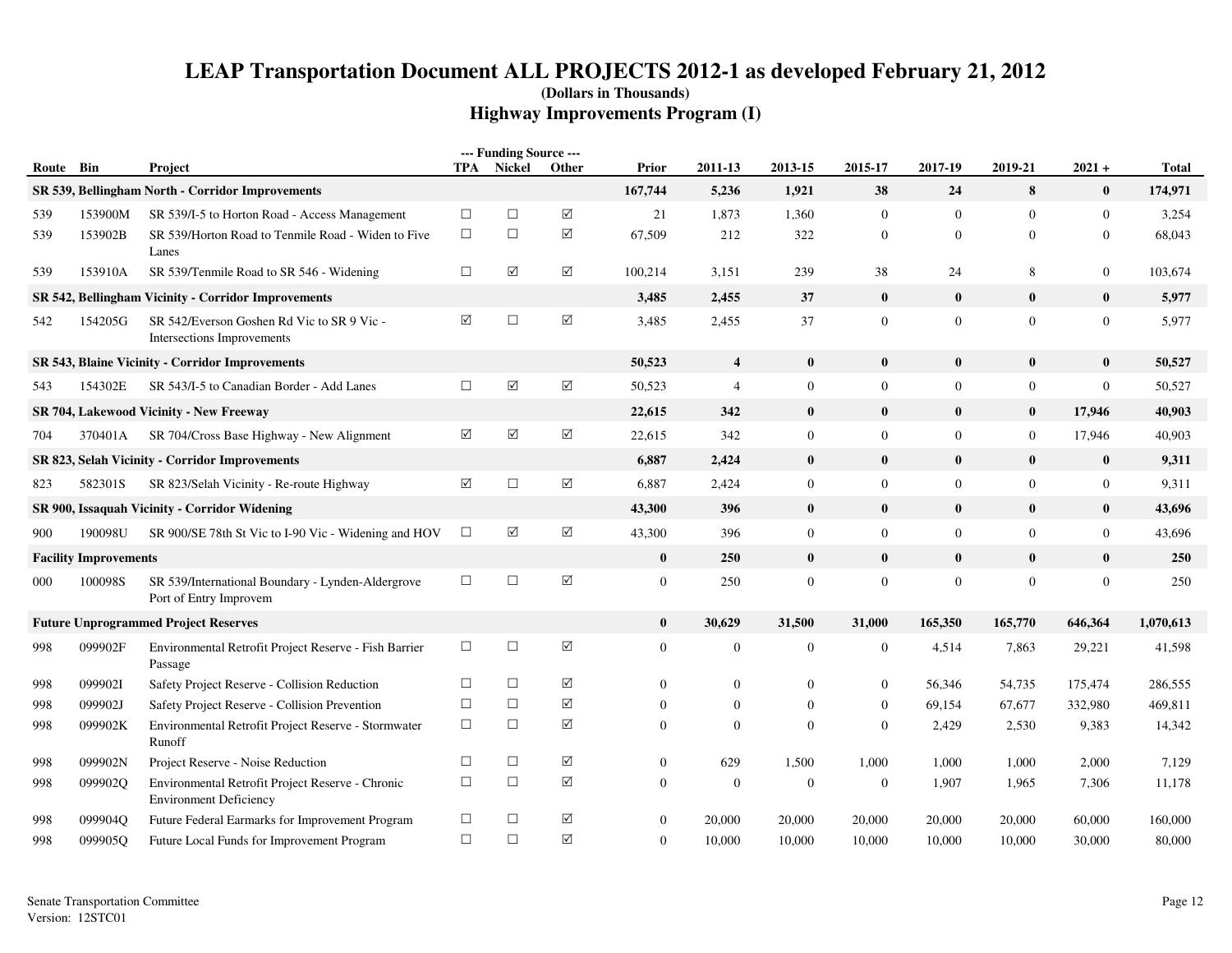# LEAP Transportation Document ALL PROJECTS 2012-1 as developed February 21, 2012

**(Dollars in Thousands)**

## Highway Improvements Program (I)

| Route | Bin | Project | --- Funding Source --- TPA | Nickel | Other | Prior | 2011-13 | 2013-15 | 2015-17 | 2017-19 | 2019-21 | 2021 + | Total |
|---|---|---|---|---|---|---|---|---|---|---|---|---|---|
| **SR 539, Bellingham North - Corridor Improvements** | | | | | | **167,744** | **5,236** | **1,921** | **38** | **24** | **8** | **0** | **174,971** |
| 539 | 153900M | SR 539/I-5 to Horton Road - Access Management | ☐ | ☐ | ☑ | 21 | 1,873 | 1,360 | 0 | 0 | 0 | 0 | 3,254 |
| 539 | 153902B | SR 539/Horton Road to Tenmile Road - Widen to Five Lanes | ☐ | ☐ | ☑ | 67,509 | 212 | 322 | 0 | 0 | 0 | 0 | 68,043 |
| 539 | 153910A | SR 539/Tenmile Road to SR 546 - Widening | ☐ | ☑ | ☑ | 100,214 | 3,151 | 239 | 38 | 24 | 8 | 0 | 103,674 |
| **SR 542, Bellingham Vicinity - Corridor Improvements** | | | | | | **3,485** | **2,455** | **37** | **0** | **0** | **0** | **0** | **5,977** |
| 542 | 154205G | SR 542/Everson Goshen Rd Vic to SR 9 Vic - Intersections Improvements | ☑ | ☐ | ☑ | 3,485 | 2,455 | 37 | 0 | 0 | 0 | 0 | 5,977 |
| **SR 543, Blaine Vicinity - Corridor Improvements** | | | | | | **50,523** | **4** | **0** | **0** | **0** | **0** | **0** | **50,527** |
| 543 | 154302E | SR 543/I-5 to Canadian Border - Add Lanes | ☐ | ☑ | ☑ | 50,523 | 4 | 0 | 0 | 0 | 0 | 0 | 50,527 |
| **SR 704, Lakewood Vicinity - New Freeway** | | | | | | **22,615** | **342** | **0** | **0** | **0** | **0** | **17,946** | **40,903** |
| 704 | 370401A | SR 704/Cross Base Highway - New Alignment | ☑ | ☑ | ☑ | 22,615 | 342 | 0 | 0 | 0 | 0 | 17,946 | 40,903 |
| **SR 823, Selah Vicinity - Corridor Improvements** | | | | | | **6,887** | **2,424** | **0** | **0** | **0** | **0** | **0** | **9,311** |
| 823 | 582301S | SR 823/Selah Vicinity - Re-route Highway | ☑ | ☐ | ☑ | 6,887 | 2,424 | 0 | 0 | 0 | 0 | 0 | 9,311 |
| **SR 900, Issaquah Vicinity - Corridor Widening** | | | | | | **43,300** | **396** | **0** | **0** | **0** | **0** | **0** | **43,696** |
| 900 | 190098U | SR 900/SE 78th St Vic to I-90 Vic - Widening and HOV | ☐ | ☑ | ☑ | 43,300 | 396 | 0 | 0 | 0 | 0 | 0 | 43,696 |
| **Facility Improvements** | | | | | | **0** | **250** | **0** | **0** | **0** | **0** | **0** | **250** |
| 000 | 100098S | SR 539/International Boundary - Lynden-Aldergrove Port of Entry Improvem | ☐ | ☐ | ☑ | 0 | 250 | 0 | 0 | 0 | 0 | 0 | 250 |
| **Future Unprogrammed Project Reserves** | | | | | | **0** | **30,629** | **31,500** | **31,000** | **165,350** | **165,770** | **646,364** | **1,070,613** |
| 998 | 099902F | Environmental Retrofit Project Reserve - Fish Barrier Passage | ☐ | ☐ | ☑ | 0 | 0 | 0 | 0 | 4,514 | 7,863 | 29,221 | 41,598 |
| 998 | 099902I | Safety Project Reserve - Collision Reduction | ☐ | ☐ | ☑ | 0 | 0 | 0 | 0 | 56,346 | 54,735 | 175,474 | 286,555 |
| 998 | 099902J | Safety Project Reserve - Collision Prevention | ☐ | ☐ | ☑ | 0 | 0 | 0 | 0 | 69,154 | 67,677 | 332,980 | 469,811 |
| 998 | 099902K | Environmental Retrofit Project Reserve - Stormwater Runoff | ☐ | ☐ | ☑ | 0 | 0 | 0 | 0 | 2,429 | 2,530 | 9,383 | 14,342 |
| 998 | 099902N | Project Reserve - Noise Reduction | ☐ | ☐ | ☑ | 0 | 629 | 1,500 | 1,000 | 1,000 | 1,000 | 2,000 | 7,129 |
| 998 | 099902Q | Environmental Retrofit Project Reserve - Chronic Environment Deficiency | ☐ | ☐ | ☑ | 0 | 0 | 0 | 0 | 1,907 | 1,965 | 7,306 | 11,178 |
| 998 | 099904Q | Future Federal Earmarks for Improvement Program | ☐ | ☐ | ☑ | 0 | 20,000 | 20,000 | 20,000 | 20,000 | 20,000 | 60,000 | 160,000 |
| 998 | 099905Q | Future Local Funds for Improvement Program | ☐ | ☐ | ☑ | 0 | 10,000 | 10,000 | 10,000 | 10,000 | 10,000 | 30,000 | 80,000 |

Senate Transportation Committee
Version: 12STC01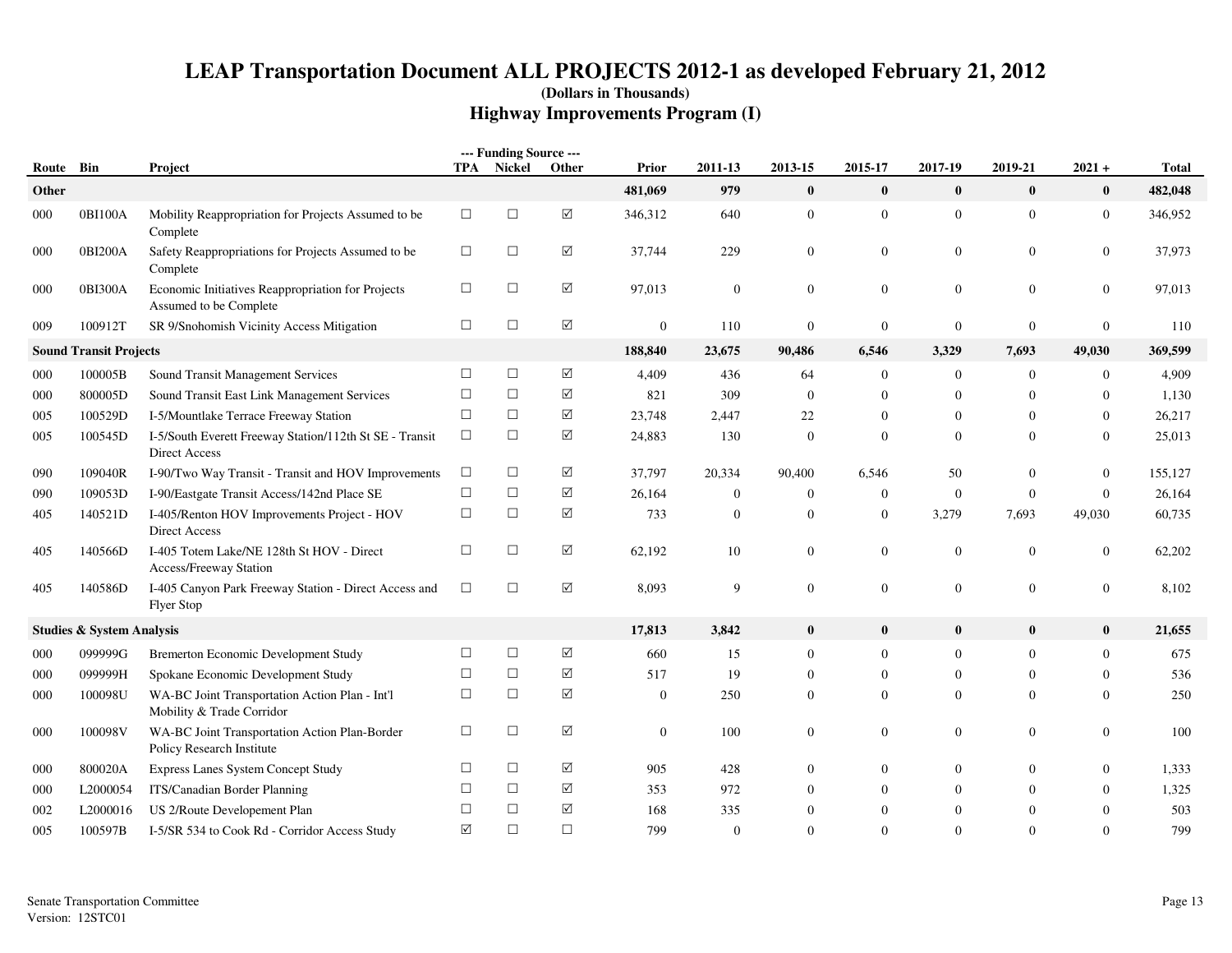# LEAP Transportation Document ALL PROJECTS 2012-1 as developed February 21, 2012

**(Dollars in Thousands)**

## Highway Improvements Program (I)

| Route | Bin | Project | --- Funding Source --- TPA | Nickel | Other | Prior | 2011-13 | 2013-15 | 2015-17 | 2017-19 | 2019-21 | 2021 + | Total |
|---|---|---|---|---|---|---|---|---|---|---|---|---|---|
| **Other** | | | | | | **481,069** | **979** | **0** | **0** | **0** | **0** | **0** | **482,048** |
| 000 | 0BI100A | Mobility Reappropriation for Projects Assumed to be Complete | ☐ | ☐ | ☑ | 346,312 | 640 | 0 | 0 | 0 | 0 | 0 | 346,952 |
| 000 | 0BI200A | Safety Reappropriations for Projects Assumed to be Complete | ☐ | ☐ | ☑ | 37,744 | 229 | 0 | 0 | 0 | 0 | 0 | 37,973 |
| 000 | 0BI300A | Economic Initiatives Reappropriation for Projects Assumed to be Complete | ☐ | ☐ | ☑ | 97,013 | 0 | 0 | 0 | 0 | 0 | 0 | 97,013 |
| 009 | 100912T | SR 9/Snohomish Vicinity Access Mitigation | ☐ | ☐ | ☑ | 0 | 110 | 0 | 0 | 0 | 0 | 0 | 110 |
| **Sound Transit Projects** | | | | | | **188,840** | **23,675** | **90,486** | **6,546** | **3,329** | **7,693** | **49,030** | **369,599** |
| 000 | 100005B | Sound Transit Management Services | ☐ | ☐ | ☑ | 4,409 | 436 | 64 | 0 | 0 | 0 | 0 | 4,909 |
| 000 | 800005D | Sound Transit East Link Management Services | ☐ | ☐ | ☑ | 821 | 309 | 0 | 0 | 0 | 0 | 0 | 1,130 |
| 005 | 100529D | I-5/Mountlake Terrace Freeway Station | ☐ | ☐ | ☑ | 23,748 | 2,447 | 22 | 0 | 0 | 0 | 0 | 26,217 |
| 005 | 100545D | I-5/South Everett Freeway Station/112th St SE - Transit Direct Access | ☐ | ☐ | ☑ | 24,883 | 130 | 0 | 0 | 0 | 0 | 0 | 25,013 |
| 090 | 109040R | I-90/Two Way Transit - Transit and HOV Improvements | ☐ | ☐ | ☑ | 37,797 | 20,334 | 90,400 | 6,546 | 50 | 0 | 0 | 155,127 |
| 090 | 109053D | I-90/Eastgate Transit Access/142nd Place SE | ☐ | ☐ | ☑ | 26,164 | 0 | 0 | 0 | 0 | 0 | 0 | 26,164 |
| 405 | 140521D | I-405/Renton HOV Improvements Project - HOV Direct Access | ☐ | ☐ | ☑ | 733 | 0 | 0 | 0 | 3,279 | 7,693 | 49,030 | 60,735 |
| 405 | 140566D | I-405 Totem Lake/NE 128th St HOV - Direct Access/Freeway Station | ☐ | ☐ | ☑ | 62,192 | 10 | 0 | 0 | 0 | 0 | 0 | 62,202 |
| 405 | 140586D | I-405 Canyon Park Freeway Station - Direct Access and Flyer Stop | ☐ | ☐ | ☑ | 8,093 | 9 | 0 | 0 | 0 | 0 | 0 | 8,102 |
| **Studies & System Analysis** | | | | | | **17,813** | **3,842** | **0** | **0** | **0** | **0** | **0** | **21,655** |
| 000 | 099999G | Bremerton Economic Development Study | ☐ | ☐ | ☑ | 660 | 15 | 0 | 0 | 0 | 0 | 0 | 675 |
| 000 | 099999H | Spokane Economic Development Study | ☐ | ☐ | ☑ | 517 | 19 | 0 | 0 | 0 | 0 | 0 | 536 |
| 000 | 100098U | WA-BC Joint Transportation Action Plan - Int'l Mobility & Trade Corridor | ☐ | ☐ | ☑ | 0 | 250 | 0 | 0 | 0 | 0 | 0 | 250 |
| 000 | 100098V | WA-BC Joint Transportation Action Plan-Border Policy Research Institute | ☐ | ☐ | ☑ | 0 | 100 | 0 | 0 | 0 | 0 | 0 | 100 |
| 000 | 800020A | Express Lanes System Concept Study | ☐ | ☐ | ☑ | 905 | 428 | 0 | 0 | 0 | 0 | 0 | 1,333 |
| 000 | L2000054 | ITS/Canadian Border Planning | ☐ | ☐ | ☑ | 353 | 972 | 0 | 0 | 0 | 0 | 0 | 1,325 |
| 002 | L2000016 | US 2/Route Developement Plan | ☐ | ☐ | ☑ | 168 | 335 | 0 | 0 | 0 | 0 | 0 | 503 |
| 005 | 100597B | I-5/SR 534 to Cook Rd - Corridor Access Study | ☑ | ☐ | ☐ | 799 | 0 | 0 | 0 | 0 | 0 | 0 | 799 |

Senate Transportation Committee
Version: 12STC01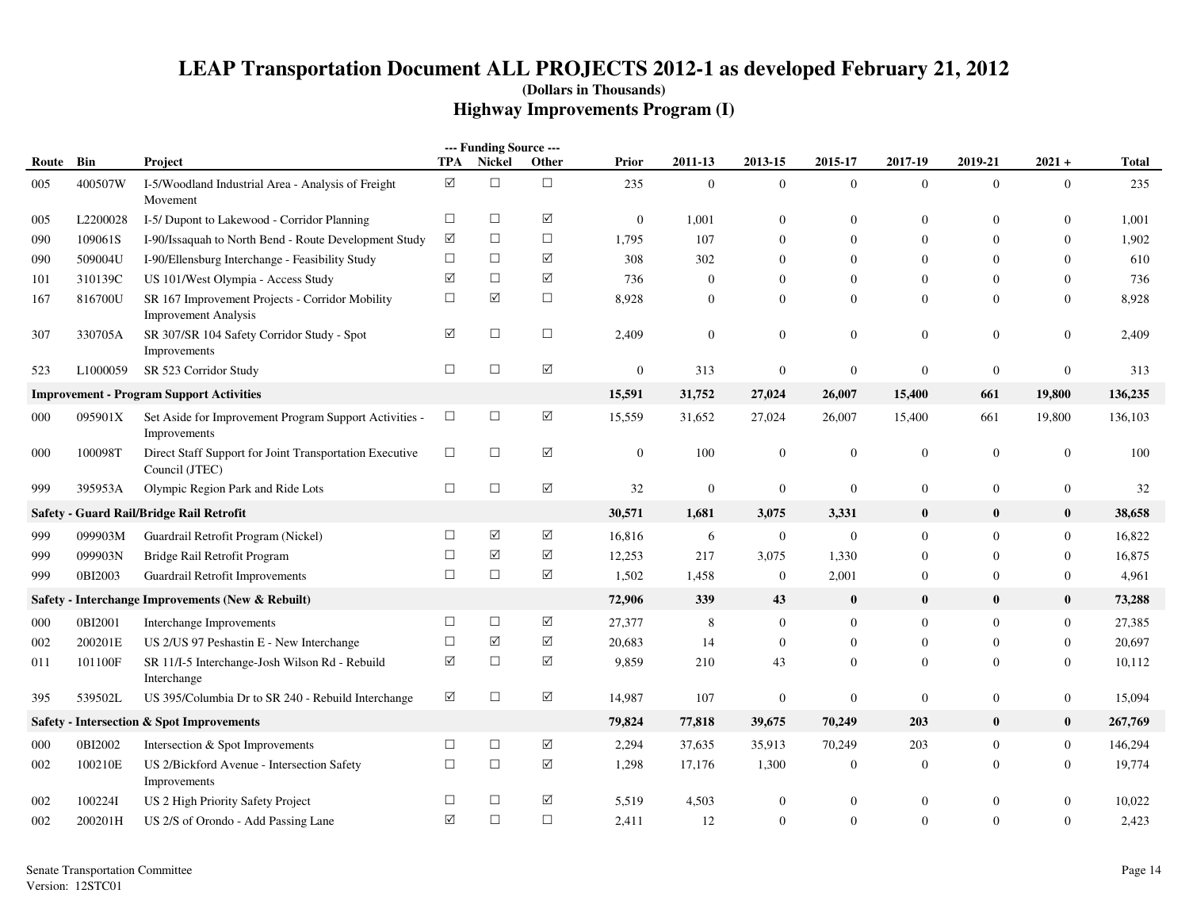# LEAP Transportation Document ALL PROJECTS 2012-1 as developed February 21, 2012

**(Dollars in Thousands)**

## Highway Improvements Program (I)

| Route | Bin | Project | --- Funding Source --- TPA | Nickel | Other | Prior | 2011-13 | 2013-15 | 2015-17 | 2017-19 | 2019-21 | 2021 + | Total |
|---|---|---|---|---|---|---|---|---|---|---|---|---|---|
| 005 | 400507W | I-5/Woodland Industrial Area - Analysis of Freight Movement | ☑ | ☐ | ☐ | 235 | 0 | 0 | 0 | 0 | 0 | 0 | 235 |
| 005 | L2200028 | I-5/ Dupont to Lakewood - Corridor Planning | ☐ | ☐ | ☑ | 0 | 1,001 | 0 | 0 | 0 | 0 | 0 | 1,001 |
| 090 | 109061S | I-90/Issaquah to North Bend - Route Development Study | ☑ | ☐ | ☐ | 1,795 | 107 | 0 | 0 | 0 | 0 | 0 | 1,902 |
| 090 | 509004U | I-90/Ellensburg Interchange - Feasibility Study | ☐ | ☐ | ☑ | 308 | 302 | 0 | 0 | 0 | 0 | 0 | 610 |
| 101 | 310139C | US 101/West Olympia - Access Study | ☑ | ☐ | ☑ | 736 | 0 | 0 | 0 | 0 | 0 | 0 | 736 |
| 167 | 816700U | SR 167 Improvement Projects - Corridor Mobility Improvement Analysis | ☐ | ☑ | ☐ | 8,928 | 0 | 0 | 0 | 0 | 0 | 0 | 8,928 |
| 307 | 330705A | SR 307/SR 104 Safety Corridor Study - Spot Improvements | ☑ | ☐ | ☐ | 2,409 | 0 | 0 | 0 | 0 | 0 | 0 | 2,409 |
| 523 | L1000059 | SR 523 Corridor Study | ☐ | ☐ | ☑ | 0 | 313 | 0 | 0 | 0 | 0 | 0 | 313 |
| **Improvement - Program Support Activities** | | | | | | **15,591** | **31,752** | **27,024** | **26,007** | **15,400** | **661** | **19,800** | **136,235** |
| 000 | 095901X | Set Aside for Improvement Program Support Activities - Improvements | ☐ | ☐ | ☑ | 15,559 | 31,652 | 27,024 | 26,007 | 15,400 | 661 | 19,800 | 136,103 |
| 000 | 100098T | Direct Staff Support for Joint Transportation Executive Council (JTEC) | ☐ | ☐ | ☑ | 0 | 100 | 0 | 0 | 0 | 0 | 0 | 100 |
| 999 | 395953A | Olympic Region Park and Ride Lots | ☐ | ☐ | ☑ | 32 | 0 | 0 | 0 | 0 | 0 | 0 | 32 |
| **Safety - Guard Rail/Bridge Rail Retrofit** | | | | | | **30,571** | **1,681** | **3,075** | **3,331** | **0** | **0** | **0** | **38,658** |
| 999 | 099903M | Guardrail Retrofit Program (Nickel) | ☐ | ☑ | ☑ | 16,816 | 6 | 0 | 0 | 0 | 0 | 0 | 16,822 |
| 999 | 099903N | Bridge Rail Retrofit Program | ☐ | ☑ | ☑ | 12,253 | 217 | 3,075 | 1,330 | 0 | 0 | 0 | 16,875 |
| 999 | 0BI2003 | Guardrail Retrofit Improvements | ☐ | ☐ | ☑ | 1,502 | 1,458 | 0 | 2,001 | 0 | 0 | 0 | 4,961 |
| **Safety - Interchange Improvements (New & Rebuilt)** | | | | | | **72,906** | **339** | **43** | **0** | **0** | **0** | **0** | **73,288** |
| 000 | 0BI2001 | Interchange Improvements | ☐ | ☐ | ☑ | 27,377 | 8 | 0 | 0 | 0 | 0 | 0 | 27,385 |
| 002 | 200201E | US 2/US 97 Peshastin E - New Interchange | ☐ | ☑ | ☑ | 20,683 | 14 | 0 | 0 | 0 | 0 | 0 | 20,697 |
| 011 | 101100F | SR 11/I-5 Interchange-Josh Wilson Rd - Rebuild Interchange | ☑ | ☐ | ☑ | 9,859 | 210 | 43 | 0 | 0 | 0 | 0 | 10,112 |
| 395 | 539502L | US 395/Columbia Dr to SR 240 - Rebuild Interchange | ☑ | ☐ | ☑ | 14,987 | 107 | 0 | 0 | 0 | 0 | 0 | 15,094 |
| **Safety - Intersection & Spot Improvements** | | | | | | **79,824** | **77,818** | **39,675** | **70,249** | **203** | **0** | **0** | **267,769** |
| 000 | 0BI2002 | Intersection & Spot Improvements | ☐ | ☐ | ☑ | 2,294 | 37,635 | 35,913 | 70,249 | 203 | 0 | 0 | 146,294 |
| 002 | 100210E | US 2/Bickford Avenue - Intersection Safety Improvements | ☐ | ☐ | ☑ | 1,298 | 17,176 | 1,300 | 0 | 0 | 0 | 0 | 19,774 |
| 002 | 100224I | US 2 High Priority Safety Project | ☐ | ☐ | ☑ | 5,519 | 4,503 | 0 | 0 | 0 | 0 | 0 | 10,022 |
| 002 | 200201H | US 2/S of Orondo - Add Passing Lane | ☑ | ☐ | ☐ | 2,411 | 12 | 0 | 0 | 0 | 0 | 0 | 2,423 |

Senate Transportation Committee
Version: 12STC01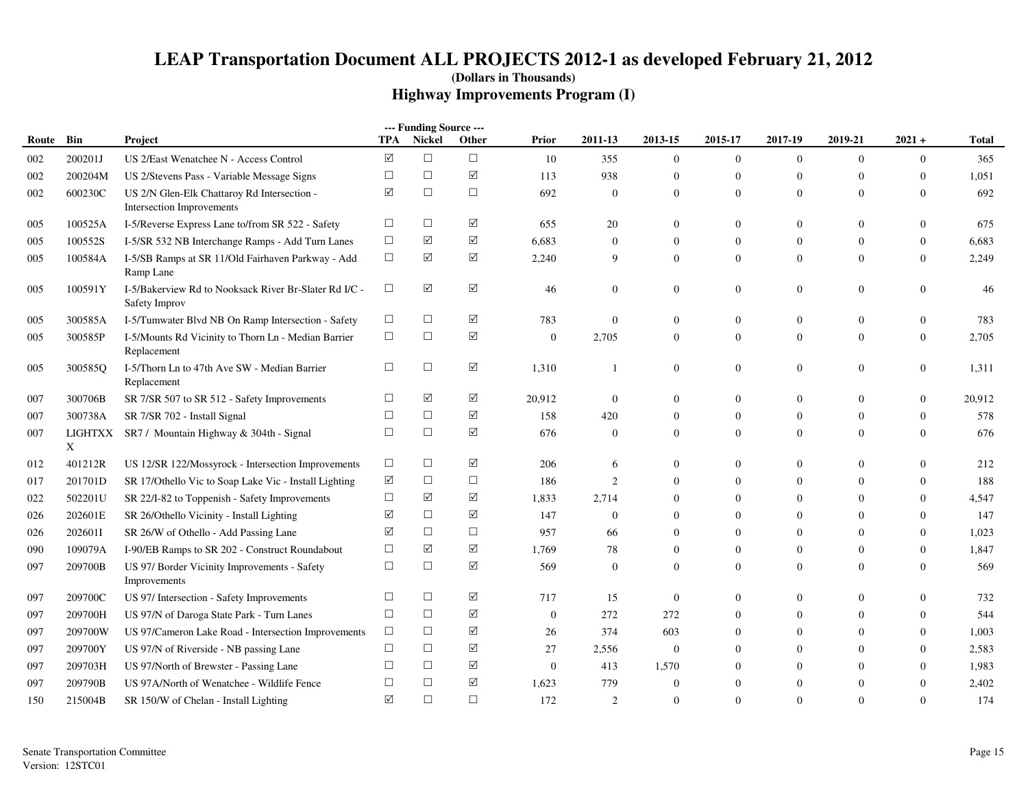# LEAP Transportation Document ALL PROJECTS 2012-1 as developed February 21, 2012

**(Dollars in Thousands)**

## Highway Improvements Program (I)

| Route | Bin | Project | TPA | Nickel | Other | Prior | 2011-13 | 2013-15 | 2015-17 | 2017-19 | 2019-21 | 2021 + | Total |
|---|---|---|---|---|---|---|---|---|---|---|---|---|---|
| | | | --- Funding Source --- | | | | | | | | | | |
| 002 | 200201J | US 2/East Wenatchee N - Access Control | ☑ | ☐ | ☐ | 10 | 355 | 0 | 0 | 0 | 0 | 0 | 365 |
| 002 | 200204M | US 2/Stevens Pass - Variable Message Signs | ☐ | ☐ | ☑ | 113 | 938 | 0 | 0 | 0 | 0 | 0 | 1,051 |
| 002 | 600230C | US 2/N Glen-Elk Chattaroy Rd Intersection - Intersection Improvements | ☑ | ☐ | ☐ | 692 | 0 | 0 | 0 | 0 | 0 | 0 | 692 |
| 005 | 100525A | I-5/Reverse Express Lane to/from SR 522 - Safety | ☐ | ☐ | ☑ | 655 | 20 | 0 | 0 | 0 | 0 | 0 | 675 |
| 005 | 100552S | I-5/SR 532 NB Interchange Ramps - Add Turn Lanes | ☐ | ☑ | ☑ | 6,683 | 0 | 0 | 0 | 0 | 0 | 0 | 6,683 |
| 005 | 100584A | I-5/SB Ramps at SR 11/Old Fairhaven Parkway - Add Ramp Lane | ☐ | ☑ | ☑ | 2,240 | 9 | 0 | 0 | 0 | 0 | 0 | 2,249 |
| 005 | 100591Y | I-5/Bakerview Rd to Nooksack River Br-Slater Rd I/C - Safety Improv | ☐ | ☑ | ☑ | 46 | 0 | 0 | 0 | 0 | 0 | 0 | 46 |
| 005 | 300585A | I-5/Tumwater Blvd NB On Ramp Intersection - Safety | ☐ | ☐ | ☑ | 783 | 0 | 0 | 0 | 0 | 0 | 0 | 783 |
| 005 | 300585P | I-5/Mounts Rd Vicinity to Thorn Ln - Median Barrier Replacement | ☐ | ☐ | ☑ | 0 | 2,705 | 0 | 0 | 0 | 0 | 0 | 2,705 |
| 005 | 300585Q | I-5/Thorn Ln to 47th Ave SW - Median Barrier Replacement | ☐ | ☐ | ☑ | 1,310 | 1 | 0 | 0 | 0 | 0 | 0 | 1,311 |
| 007 | 300706B | SR 7/SR 507 to SR 512 - Safety Improvements | ☐ | ☑ | ☑ | 20,912 | 0 | 0 | 0 | 0 | 0 | 0 | 20,912 |
| 007 | 300738A | SR 7/SR 702 - Install Signal | ☐ | ☐ | ☑ | 158 | 420 | 0 | 0 | 0 | 0 | 0 | 578 |
| 007 | LIGHTXX X | SR7 / Mountain Highway & 304th - Signal | ☐ | ☐ | ☑ | 676 | 0 | 0 | 0 | 0 | 0 | 0 | 676 |
| 012 | 401212R | US 12/SR 122/Mossyrock - Intersection Improvements | ☐ | ☐ | ☑ | 206 | 6 | 0 | 0 | 0 | 0 | 0 | 212 |
| 017 | 201701D | SR 17/Othello Vic to Soap Lake Vic - Install Lighting | ☑ | ☐ | ☐ | 186 | 2 | 0 | 0 | 0 | 0 | 0 | 188 |
| 022 | 502201U | SR 22/I-82 to Toppenish - Safety Improvements | ☐ | ☑ | ☑ | 1,833 | 2,714 | 0 | 0 | 0 | 0 | 0 | 4,547 |
| 026 | 202601E | SR 26/Othello Vicinity - Install Lighting | ☑ | ☐ | ☑ | 147 | 0 | 0 | 0 | 0 | 0 | 0 | 147 |
| 026 | 202601I | SR 26/W of Othello - Add Passing Lane | ☑ | ☐ | ☐ | 957 | 66 | 0 | 0 | 0 | 0 | 0 | 1,023 |
| 090 | 109079A | I-90/EB Ramps to SR 202 - Construct Roundabout | ☐ | ☑ | ☑ | 1,769 | 78 | 0 | 0 | 0 | 0 | 0 | 1,847 |
| 097 | 209700B | US 97/ Border Vicinity Improvements - Safety Improvements | ☐ | ☐ | ☑ | 569 | 0 | 0 | 0 | 0 | 0 | 0 | 569 |
| 097 | 209700C | US 97/ Intersection - Safety Improvements | ☐ | ☐ | ☑ | 717 | 15 | 0 | 0 | 0 | 0 | 0 | 732 |
| 097 | 209700H | US 97/N of Daroga State Park - Turn Lanes | ☐ | ☐ | ☑ | 0 | 272 | 272 | 0 | 0 | 0 | 0 | 544 |
| 097 | 209700W | US 97/Cameron Lake Road - Intersection Improvements | ☐ | ☐ | ☑ | 26 | 374 | 603 | 0 | 0 | 0 | 0 | 1,003 |
| 097 | 209700Y | US 97/N of Riverside - NB passing Lane | ☐ | ☐ | ☑ | 27 | 2,556 | 0 | 0 | 0 | 0 | 0 | 2,583 |
| 097 | 209703H | US 97/North of Brewster - Passing Lane | ☐ | ☐ | ☑ | 0 | 413 | 1,570 | 0 | 0 | 0 | 0 | 1,983 |
| 097 | 209790B | US 97A/North of Wenatchee - Wildlife Fence | ☐ | ☐ | ☑ | 1,623 | 779 | 0 | 0 | 0 | 0 | 0 | 2,402 |
| 150 | 215004B | SR 150/W of Chelan - Install Lighting | ☑ | ☐ | ☐ | 172 | 2 | 0 | 0 | 0 | 0 | 0 | 174 |

Senate Transportation Committee
Version: 12STC01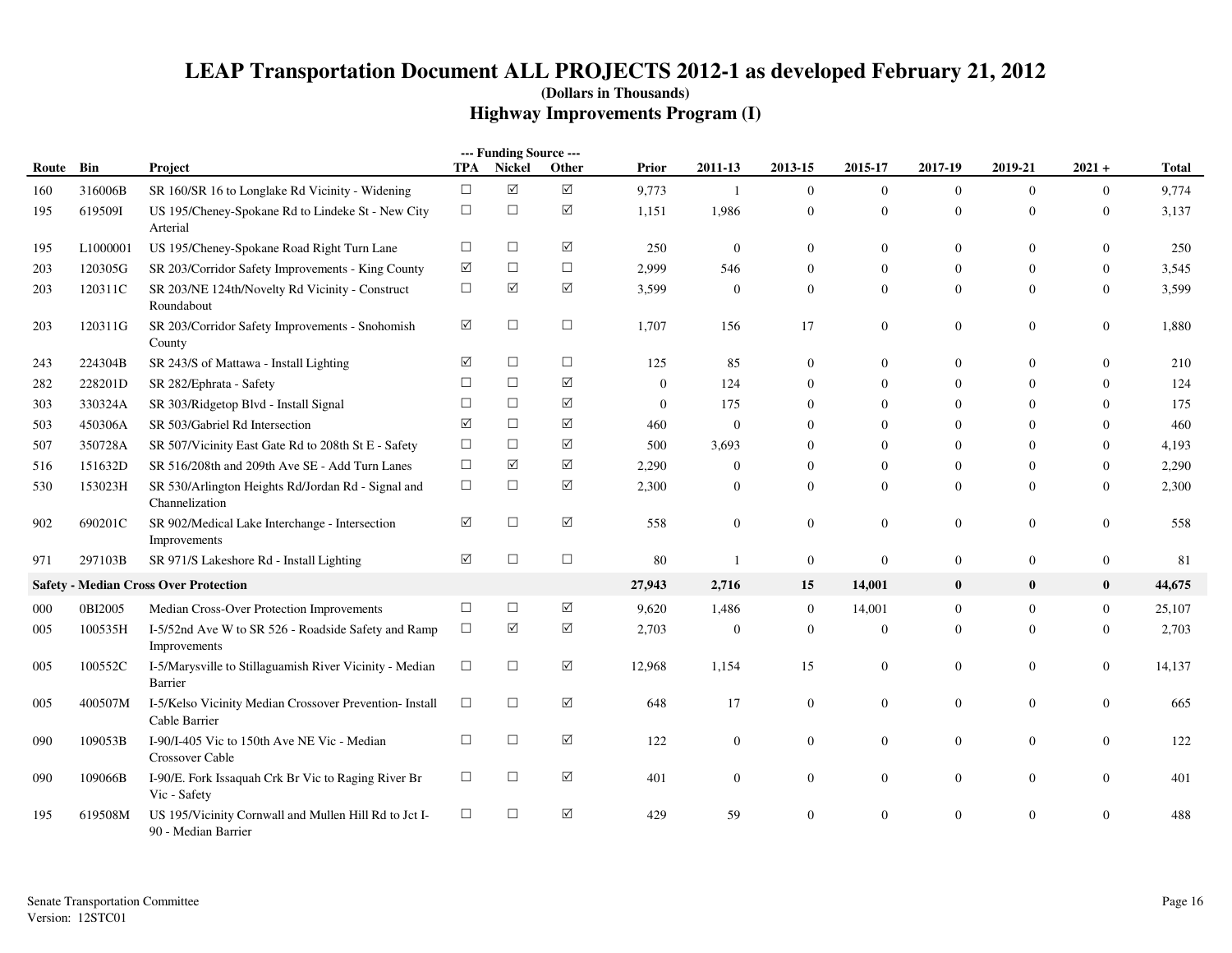# LEAP Transportation Document ALL PROJECTS 2012-1 as developed February 21, 2012

**(Dollars in Thousands)**

## Highway Improvements Program (I)

| Route | Bin | Project | TPA | Nickel | Other | Prior | 2011-13 | 2013-15 | 2015-17 | 2017-19 | 2019-21 | 2021 + | Total |
|---|---|---|---|---|---|---|---|---|---|---|---|---|---|
| 160 | 316006B | SR 160/SR 16 to Longlake Rd Vicinity - Widening | ☐ | ☑ | ☑ | 9,773 | 1 | 0 | 0 | 0 | 0 | 0 | 9,774 |
| 195 | 619509I | US 195/Cheney-Spokane Rd to Lindeke St - New City Arterial | ☐ | ☐ | ☑ | 1,151 | 1,986 | 0 | 0 | 0 | 0 | 0 | 3,137 |
| 195 | L1000001 | US 195/Cheney-Spokane Road Right Turn Lane | ☐ | ☐ | ☑ | 250 | 0 | 0 | 0 | 0 | 0 | 0 | 250 |
| 203 | 120305G | SR 203/Corridor Safety Improvements - King County | ☑ | ☐ | ☐ | 2,999 | 546 | 0 | 0 | 0 | 0 | 0 | 3,545 |
| 203 | 120311C | SR 203/NE 124th/Novelty Rd Vicinity - Construct Roundabout | ☐ | ☑ | ☑ | 3,599 | 0 | 0 | 0 | 0 | 0 | 0 | 3,599 |
| 203 | 120311G | SR 203/Corridor Safety Improvements - Snohomish County | ☑ | ☐ | ☐ | 1,707 | 156 | 17 | 0 | 0 | 0 | 0 | 1,880 |
| 243 | 224304B | SR 243/S of Mattawa - Install Lighting | ☑ | ☐ | ☐ | 125 | 85 | 0 | 0 | 0 | 0 | 0 | 210 |
| 282 | 228201D | SR 282/Ephrata - Safety | ☐ | ☐ | ☑ | 0 | 124 | 0 | 0 | 0 | 0 | 0 | 124 |
| 303 | 330324A | SR 303/Ridgetop Blvd - Install Signal | ☐ | ☐ | ☑ | 0 | 175 | 0 | 0 | 0 | 0 | 0 | 175 |
| 503 | 450306A | SR 503/Gabriel Rd Intersection | ☑ | ☐ | ☑ | 460 | 0 | 0 | 0 | 0 | 0 | 0 | 460 |
| 507 | 350728A | SR 507/Vicinity East Gate Rd to 208th St E - Safety | ☐ | ☐ | ☑ | 500 | 3,693 | 0 | 0 | 0 | 0 | 0 | 4,193 |
| 516 | 151632D | SR 516/208th and 209th Ave SE - Add Turn Lanes | ☐ | ☑ | ☑ | 2,290 | 0 | 0 | 0 | 0 | 0 | 0 | 2,290 |
| 530 | 153023H | SR 530/Arlington Heights Rd/Jordan Rd - Signal and Channelization | ☐ | ☐ | ☑ | 2,300 | 0 | 0 | 0 | 0 | 0 | 0 | 2,300 |
| 902 | 690201C | SR 902/Medical Lake Interchange - Intersection Improvements | ☑ | ☐ | ☑ | 558 | 0 | 0 | 0 | 0 | 0 | 0 | 558 |
| 971 | 297103B | SR 971/S Lakeshore Rd - Install Lighting | ☑ | ☐ | ☐ | 80 | 1 | 0 | 0 | 0 | 0 | 0 | 81 |
| **Safety - Median Cross Over Protection** | | | | | | **27,943** | **2,716** | **15** | **14,001** | **0** | **0** | **0** | **44,675** |
| 000 | 0BI2005 | Median Cross-Over Protection Improvements | ☐ | ☐ | ☑ | 9,620 | 1,486 | 0 | 14,001 | 0 | 0 | 0 | 25,107 |
| 005 | 100535H | I-5/52nd Ave W to SR 526 - Roadside Safety and Ramp Improvements | ☐ | ☑ | ☑ | 2,703 | 0 | 0 | 0 | 0 | 0 | 0 | 2,703 |
| 005 | 100552C | I-5/Marysville to Stillaguamish River Vicinity - Median Barrier | ☐ | ☐ | ☑ | 12,968 | 1,154 | 15 | 0 | 0 | 0 | 0 | 14,137 |
| 005 | 400507M | I-5/Kelso Vicinity Median Crossover Prevention- Install Cable Barrier | ☐ | ☐ | ☑ | 648 | 17 | 0 | 0 | 0 | 0 | 0 | 665 |
| 090 | 109053B | I-90/I-405 Vic to 150th Ave NE Vic - Median Crossover Cable | ☐ | ☐ | ☑ | 122 | 0 | 0 | 0 | 0 | 0 | 0 | 122 |
| 090 | 109066B | I-90/E. Fork Issaquah Crk Br Vic to Raging River Br Vic - Safety | ☐ | ☐ | ☑ | 401 | 0 | 0 | 0 | 0 | 0 | 0 | 401 |
| 195 | 619508M | US 195/Vicinity Cornwall and Mullen Hill Rd to Jct I-90 - Median Barrier | ☐ | ☐ | ☑ | 429 | 59 | 0 | 0 | 0 | 0 | 0 | 488 |

Senate Transportation Committee
Version: 12STC01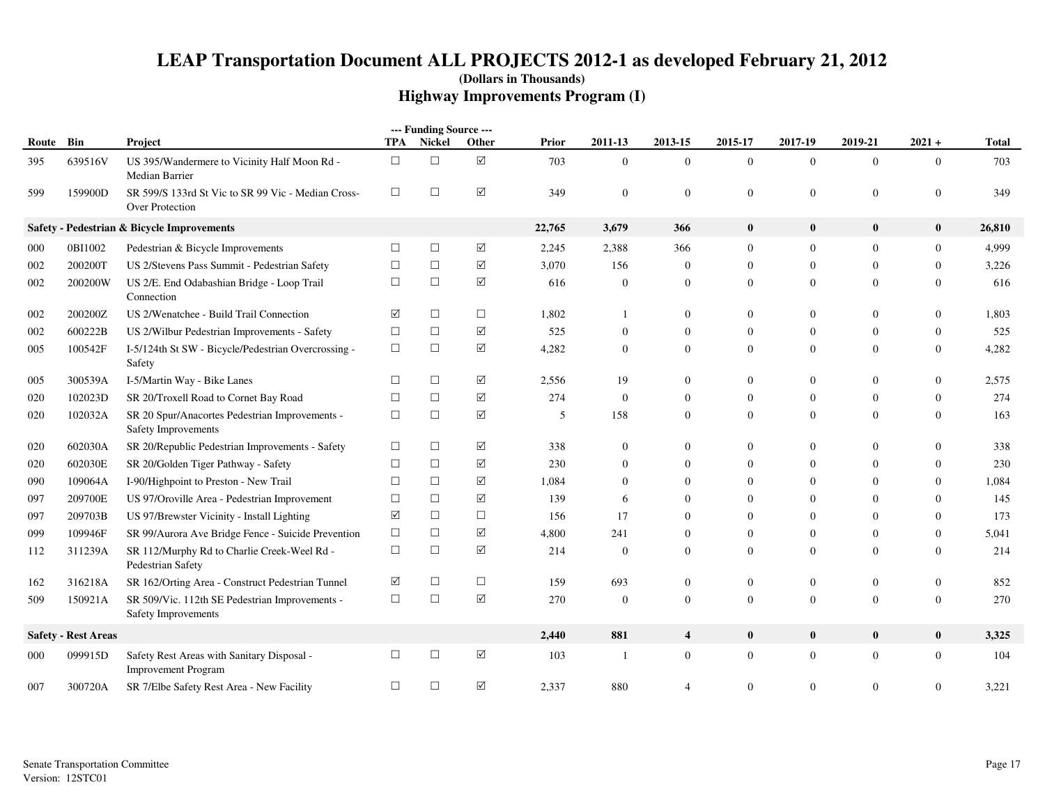# LEAP Transportation Document ALL PROJECTS 2012-1 as developed February 21, 2012

**(Dollars in Thousands)**

## Highway Improvements Program (I)

| Route | Bin | Project | TPA | Nickel | Other | Prior | 2011-13 | 2013-15 | 2015-17 | 2017-19 | 2019-21 | 2021 + | Total |
|---|---|---|---|---|---|---|---|---|---|---|---|---|---|
| 395 | 639516V | US 395/Wandermere to Vicinity Half Moon Rd - Median Barrier | ☐ | ☐ | ☑ | 703 | 0 | 0 | 0 | 0 | 0 | 0 | 703 |
| 599 | 159900D | SR 599/S 133rd St Vic to SR 99 Vic - Median Cross-Over Protection | ☐ | ☐ | ☑ | 349 | 0 | 0 | 0 | 0 | 0 | 0 | 349 |
| **Safety - Pedestrian & Bicycle Improvements** | | | | | | **22,765** | **3,679** | **366** | **0** | **0** | **0** | **0** | **26,810** |
| 000 | 0BI1002 | Pedestrian & Bicycle Improvements | ☐ | ☐ | ☑ | 2,245 | 2,388 | 366 | 0 | 0 | 0 | 0 | 4,999 |
| 002 | 200200T | US 2/Stevens Pass Summit - Pedestrian Safety | ☐ | ☐ | ☑ | 3,070 | 156 | 0 | 0 | 0 | 0 | 0 | 3,226 |
| 002 | 200200W | US 2/E. End Odabashian Bridge - Loop Trail Connection | ☐ | ☐ | ☑ | 616 | 0 | 0 | 0 | 0 | 0 | 0 | 616 |
| 002 | 200200Z | US 2/Wenatchee - Build Trail Connection | ☑ | ☐ | ☐ | 1,802 | 1 | 0 | 0 | 0 | 0 | 0 | 1,803 |
| 002 | 600222B | US 2/Wilbur Pedestrian Improvements - Safety | ☐ | ☐ | ☑ | 525 | 0 | 0 | 0 | 0 | 0 | 0 | 525 |
| 005 | 100542F | I-5/124th St SW - Bicycle/Pedestrian Overcrossing - Safety | ☐ | ☐ | ☑ | 4,282 | 0 | 0 | 0 | 0 | 0 | 0 | 4,282 |
| 005 | 300539A | I-5/Martin Way - Bike Lanes | ☐ | ☐ | ☑ | 2,556 | 19 | 0 | 0 | 0 | 0 | 0 | 2,575 |
| 020 | 102023D | SR 20/Troxell Road to Cornet Bay Road | ☐ | ☐ | ☑ | 274 | 0 | 0 | 0 | 0 | 0 | 0 | 274 |
| 020 | 102032A | SR 20 Spur/Anacortes Pedestrian Improvements - Safety Improvements | ☐ | ☐ | ☑ | 5 | 158 | 0 | 0 | 0 | 0 | 0 | 163 |
| 020 | 602030A | SR 20/Republic Pedestrian Improvements - Safety | ☐ | ☐ | ☑ | 338 | 0 | 0 | 0 | 0 | 0 | 0 | 338 |
| 020 | 602030E | SR 20/Golden Tiger Pathway - Safety | ☐ | ☐ | ☑ | 230 | 0 | 0 | 0 | 0 | 0 | 0 | 230 |
| 090 | 109064A | I-90/Highpoint to Preston - New Trail | ☐ | ☐ | ☑ | 1,084 | 0 | 0 | 0 | 0 | 0 | 0 | 1,084 |
| 097 | 209700E | US 97/Oroville Area - Pedestrian Improvement | ☐ | ☐ | ☑ | 139 | 6 | 0 | 0 | 0 | 0 | 0 | 145 |
| 097 | 209703B | US 97/Brewster Vicinity - Install Lighting | ☑ | ☐ | ☐ | 156 | 17 | 0 | 0 | 0 | 0 | 0 | 173 |
| 099 | 109946F | SR 99/Aurora Ave Bridge Fence - Suicide Prevention | ☐ | ☐ | ☑ | 4,800 | 241 | 0 | 0 | 0 | 0 | 0 | 5,041 |
| 112 | 311239A | SR 112/Murphy Rd to Charlie Creek-Weel Rd - Pedestrian Safety | ☐ | ☐ | ☑ | 214 | 0 | 0 | 0 | 0 | 0 | 0 | 214 |
| 162 | 316218A | SR 162/Orting Area - Construct Pedestrian Tunnel | ☑ | ☐ | ☐ | 159 | 693 | 0 | 0 | 0 | 0 | 0 | 852 |
| 509 | 150921A | SR 509/Vic. 112th SE Pedestrian Improvements - Safety Improvements | ☐ | ☐ | ☑ | 270 | 0 | 0 | 0 | 0 | 0 | 0 | 270 |
| **Safety - Rest Areas** | | | | | | **2,440** | **881** | **4** | **0** | **0** | **0** | **0** | **3,325** |
| 000 | 099915D | Safety Rest Areas with Sanitary Disposal - Improvement Program | ☐ | ☐ | ☑ | 103 | 1 | 0 | 0 | 0 | 0 | 0 | 104 |
| 007 | 300720A | SR 7/Elbe Safety Rest Area - New Facility | ☐ | ☐ | ☑ | 2,337 | 880 | 4 | 0 | 0 | 0 | 0 | 3,221 |

Senate Transportation Committee
Version: 12STC01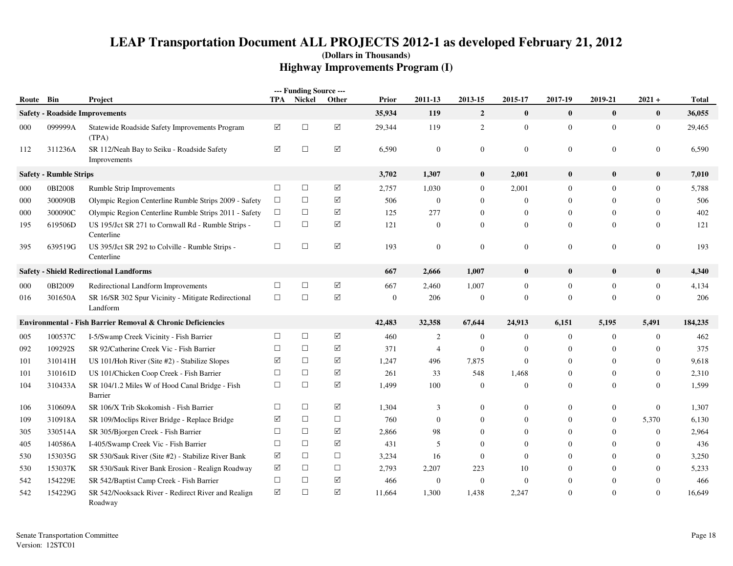# LEAP Transportation Document ALL PROJECTS 2012-1 as developed February 21, 2012

**(Dollars in Thousands)**

## Highway Improvements Program (I)

| Route | Bin | Project | TPA | Nickel | Other | Prior | 2011-13 | 2013-15 | 2015-17 | 2017-19 | 2019-21 | 2021 + | Total |
|---|---|---|---|---|---|---|---|---|---|---|---|---|---|
| | | | --- Funding Source --- | | | | | | | | | | |
| **Safety - Roadside Improvements** | | | | | | **35,934** | **119** | **2** | **0** | **0** | **0** | **0** | **36,055** |
| 000 | 099999A | Statewide Roadside Safety Improvements Program (TPA) | ☑ | ☐ | ☑ | 29,344 | 119 | 2 | 0 | 0 | 0 | 0 | 29,465 |
| 112 | 311236A | SR 112/Neah Bay to Seiku - Roadside Safety Improvements | ☑ | ☐ | ☑ | 6,590 | 0 | 0 | 0 | 0 | 0 | 0 | 6,590 |
| **Safety - Rumble Strips** | | | | | | **3,702** | **1,307** | **0** | **2,001** | **0** | **0** | **0** | **7,010** |
| 000 | 0BI2008 | Rumble Strip Improvements | ☐ | ☐ | ☑ | 2,757 | 1,030 | 0 | 2,001 | 0 | 0 | 0 | 5,788 |
| 000 | 300090B | Olympic Region Centerline Rumble Strips 2009 - Safety | ☐ | ☐ | ☑ | 506 | 0 | 0 | 0 | 0 | 0 | 0 | 506 |
| 000 | 300090C | Olympic Region Centerline Rumble Strips 2011 - Safety | ☐ | ☐ | ☑ | 125 | 277 | 0 | 0 | 0 | 0 | 0 | 402 |
| 195 | 619506D | US 195/Jct SR 271 to Cornwall Rd - Rumble Strips - Centerline | ☐ | ☐ | ☑ | 121 | 0 | 0 | 0 | 0 | 0 | 0 | 121 |
| 395 | 639519G | US 395/Jct SR 292 to Colville - Rumble Strips - Centerline | ☐ | ☐ | ☑ | 193 | 0 | 0 | 0 | 0 | 0 | 0 | 193 |
| **Safety - Shield Redirectional Landforms** | | | | | | **667** | **2,666** | **1,007** | **0** | **0** | **0** | **0** | **4,340** |
| 000 | 0BI2009 | Redirectional Landform Improvements | ☐ | ☐ | ☑ | 667 | 2,460 | 1,007 | 0 | 0 | 0 | 0 | 4,134 |
| 016 | 301650A | SR 16/SR 302 Spur Vicinity - Mitigate Redirectional Landform | ☐ | ☐ | ☑ | 0 | 206 | 0 | 0 | 0 | 0 | 0 | 206 |
| **Environmental - Fish Barrier Removal & Chronic Deficiencies** | | | | | | **42,483** | **32,358** | **67,644** | **24,913** | **6,151** | **5,195** | **5,491** | **184,235** |
| 005 | 100537C | I-5/Swamp Creek Vicinity - Fish Barrier | ☐ | ☐ | ☑ | 460 | 2 | 0 | 0 | 0 | 0 | 0 | 462 |
| 092 | 109292S | SR 92/Catherine Creek Vic - Fish Barrier | ☐ | ☐ | ☑ | 371 | 4 | 0 | 0 | 0 | 0 | 0 | 375 |
| 101 | 310141H | US 101/Hoh River (Site #2) - Stabilize Slopes | ☑ | ☐ | ☑ | 1,247 | 496 | 7,875 | 0 | 0 | 0 | 0 | 9,618 |
| 101 | 310161D | US 101/Chicken Coop Creek - Fish Barrier | ☐ | ☐ | ☑ | 261 | 33 | 548 | 1,468 | 0 | 0 | 0 | 2,310 |
| 104 | 310433A | SR 104/1.2 Miles W of Hood Canal Bridge - Fish Barrier | ☐ | ☐ | ☑ | 1,499 | 100 | 0 | 0 | 0 | 0 | 0 | 1,599 |
| 106 | 310609A | SR 106/X Trib Skokomish - Fish Barrier | ☐ | ☐ | ☑ | 1,304 | 3 | 0 | 0 | 0 | 0 | 0 | 1,307 |
| 109 | 310918A | SR 109/Moclips River Bridge - Replace Bridge | ☑ | ☐ | ☐ | 760 | 0 | 0 | 0 | 0 | 0 | 5,370 | 6,130 |
| 305 | 330514A | SR 305/Bjorgen Creek - Fish Barrier | ☐ | ☐ | ☑ | 2,866 | 98 | 0 | 0 | 0 | 0 | 0 | 2,964 |
| 405 | 140586A | I-405/Swamp Creek Vic - Fish Barrier | ☐ | ☐ | ☑ | 431 | 5 | 0 | 0 | 0 | 0 | 0 | 436 |
| 530 | 153035G | SR 530/Sauk River (Site #2) - Stabilize River Bank | ☑ | ☐ | ☐ | 3,234 | 16 | 0 | 0 | 0 | 0 | 0 | 3,250 |
| 530 | 153037K | SR 530/Sauk River Bank Erosion - Realign Roadway | ☑ | ☐ | ☐ | 2,793 | 2,207 | 223 | 10 | 0 | 0 | 0 | 5,233 |
| 542 | 154229E | SR 542/Baptist Camp Creek - Fish Barrier | ☐ | ☐ | ☑ | 466 | 0 | 0 | 0 | 0 | 0 | 0 | 466 |
| 542 | 154229G | SR 542/Nooksack River - Redirect River and Realign Roadway | ☑ | ☐ | ☑ | 11,664 | 1,300 | 1,438 | 2,247 | 0 | 0 | 0 | 16,649 |

Senate Transportation Committee
Version: 12STC01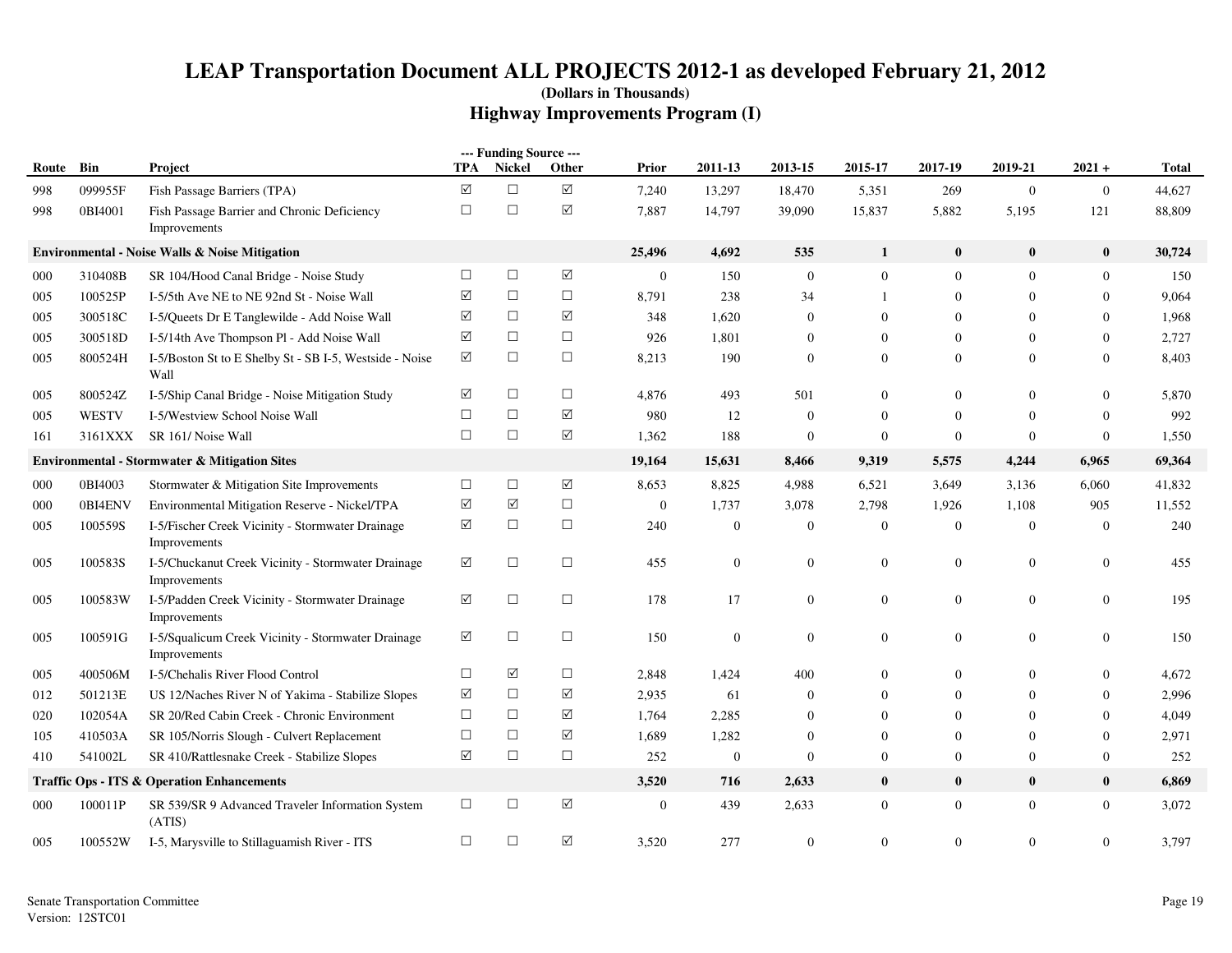# LEAP Transportation Document ALL PROJECTS 2012-1 as developed February 21, 2012

**(Dollars in Thousands)**

## Highway Improvements Program (I)

| Route | Bin | Project | TPA | Nickel | Other | Prior | 2011-13 | 2013-15 | 2015-17 | 2017-19 | 2019-21 | 2021 + | Total |
|---|---|---|---|---|---|---|---|---|---|---|---|---|---|
| 998 | 099955F | Fish Passage Barriers (TPA) | ☑ | ☐ | ☑ | 7,240 | 13,297 | 18,470 | 5,351 | 269 | 0 | 0 | 44,627 |
| 998 | 0BI4001 | Fish Passage Barrier and Chronic Deficiency Improvements | ☐ | ☐ | ☑ | 7,887 | 14,797 | 39,090 | 15,837 | 5,882 | 5,195 | 121 | 88,809 |
| **Environmental - Noise Walls & Noise Mitigation** | | | | | | **25,496** | **4,692** | **535** | **1** | **0** | **0** | **0** | **30,724** |
| 000 | 310408B | SR 104/Hood Canal Bridge - Noise Study | ☐ | ☐ | ☑ | 0 | 150 | 0 | 0 | 0 | 0 | 0 | 150 |
| 005 | 100525P | I-5/5th Ave NE to NE 92nd St - Noise Wall | ☑ | ☐ | ☐ | 8,791 | 238 | 34 | 1 | 0 | 0 | 0 | 9,064 |
| 005 | 300518C | I-5/Queets Dr E Tanglewilde - Add Noise Wall | ☑ | ☐ | ☑ | 348 | 1,620 | 0 | 0 | 0 | 0 | 0 | 1,968 |
| 005 | 300518D | I-5/14th Ave Thompson Pl - Add Noise Wall | ☑ | ☐ | ☐ | 926 | 1,801 | 0 | 0 | 0 | 0 | 0 | 2,727 |
| 005 | 800524H | I-5/Boston St to E Shelby St - SB I-5, Westside - Noise Wall | ☑ | ☐ | ☐ | 8,213 | 190 | 0 | 0 | 0 | 0 | 0 | 8,403 |
| 005 | 800524Z | I-5/Ship Canal Bridge - Noise Mitigation Study | ☑ | ☐ | ☐ | 4,876 | 493 | 501 | 0 | 0 | 0 | 0 | 5,870 |
| 005 | WESTV | I-5/Westview School Noise Wall | ☐ | ☐ | ☑ | 980 | 12 | 0 | 0 | 0 | 0 | 0 | 992 |
| 161 | 3161XXX | SR 161/ Noise Wall | ☐ | ☐ | ☑ | 1,362 | 188 | 0 | 0 | 0 | 0 | 0 | 1,550 |
| **Environmental - Stormwater & Mitigation Sites** | | | | | | **19,164** | **15,631** | **8,466** | **9,319** | **5,575** | **4,244** | **6,965** | **69,364** |
| 000 | 0BI4003 | Stormwater & Mitigation Site Improvements | ☐ | ☐ | ☑ | 8,653 | 8,825 | 4,988 | 6,521 | 3,649 | 3,136 | 6,060 | 41,832 |
| 000 | 0BI4ENV | Environmental Mitigation Reserve - Nickel/TPA | ☑ | ☑ | ☐ | 0 | 1,737 | 3,078 | 2,798 | 1,926 | 1,108 | 905 | 11,552 |
| 005 | 100559S | I-5/Fischer Creek Vicinity - Stormwater Drainage Improvements | ☑ | ☐ | ☐ | 240 | 0 | 0 | 0 | 0 | 0 | 0 | 240 |
| 005 | 100583S | I-5/Chuckanut Creek Vicinity - Stormwater Drainage Improvements | ☑ | ☐ | ☐ | 455 | 0 | 0 | 0 | 0 | 0 | 0 | 455 |
| 005 | 100583W | I-5/Padden Creek Vicinity - Stormwater Drainage Improvements | ☑ | ☐ | ☐ | 178 | 17 | 0 | 0 | 0 | 0 | 0 | 195 |
| 005 | 100591G | I-5/Squalicum Creek Vicinity - Stormwater Drainage Improvements | ☑ | ☐ | ☐ | 150 | 0 | 0 | 0 | 0 | 0 | 0 | 150 |
| 005 | 400506M | I-5/Chehalis River Flood Control | ☐ | ☑ | ☐ | 2,848 | 1,424 | 400 | 0 | 0 | 0 | 0 | 4,672 |
| 012 | 501213E | US 12/Naches River N of Yakima - Stabilize Slopes | ☑ | ☐ | ☑ | 2,935 | 61 | 0 | 0 | 0 | 0 | 0 | 2,996 |
| 020 | 102054A | SR 20/Red Cabin Creek - Chronic Environment | ☐ | ☐ | ☑ | 1,764 | 2,285 | 0 | 0 | 0 | 0 | 0 | 4,049 |
| 105 | 410503A | SR 105/Norris Slough - Culvert Replacement | ☐ | ☐ | ☑ | 1,689 | 1,282 | 0 | 0 | 0 | 0 | 0 | 2,971 |
| 410 | 541002L | SR 410/Rattlesnake Creek - Stabilize Slopes | ☑ | ☐ | ☐ | 252 | 0 | 0 | 0 | 0 | 0 | 0 | 252 |
| **Traffic Ops - ITS & Operation Enhancements** | | | | | | **3,520** | **716** | **2,633** | **0** | **0** | **0** | **0** | **6,869** |
| 000 | 100011P | SR 539/SR 9 Advanced Traveler Information System (ATIS) | ☐ | ☐ | ☑ | 0 | 439 | 2,633 | 0 | 0 | 0 | 0 | 3,072 |
| 005 | 100552W | I-5, Marysville to Stillaguamish River - ITS | ☐ | ☐ | ☑ | 3,520 | 277 | 0 | 0 | 0 | 0 | 0 | 3,797 |

Senate Transportation Committee
Version: 12STC01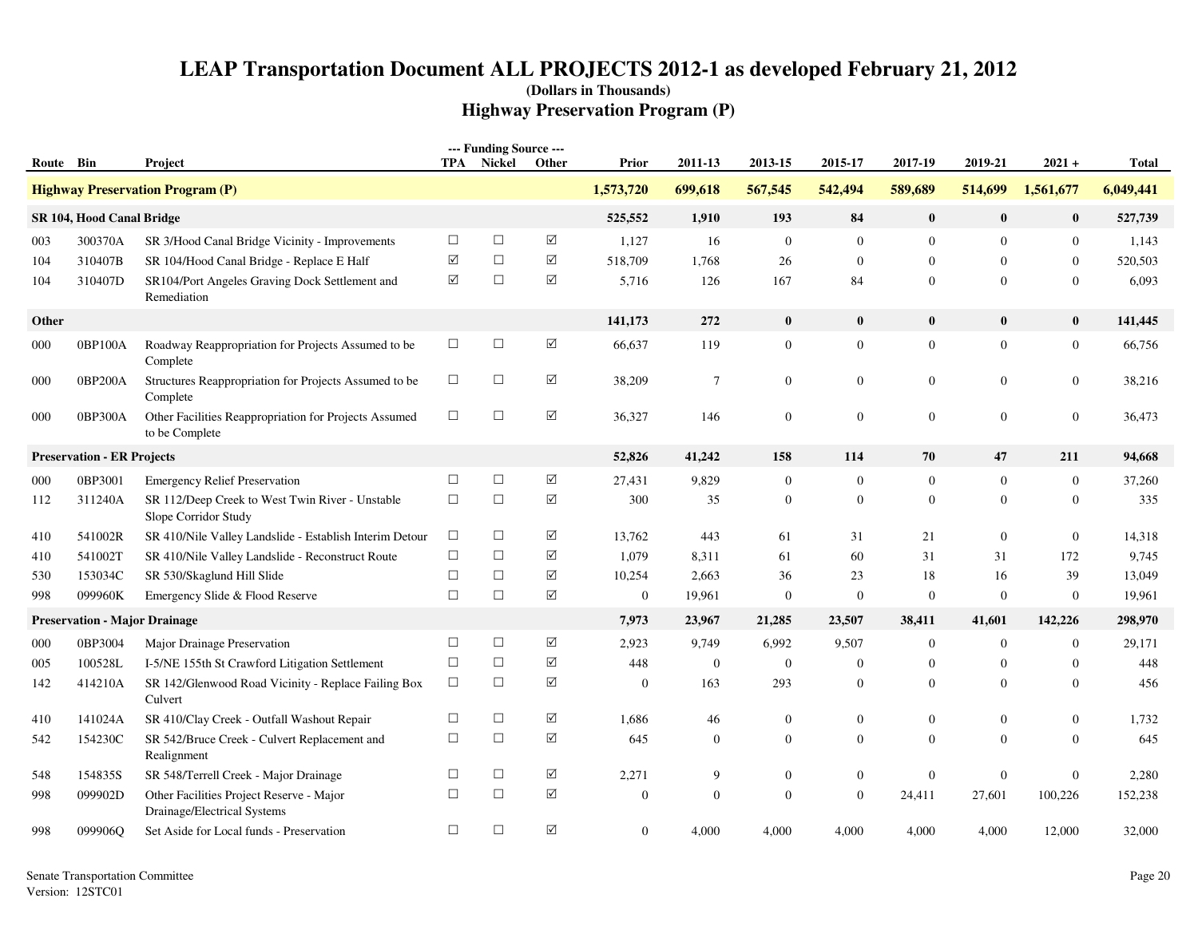# LEAP Transportation Document ALL PROJECTS 2012-1 as developed February 21, 2012

**(Dollars in Thousands)**

## Highway Preservation Program (P)

| Route | Bin | Project | TPA | Nickel | Other | Prior | 2011-13 | 2013-15 | 2015-17 | 2017-19 | 2019-21 | 2021 + | Total |
|---|---|---|---|---|---|---|---|---|---|---|---|---|---|
| **Highway Preservation Program (P)** | | | | | | **1,573,720** | **699,618** | **567,545** | **542,494** | **589,689** | **514,699** | **1,561,677** | **6,049,441** |
| **SR 104, Hood Canal Bridge** | | | | | | **525,552** | **1,910** | **193** | **84** | **0** | **0** | **0** | **527,739** |
| 003 | 300370A | SR 3/Hood Canal Bridge Vicinity - Improvements | ☐ | ☐ | ☑ | 1,127 | 16 | 0 | 0 | 0 | 0 | 0 | 1,143 |
| 104 | 310407B | SR 104/Hood Canal Bridge - Replace E Half | ☑ | ☐ | ☑ | 518,709 | 1,768 | 26 | 0 | 0 | 0 | 0 | 520,503 |
| 104 | 310407D | SR104/Port Angeles Graving Dock Settlement and Remediation | ☑ | ☐ | ☑ | 5,716 | 126 | 167 | 84 | 0 | 0 | 0 | 6,093 |
| **Other** | | | | | | **141,173** | **272** | **0** | **0** | **0** | **0** | **0** | **141,445** |
| 000 | 0BP100A | Roadway Reappropriation for Projects Assumed to be Complete | ☐ | ☐ | ☑ | 66,637 | 119 | 0 | 0 | 0 | 0 | 0 | 66,756 |
| 000 | 0BP200A | Structures Reappropriation for Projects Assumed to be Complete | ☐ | ☐ | ☑ | 38,209 | 7 | 0 | 0 | 0 | 0 | 0 | 38,216 |
| 000 | 0BP300A | Other Facilities Reappropriation for Projects Assumed to be Complete | ☐ | ☐ | ☑ | 36,327 | 146 | 0 | 0 | 0 | 0 | 0 | 36,473 |
| **Preservation - ER Projects** | | | | | | **52,826** | **41,242** | **158** | **114** | **70** | **47** | **211** | **94,668** |
| 000 | 0BP3001 | Emergency Relief Preservation | ☐ | ☐ | ☑ | 27,431 | 9,829 | 0 | 0 | 0 | 0 | 0 | 37,260 |
| 112 | 311240A | SR 112/Deep Creek to West Twin River - Unstable Slope Corridor Study | ☐ | ☐ | ☑ | 300 | 35 | 0 | 0 | 0 | 0 | 0 | 335 |
| 410 | 541002R | SR 410/Nile Valley Landslide - Establish Interim Detour | ☐ | ☐ | ☑ | 13,762 | 443 | 61 | 31 | 21 | 0 | 0 | 14,318 |
| 410 | 541002T | SR 410/Nile Valley Landslide - Reconstruct Route | ☐ | ☐ | ☑ | 1,079 | 8,311 | 61 | 60 | 31 | 31 | 172 | 9,745 |
| 530 | 153034C | SR 530/Skaglund Hill Slide | ☐ | ☐ | ☑ | 10,254 | 2,663 | 36 | 23 | 18 | 16 | 39 | 13,049 |
| 998 | 099960K | Emergency Slide & Flood Reserve | ☐ | ☐ | ☑ | 0 | 19,961 | 0 | 0 | 0 | 0 | 0 | 19,961 |
| **Preservation - Major Drainage** | | | | | | **7,973** | **23,967** | **21,285** | **23,507** | **38,411** | **41,601** | **142,226** | **298,970** |
| 000 | 0BP3004 | Major Drainage Preservation | ☐ | ☐ | ☑ | 2,923 | 9,749 | 6,992 | 9,507 | 0 | 0 | 0 | 29,171 |
| 005 | 100528L | I-5/NE 155th St Crawford Litigation Settlement | ☐ | ☐ | ☑ | 448 | 0 | 0 | 0 | 0 | 0 | 0 | 448 |
| 142 | 414210A | SR 142/Glenwood Road Vicinity - Replace Failing Box Culvert | ☐ | ☐ | ☑ | 0 | 163 | 293 | 0 | 0 | 0 | 0 | 456 |
| 410 | 141024A | SR 410/Clay Creek - Outfall Washout Repair | ☐ | ☐ | ☑ | 1,686 | 46 | 0 | 0 | 0 | 0 | 0 | 1,732 |
| 542 | 154230C | SR 542/Bruce Creek - Culvert Replacement and Realignment | ☐ | ☐ | ☑ | 645 | 0 | 0 | 0 | 0 | 0 | 0 | 645 |
| 548 | 154835S | SR 548/Terrell Creek - Major Drainage | ☐ | ☐ | ☑ | 2,271 | 9 | 0 | 0 | 0 | 0 | 0 | 2,280 |
| 998 | 099902D | Other Facilities Project Reserve - Major Drainage/Electrical Systems | ☐ | ☐ | ☑ | 0 | 0 | 0 | 0 | 24,411 | 27,601 | 100,226 | 152,238 |
| 998 | 099906Q | Set Aside for Local funds - Preservation | ☐ | ☐ | ☑ | 0 | 4,000 | 4,000 | 4,000 | 4,000 | 4,000 | 12,000 | 32,000 |

Senate Transportation Committee
Version: 12STC01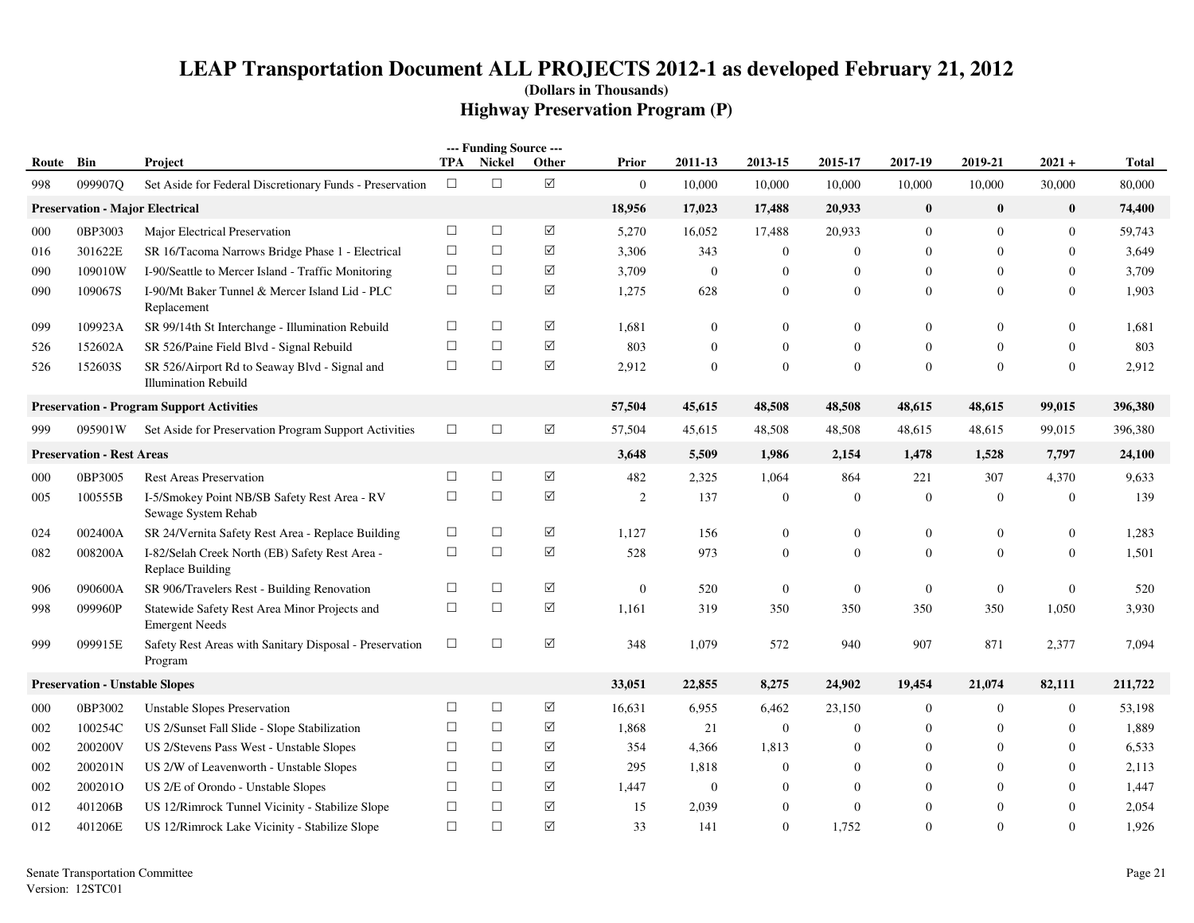# LEAP Transportation Document ALL PROJECTS 2012-1 as developed February 21, 2012

**(Dollars in Thousands)**

## Highway Preservation Program (P)

| Route | Bin | Project | TPA | Nickel | Other | Prior | 2011-13 | 2013-15 | 2015-17 | 2017-19 | 2019-21 | 2021 + | Total |
|---|---|---|---|---|---|---|---|---|---|---|---|---|---|
| 998 | 099907Q | Set Aside for Federal Discretionary Funds - Preservation | ☐ | ☐ | ☑ | 0 | 10,000 | 10,000 | 10,000 | 10,000 | 10,000 | 30,000 | 80,000 |
| **Preservation - Major Electrical** | | | | | | **18,956** | **17,023** | **17,488** | **20,933** | **0** | **0** | **0** | **74,400** |
| 000 | 0BP3003 | Major Electrical Preservation | ☐ | ☐ | ☑ | 5,270 | 16,052 | 17,488 | 20,933 | 0 | 0 | 0 | 59,743 |
| 016 | 301622E | SR 16/Tacoma Narrows Bridge Phase 1 - Electrical | ☐ | ☐ | ☑ | 3,306 | 343 | 0 | 0 | 0 | 0 | 0 | 3,649 |
| 090 | 109010W | I-90/Seattle to Mercer Island - Traffic Monitoring | ☐ | ☐ | ☑ | 3,709 | 0 | 0 | 0 | 0 | 0 | 0 | 3,709 |
| 090 | 109067S | I-90/Mt Baker Tunnel & Mercer Island Lid - PLC Replacement | ☐ | ☐ | ☑ | 1,275 | 628 | 0 | 0 | 0 | 0 | 0 | 1,903 |
| 099 | 109923A | SR 99/14th St Interchange - Illumination Rebuild | ☐ | ☐ | ☑ | 1,681 | 0 | 0 | 0 | 0 | 0 | 0 | 1,681 |
| 526 | 152602A | SR 526/Paine Field Blvd - Signal Rebuild | ☐ | ☐ | ☑ | 803 | 0 | 0 | 0 | 0 | 0 | 0 | 803 |
| 526 | 152603S | SR 526/Airport Rd to Seaway Blvd - Signal and Illumination Rebuild | ☐ | ☐ | ☑ | 2,912 | 0 | 0 | 0 | 0 | 0 | 0 | 2,912 |
| **Preservation - Program Support Activities** | | | | | | **57,504** | **45,615** | **48,508** | **48,508** | **48,615** | **48,615** | **99,015** | **396,380** |
| 999 | 095901W | Set Aside for Preservation Program Support Activities | ☐ | ☐ | ☑ | 57,504 | 45,615 | 48,508 | 48,508 | 48,615 | 48,615 | 99,015 | 396,380 |
| **Preservation - Rest Areas** | | | | | | **3,648** | **5,509** | **1,986** | **2,154** | **1,478** | **1,528** | **7,797** | **24,100** |
| 000 | 0BP3005 | Rest Areas Preservation | ☐ | ☐ | ☑ | 482 | 2,325 | 1,064 | 864 | 221 | 307 | 4,370 | 9,633 |
| 005 | 100555B | I-5/Smokey Point NB/SB Safety Rest Area - RV Sewage System Rehab | ☐ | ☐ | ☑ | 2 | 137 | 0 | 0 | 0 | 0 | 0 | 139 |
| 024 | 002400A | SR 24/Vernita Safety Rest Area - Replace Building | ☐ | ☐ | ☑ | 1,127 | 156 | 0 | 0 | 0 | 0 | 0 | 1,283 |
| 082 | 008200A | I-82/Selah Creek North (EB) Safety Rest Area - Replace Building | ☐ | ☐ | ☑ | 528 | 973 | 0 | 0 | 0 | 0 | 0 | 1,501 |
| 906 | 090600A | SR 906/Travelers Rest - Building Renovation | ☐ | ☐ | ☑ | 0 | 520 | 0 | 0 | 0 | 0 | 0 | 520 |
| 998 | 099960P | Statewide Safety Rest Area Minor Projects and Emergent Needs | ☐ | ☐ | ☑ | 1,161 | 319 | 350 | 350 | 350 | 350 | 1,050 | 3,930 |
| 999 | 099915E | Safety Rest Areas with Sanitary Disposal - Preservation Program | ☐ | ☐ | ☑ | 348 | 1,079 | 572 | 940 | 907 | 871 | 2,377 | 7,094 |
| **Preservation - Unstable Slopes** | | | | | | **33,051** | **22,855** | **8,275** | **24,902** | **19,454** | **21,074** | **82,111** | **211,722** |
| 000 | 0BP3002 | Unstable Slopes Preservation | ☐ | ☐ | ☑ | 16,631 | 6,955 | 6,462 | 23,150 | 0 | 0 | 0 | 53,198 |
| 002 | 100254C | US 2/Sunset Fall Slide - Slope Stabilization | ☐ | ☐ | ☑ | 1,868 | 21 | 0 | 0 | 0 | 0 | 0 | 1,889 |
| 002 | 200200V | US 2/Stevens Pass West - Unstable Slopes | ☐ | ☐ | ☑ | 354 | 4,366 | 1,813 | 0 | 0 | 0 | 0 | 6,533 |
| 002 | 200201N | US 2/W of Leavenworth - Unstable Slopes | ☐ | ☐ | ☑ | 295 | 1,818 | 0 | 0 | 0 | 0 | 0 | 2,113 |
| 002 | 200201O | US 2/E of Orondo - Unstable Slopes | ☐ | ☐ | ☑ | 1,447 | 0 | 0 | 0 | 0 | 0 | 0 | 1,447 |
| 012 | 401206B | US 12/Rimrock Tunnel Vicinity - Stabilize Slope | ☐ | ☐ | ☑ | 15 | 2,039 | 0 | 0 | 0 | 0 | 0 | 2,054 |
| 012 | 401206E | US 12/Rimrock Lake Vicinity - Stabilize Slope | ☐ | ☐ | ☑ | 33 | 141 | 0 | 1,752 | 0 | 0 | 0 | 1,926 |

Senate Transportation Committee
Version: 12STC01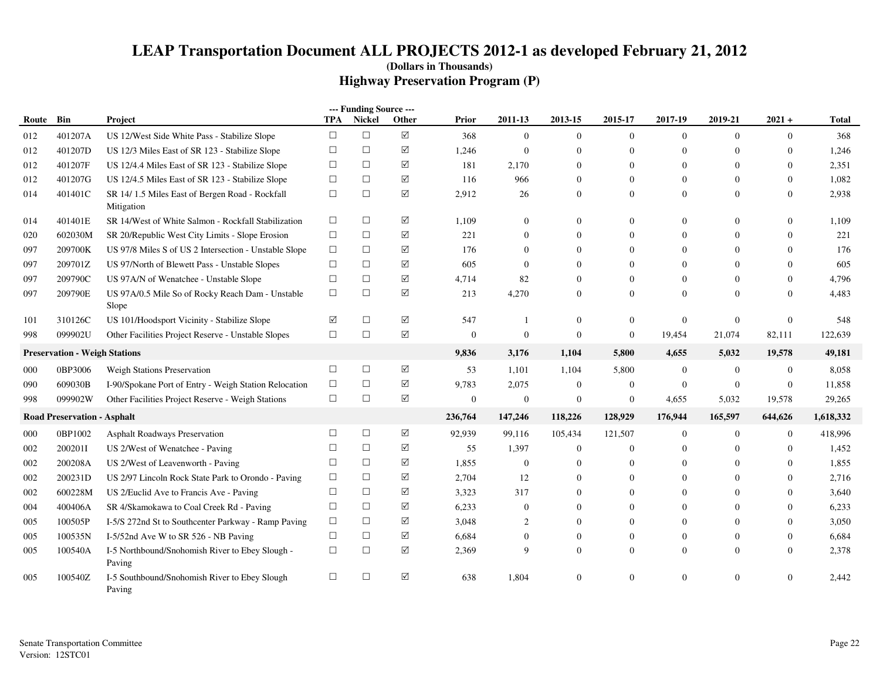# LEAP Transportation Document ALL PROJECTS 2012-1 as developed February 21, 2012

**(Dollars in Thousands)**

## Highway Preservation Program (P)

| Route | Bin | Project | TPA | Nickel | Other | Prior | 2011-13 | 2013-15 | 2015-17 | 2017-19 | 2019-21 | 2021 + | Total |
|---|---|---|---|---|---|---|---|---|---|---|---|---|---|
| | | | --- Funding Source --- | | | | | | | | | | |
| 012 | 401207A | US 12/West Side White Pass - Stabilize Slope | ☐ | ☐ | ☑ | 368 | 0 | 0 | 0 | 0 | 0 | 0 | 368 |
| 012 | 401207D | US 12/3 Miles East of SR 123 - Stabilize Slope | ☐ | ☐ | ☑ | 1,246 | 0 | 0 | 0 | 0 | 0 | 0 | 1,246 |
| 012 | 401207F | US 12/4.4 Miles East of SR 123 - Stabilize Slope | ☐ | ☐ | ☑ | 181 | 2,170 | 0 | 0 | 0 | 0 | 0 | 2,351 |
| 012 | 401207G | US 12/4.5 Miles East of SR 123 - Stabilize Slope | ☐ | ☐ | ☑ | 116 | 966 | 0 | 0 | 0 | 0 | 0 | 1,082 |
| 014 | 401401C | SR 14/ 1.5 Miles East of Bergen Road - Rockfall Mitigation | ☐ | ☐ | ☑ | 2,912 | 26 | 0 | 0 | 0 | 0 | 0 | 2,938 |
| 014 | 401401E | SR 14/West of White Salmon - Rockfall Stabilization | ☐ | ☐ | ☑ | 1,109 | 0 | 0 | 0 | 0 | 0 | 0 | 1,109 |
| 020 | 602030M | SR 20/Republic West City Limits - Slope Erosion | ☐ | ☐ | ☑ | 221 | 0 | 0 | 0 | 0 | 0 | 0 | 221 |
| 097 | 209700K | US 97/8 Miles S of US 2 Intersection - Unstable Slope | ☐ | ☐ | ☑ | 176 | 0 | 0 | 0 | 0 | 0 | 0 | 176 |
| 097 | 209701Z | US 97/North of Blewett Pass - Unstable Slopes | ☐ | ☐ | ☑ | 605 | 0 | 0 | 0 | 0 | 0 | 0 | 605 |
| 097 | 209790C | US 97A/N of Wenatchee - Unstable Slope | ☐ | ☐ | ☑ | 4,714 | 82 | 0 | 0 | 0 | 0 | 0 | 4,796 |
| 097 | 209790E | US 97A/0.5 Mile So of Rocky Reach Dam - Unstable Slope | ☐ | ☐ | ☑ | 213 | 4,270 | 0 | 0 | 0 | 0 | 0 | 4,483 |
| 101 | 310126C | US 101/Hoodsport Vicinity - Stabilize Slope | ☑ | ☐ | ☑ | 547 | 1 | 0 | 0 | 0 | 0 | 0 | 548 |
| 998 | 099902U | Other Facilities Project Reserve - Unstable Slopes | ☐ | ☐ | ☑ | 0 | 0 | 0 | 0 | 19,454 | 21,074 | 82,111 | 122,639 |
| **Preservation - Weigh Stations** | | | | | | **9,836** | **3,176** | **1,104** | **5,800** | **4,655** | **5,032** | **19,578** | **49,181** |
| 000 | 0BP3006 | Weigh Stations Preservation | ☐ | ☐ | ☑ | 53 | 1,101 | 1,104 | 5,800 | 0 | 0 | 0 | 8,058 |
| 090 | 609030B | I-90/Spokane Port of Entry - Weigh Station Relocation | ☐ | ☐ | ☑ | 9,783 | 2,075 | 0 | 0 | 0 | 0 | 0 | 11,858 |
| 998 | 099902W | Other Facilities Project Reserve - Weigh Stations | ☐ | ☐ | ☑ | 0 | 0 | 0 | 0 | 4,655 | 5,032 | 19,578 | 29,265 |
| **Road Preservation - Asphalt** | | | | | | **236,764** | **147,246** | **118,226** | **128,929** | **176,944** | **165,597** | **644,626** | **1,618,332** |
| 000 | 0BP1002 | Asphalt Roadways Preservation | ☐ | ☐ | ☑ | 92,939 | 99,116 | 105,434 | 121,507 | 0 | 0 | 0 | 418,996 |
| 002 | 200201I | US 2/West of Wenatchee - Paving | ☐ | ☐ | ☑ | 55 | 1,397 | 0 | 0 | 0 | 0 | 0 | 1,452 |
| 002 | 200208A | US 2/West of Leavenworth - Paving | ☐ | ☐ | ☑ | 1,855 | 0 | 0 | 0 | 0 | 0 | 0 | 1,855 |
| 002 | 200231D | US 2/97 Lincoln Rock State Park to Orondo - Paving | ☐ | ☐ | ☑ | 2,704 | 12 | 0 | 0 | 0 | 0 | 0 | 2,716 |
| 002 | 600228M | US 2/Euclid Ave to Francis Ave - Paving | ☐ | ☐ | ☑ | 3,323 | 317 | 0 | 0 | 0 | 0 | 0 | 3,640 |
| 004 | 400406A | SR 4/Skamokawa to Coal Creek Rd - Paving | ☐ | ☐ | ☑ | 6,233 | 0 | 0 | 0 | 0 | 0 | 0 | 6,233 |
| 005 | 100505P | I-5/S 272nd St to Southcenter Parkway - Ramp Paving | ☐ | ☐ | ☑ | 3,048 | 2 | 0 | 0 | 0 | 0 | 0 | 3,050 |
| 005 | 100535N | I-5/52nd Ave W to SR 526 - NB Paving | ☐ | ☐ | ☑ | 6,684 | 0 | 0 | 0 | 0 | 0 | 0 | 6,684 |
| 005 | 100540A | I-5 Northbound/Snohomish River to Ebey Slough - Paving | ☐ | ☐ | ☑ | 2,369 | 9 | 0 | 0 | 0 | 0 | 0 | 2,378 |
| 005 | 100540Z | I-5 Southbound/Snohomish River to Ebey Slough Paving | ☐ | ☐ | ☑ | 638 | 1,804 | 0 | 0 | 0 | 0 | 0 | 2,442 |

Senate Transportation Committee
Version: 12STC01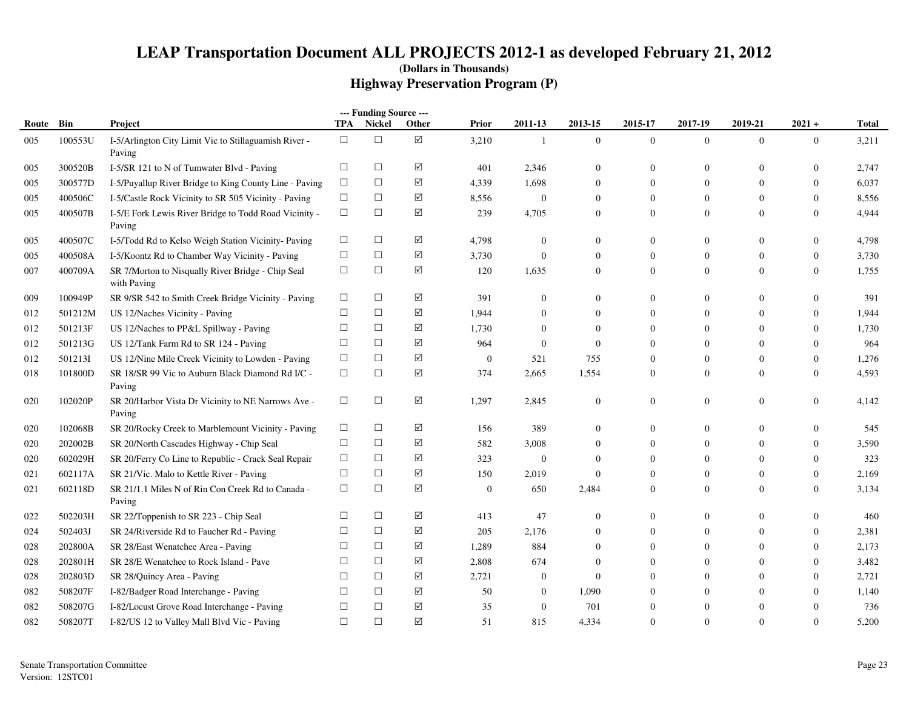# LEAP Transportation Document ALL PROJECTS 2012-1 as developed February 21, 2012

**(Dollars in Thousands)**

## Highway Preservation Program (P)

| Route | Bin | Project | TPA | Nickel | Other | Prior | 2011-13 | 2013-15 | 2015-17 | 2017-19 | 2019-21 | 2021 + | Total |
|---|---|---|---|---|---|---|---|---|---|---|---|---|---|
| 005 | 100553U | I-5/Arlington City Limit Vic to Stillaguamish River - Paving | ☐ | ☐ | ☑ | 3,210 | 1 | 0 | 0 | 0 | 0 | 0 | 3,211 |
| 005 | 300520B | I-5/SR 121 to N of Tumwater Blvd - Paving | ☐ | ☐ | ☑ | 401 | 2,346 | 0 | 0 | 0 | 0 | 0 | 2,747 |
| 005 | 300577D | I-5/Puyallup River Bridge to King County Line - Paving | ☐ | ☐ | ☑ | 4,339 | 1,698 | 0 | 0 | 0 | 0 | 0 | 6,037 |
| 005 | 400506C | I-5/Castle Rock Vicinity to SR 505 Vicinity - Paving | ☐ | ☐ | ☑ | 8,556 | 0 | 0 | 0 | 0 | 0 | 0 | 8,556 |
| 005 | 400507B | I-5/E Fork Lewis River Bridge to Todd Road Vicinity - Paving | ☐ | ☐ | ☑ | 239 | 4,705 | 0 | 0 | 0 | 0 | 0 | 4,944 |
| 005 | 400507C | I-5/Todd Rd to Kelso Weigh Station Vicinity- Paving | ☐ | ☐ | ☑ | 4,798 | 0 | 0 | 0 | 0 | 0 | 0 | 4,798 |
| 005 | 400508A | I-5/Koontz Rd to Chamber Way Vicinity - Paving | ☐ | ☐ | ☑ | 3,730 | 0 | 0 | 0 | 0 | 0 | 0 | 3,730 |
| 007 | 400709A | SR 7/Morton to Nisqually River Bridge - Chip Seal with Paving | ☐ | ☐ | ☑ | 120 | 1,635 | 0 | 0 | 0 | 0 | 0 | 1,755 |
| 009 | 100949P | SR 9/SR 542 to Smith Creek Bridge Vicinity - Paving | ☐ | ☐ | ☑ | 391 | 0 | 0 | 0 | 0 | 0 | 0 | 391 |
| 012 | 501212M | US 12/Naches Vicinity - Paving | ☐ | ☐ | ☑ | 1,944 | 0 | 0 | 0 | 0 | 0 | 0 | 1,944 |
| 012 | 501213F | US 12/Naches to PP&L Spillway - Paving | ☐ | ☐ | ☑ | 1,730 | 0 | 0 | 0 | 0 | 0 | 0 | 1,730 |
| 012 | 501213G | US 12/Tank Farm Rd to SR 124 - Paving | ☐ | ☐ | ☑ | 964 | 0 | 0 | 0 | 0 | 0 | 0 | 964 |
| 012 | 501213I | US 12/Nine Mile Creek Vicinity to Lowden - Paving | ☐ | ☐ | ☑ | 0 | 521 | 755 | 0 | 0 | 0 | 0 | 1,276 |
| 018 | 101800D | SR 18/SR 99 Vic to Auburn Black Diamond Rd I/C - Paving | ☐ | ☐ | ☑ | 374 | 2,665 | 1,554 | 0 | 0 | 0 | 0 | 4,593 |
| 020 | 102020P | SR 20/Harbor Vista Dr Vicinity to NE Narrows Ave - Paving | ☐ | ☐ | ☑ | 1,297 | 2,845 | 0 | 0 | 0 | 0 | 0 | 4,142 |
| 020 | 102068B | SR 20/Rocky Creek to Marblemount Vicinity - Paving | ☐ | ☐ | ☑ | 156 | 389 | 0 | 0 | 0 | 0 | 0 | 545 |
| 020 | 202002B | SR 20/North Cascades Highway - Chip Seal | ☐ | ☐ | ☑ | 582 | 3,008 | 0 | 0 | 0 | 0 | 0 | 3,590 |
| 020 | 602029H | SR 20/Ferry Co Line to Republic - Crack Seal Repair | ☐ | ☐ | ☑ | 323 | 0 | 0 | 0 | 0 | 0 | 0 | 323 |
| 021 | 602117A | SR 21/Vic. Malo to Kettle River - Paving | ☐ | ☐ | ☑ | 150 | 2,019 | 0 | 0 | 0 | 0 | 0 | 2,169 |
| 021 | 602118D | SR 21/1.1 Miles N of Rin Con Creek Rd to Canada - Paving | ☐ | ☐ | ☑ | 0 | 650 | 2,484 | 0 | 0 | 0 | 0 | 3,134 |
| 022 | 502203H | SR 22/Toppenish to SR 223 - Chip Seal | ☐ | ☐ | ☑ | 413 | 47 | 0 | 0 | 0 | 0 | 0 | 460 |
| 024 | 502403J | SR 24/Riverside Rd to Faucher Rd - Paving | ☐ | ☐ | ☑ | 205 | 2,176 | 0 | 0 | 0 | 0 | 0 | 2,381 |
| 028 | 202800A | SR 28/East Wenatchee Area - Paving | ☐ | ☐ | ☑ | 1,289 | 884 | 0 | 0 | 0 | 0 | 0 | 2,173 |
| 028 | 202801H | SR 28/E Wenatchee to Rock Island - Pave | ☐ | ☐ | ☑ | 2,808 | 674 | 0 | 0 | 0 | 0 | 0 | 3,482 |
| 028 | 202803D | SR 28/Quincy Area - Paving | ☐ | ☐ | ☑ | 2,721 | 0 | 0 | 0 | 0 | 0 | 0 | 2,721 |
| 082 | 508207F | I-82/Badger Road Interchange - Paving | ☐ | ☐ | ☑ | 50 | 0 | 1,090 | 0 | 0 | 0 | 0 | 1,140 |
| 082 | 508207G | I-82/Locust Grove Road Interchange - Paving | ☐ | ☐ | ☑ | 35 | 0 | 701 | 0 | 0 | 0 | 0 | 736 |
| 082 | 508207T | I-82/US 12 to Valley Mall Blvd Vic - Paving | ☐ | ☐ | ☑ | 51 | 815 | 4,334 | 0 | 0 | 0 | 0 | 5,200 |

Senate Transportation Committee
Version: 12STC01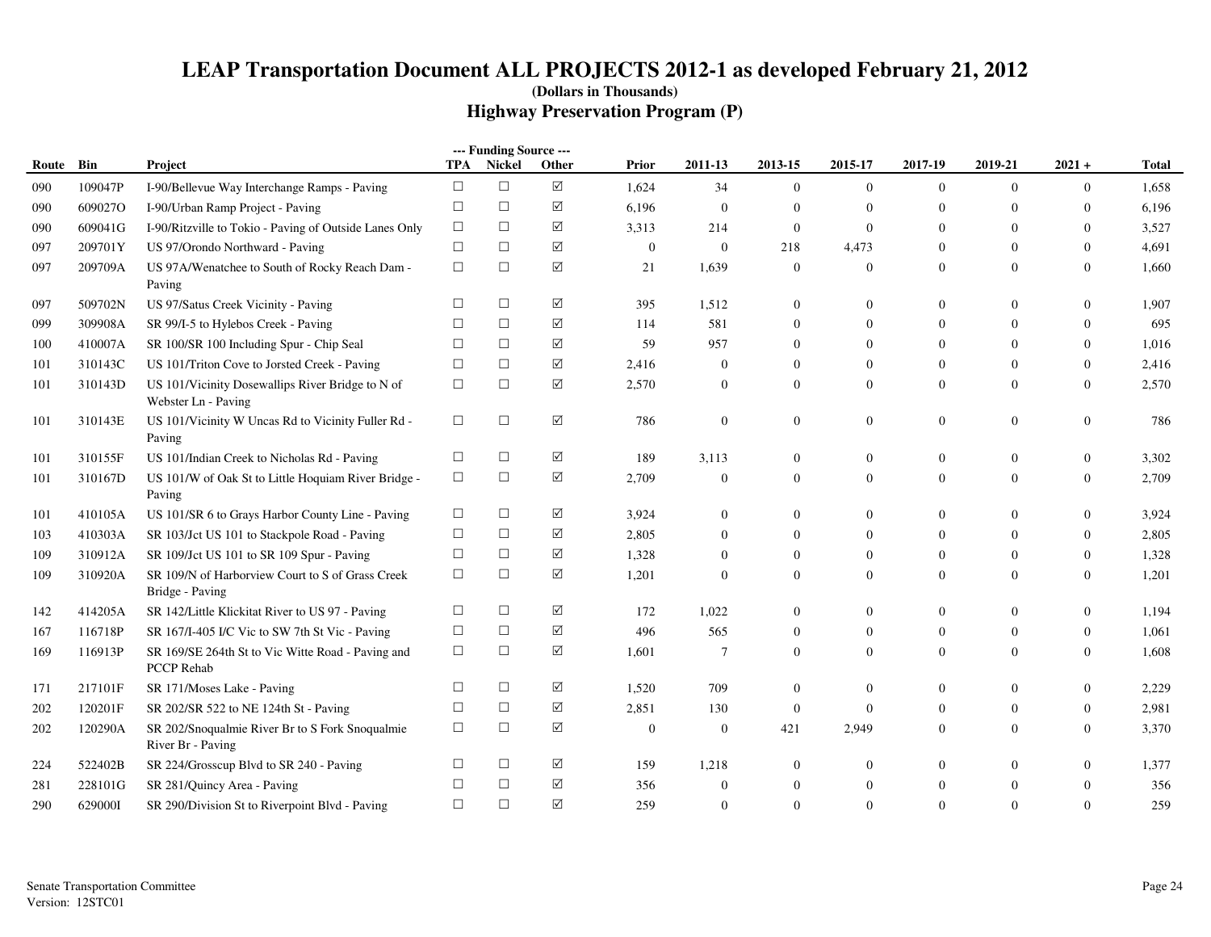# LEAP Transportation Document ALL PROJECTS 2012-1 as developed February 21, 2012

**(Dollars in Thousands)**

## Highway Preservation Program (P)

| Route | Bin | Project | TPA | Nickel | Other | Prior | 2011-13 | 2013-15 | 2015-17 | 2017-19 | 2019-21 | 2021 + | Total |
|---|---|---|---|---|---|---|---|---|---|---|---|---|---|
| | | | --- Funding Source --- | | | | | | | | | | |
| 090 | 109047P | I-90/Bellevue Way Interchange Ramps - Paving | ☐ | ☐ | ☑ | 1,624 | 34 | 0 | 0 | 0 | 0 | 0 | 1,658 |
| 090 | 609027O | I-90/Urban Ramp Project - Paving | ☐ | ☐ | ☑ | 6,196 | 0 | 0 | 0 | 0 | 0 | 0 | 6,196 |
| 090 | 609041G | I-90/Ritzville to Tokio - Paving of Outside Lanes Only | ☐ | ☐ | ☑ | 3,313 | 214 | 0 | 0 | 0 | 0 | 0 | 3,527 |
| 097 | 209701Y | US 97/Orondo Northward - Paving | ☐ | ☐ | ☑ | 0 | 0 | 218 | 4,473 | 0 | 0 | 0 | 4,691 |
| 097 | 209709A | US 97A/Wenatchee to South of Rocky Reach Dam - Paving | ☐ | ☐ | ☑ | 21 | 1,639 | 0 | 0 | 0 | 0 | 0 | 1,660 |
| 097 | 509702N | US 97/Satus Creek Vicinity - Paving | ☐ | ☐ | ☑ | 395 | 1,512 | 0 | 0 | 0 | 0 | 0 | 1,907 |
| 099 | 309908A | SR 99/I-5 to Hylebos Creek - Paving | ☐ | ☐ | ☑ | 114 | 581 | 0 | 0 | 0 | 0 | 0 | 695 |
| 100 | 410007A | SR 100/SR 100 Including Spur - Chip Seal | ☐ | ☐ | ☑ | 59 | 957 | 0 | 0 | 0 | 0 | 0 | 1,016 |
| 101 | 310143C | US 101/Triton Cove to Jorsted Creek - Paving | ☐ | ☐ | ☑ | 2,416 | 0 | 0 | 0 | 0 | 0 | 0 | 2,416 |
| 101 | 310143D | US 101/Vicinity Dosewallips River Bridge to N of Webster Ln - Paving | ☐ | ☐ | ☑ | 2,570 | 0 | 0 | 0 | 0 | 0 | 0 | 2,570 |
| 101 | 310143E | US 101/Vicinity W Uncas Rd to Vicinity Fuller Rd - Paving | ☐ | ☐ | ☑ | 786 | 0 | 0 | 0 | 0 | 0 | 0 | 786 |
| 101 | 310155F | US 101/Indian Creek to Nicholas Rd - Paving | ☐ | ☐ | ☑ | 189 | 3,113 | 0 | 0 | 0 | 0 | 0 | 3,302 |
| 101 | 310167D | US 101/W of Oak St to Little Hoquiam River Bridge - Paving | ☐ | ☐ | ☑ | 2,709 | 0 | 0 | 0 | 0 | 0 | 0 | 2,709 |
| 101 | 410105A | US 101/SR 6 to Grays Harbor County Line - Paving | ☐ | ☐ | ☑ | 3,924 | 0 | 0 | 0 | 0 | 0 | 0 | 3,924 |
| 103 | 410303A | SR 103/Jct US 101 to Stackpole Road - Paving | ☐ | ☐ | ☑ | 2,805 | 0 | 0 | 0 | 0 | 0 | 0 | 2,805 |
| 109 | 310912A | SR 109/Jct US 101 to SR 109 Spur - Paving | ☐ | ☐ | ☑ | 1,328 | 0 | 0 | 0 | 0 | 0 | 0 | 1,328 |
| 109 | 310920A | SR 109/N of Harborview Court to S of Grass Creek Bridge - Paving | ☐ | ☐ | ☑ | 1,201 | 0 | 0 | 0 | 0 | 0 | 0 | 1,201 |
| 142 | 414205A | SR 142/Little Klickitat River to US 97 - Paving | ☐ | ☐ | ☑ | 172 | 1,022 | 0 | 0 | 0 | 0 | 0 | 1,194 |
| 167 | 116718P | SR 167/I-405 I/C Vic to SW 7th St Vic - Paving | ☐ | ☐ | ☑ | 496 | 565 | 0 | 0 | 0 | 0 | 0 | 1,061 |
| 169 | 116913P | SR 169/SE 264th St to Vic Witte Road - Paving and PCCP Rehab | ☐ | ☐ | ☑ | 1,601 | 7 | 0 | 0 | 0 | 0 | 0 | 1,608 |
| 171 | 217101F | SR 171/Moses Lake - Paving | ☐ | ☐ | ☑ | 1,520 | 709 | 0 | 0 | 0 | 0 | 0 | 2,229 |
| 202 | 120201F | SR 202/SR 522 to NE 124th St - Paving | ☐ | ☐ | ☑ | 2,851 | 130 | 0 | 0 | 0 | 0 | 0 | 2,981 |
| 202 | 120290A | SR 202/Snoqualmie River Br to S Fork Snoqualmie River Br - Paving | ☐ | ☐ | ☑ | 0 | 0 | 421 | 2,949 | 0 | 0 | 0 | 3,370 |
| 224 | 522402B | SR 224/Grosscup Blvd to SR 240 - Paving | ☐ | ☐ | ☑ | 159 | 1,218 | 0 | 0 | 0 | 0 | 0 | 1,377 |
| 281 | 228101G | SR 281/Quincy Area - Paving | ☐ | ☐ | ☑ | 356 | 0 | 0 | 0 | 0 | 0 | 0 | 356 |
| 290 | 629000I | SR 290/Division St to Riverpoint Blvd - Paving | ☐ | ☐ | ☑ | 259 | 0 | 0 | 0 | 0 | 0 | 0 | 259 |

Senate Transportation Committee
Version: 12STC01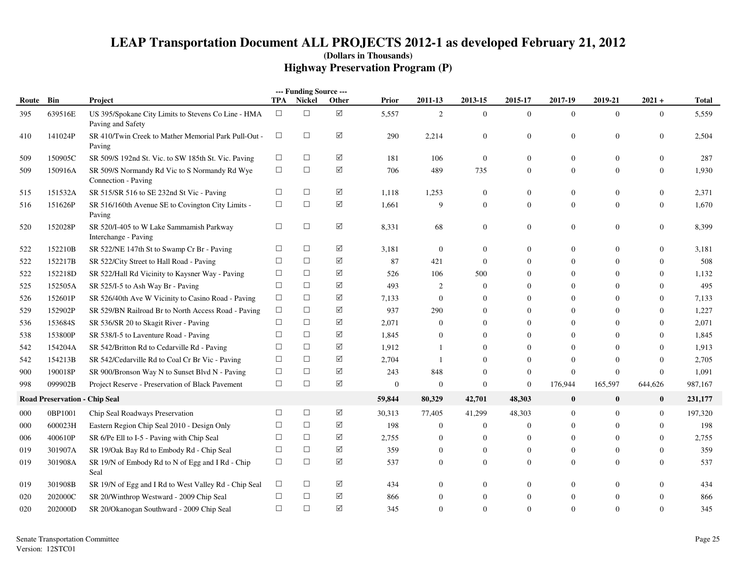# LEAP Transportation Document ALL PROJECTS 2012-1 as developed February 21, 2012

**(Dollars in Thousands)**

## Highway Preservation Program (P)

| Route | Bin | Project | TPA | Nickel | Other | Prior | 2011-13 | 2013-15 | 2015-17 | 2017-19 | 2019-21 | 2021 + | Total |
|---|---|---|---|---|---|---|---|---|---|---|---|---|---|
| 395 | 639516E | US 395/Spokane City Limits to Stevens Co Line - HMA Paving and Safety | ☐ | ☐ | ☑ | 5,557 | 2 | 0 | 0 | 0 | 0 | 0 | 5,559 |
| 410 | 141024P | SR 410/Twin Creek to Mather Memorial Park Pull-Out - Paving | ☐ | ☐ | ☑ | 290 | 2,214 | 0 | 0 | 0 | 0 | 0 | 2,504 |
| 509 | 150905C | SR 509/S 192nd St. Vic. to SW 185th St. Vic. Paving | ☐ | ☐ | ☑ | 181 | 106 | 0 | 0 | 0 | 0 | 0 | 287 |
| 509 | 150916A | SR 509/S Normandy Rd Vic to S Normandy Rd Wye Connection - Paving | ☐ | ☐ | ☑ | 706 | 489 | 735 | 0 | 0 | 0 | 0 | 1,930 |
| 515 | 151532A | SR 515/SR 516 to SE 232nd St Vic - Paving | ☐ | ☐ | ☑ | 1,118 | 1,253 | 0 | 0 | 0 | 0 | 0 | 2,371 |
| 516 | 151626P | SR 516/160th Avenue SE to Covington City Limits - Paving | ☐ | ☐ | ☑ | 1,661 | 9 | 0 | 0 | 0 | 0 | 0 | 1,670 |
| 520 | 152028P | SR 520/I-405 to W Lake Sammamish Parkway Interchange - Paving | ☐ | ☐ | ☑ | 8,331 | 68 | 0 | 0 | 0 | 0 | 0 | 8,399 |
| 522 | 152210B | SR 522/NE 147th St to Swamp Cr Br - Paving | ☐ | ☐ | ☑ | 3,181 | 0 | 0 | 0 | 0 | 0 | 0 | 3,181 |
| 522 | 152217B | SR 522/City Street to Hall Road - Paving | ☐ | ☐ | ☑ | 87 | 421 | 0 | 0 | 0 | 0 | 0 | 508 |
| 522 | 152218D | SR 522/Hall Rd Vicinity to Kaysner Way - Paving | ☐ | ☐ | ☑ | 526 | 106 | 500 | 0 | 0 | 0 | 0 | 1,132 |
| 525 | 152505A | SR 525/I-5 to Ash Way Br - Paving | ☐ | ☐ | ☑ | 493 | 2 | 0 | 0 | 0 | 0 | 0 | 495 |
| 526 | 152601P | SR 526/40th Ave W Vicinity to Casino Road - Paving | ☐ | ☐ | ☑ | 7,133 | 0 | 0 | 0 | 0 | 0 | 0 | 7,133 |
| 529 | 152902P | SR 529/BN Railroad Br to North Access Road - Paving | ☐ | ☐ | ☑ | 937 | 290 | 0 | 0 | 0 | 0 | 0 | 1,227 |
| 536 | 153684S | SR 536/SR 20 to Skagit River - Paving | ☐ | ☐ | ☑ | 2,071 | 0 | 0 | 0 | 0 | 0 | 0 | 2,071 |
| 538 | 153800P | SR 538/I-5 to Laventure Road - Paving | ☐ | ☐ | ☑ | 1,845 | 0 | 0 | 0 | 0 | 0 | 0 | 1,845 |
| 542 | 154204A | SR 542/Britton Rd to Cedarville Rd - Paving | ☐ | ☐ | ☑ | 1,912 | 1 | 0 | 0 | 0 | 0 | 0 | 1,913 |
| 542 | 154213B | SR 542/Cedarville Rd to Coal Cr Br Vic - Paving | ☐ | ☐ | ☑ | 2,704 | 1 | 0 | 0 | 0 | 0 | 0 | 2,705 |
| 900 | 190018P | SR 900/Bronson Way N to Sunset Blvd N - Paving | ☐ | ☐ | ☑ | 243 | 848 | 0 | 0 | 0 | 0 | 0 | 1,091 |
| 998 | 099902B | Project Reserve - Preservation of Black Pavement | ☐ | ☐ | ☑ | 0 | 0 | 0 | 0 | 176,944 | 165,597 | 644,626 | 987,167 |
| **Road Preservation - Chip Seal** | | | | | | **59,844** | **80,329** | **42,701** | **48,303** | **0** | **0** | **0** | **231,177** |
| 000 | 0BP1001 | Chip Seal Roadways Preservation | ☐ | ☐ | ☑ | 30,313 | 77,405 | 41,299 | 48,303 | 0 | 0 | 0 | 197,320 |
| 000 | 600023H | Eastern Region Chip Seal 2010 - Design Only | ☐ | ☐ | ☑ | 198 | 0 | 0 | 0 | 0 | 0 | 0 | 198 |
| 006 | 400610P | SR 6/Pe Ell to I-5 - Paving with Chip Seal | ☐ | ☐ | ☑ | 2,755 | 0 | 0 | 0 | 0 | 0 | 0 | 2,755 |
| 019 | 301907A | SR 19/Oak Bay Rd to Embody Rd - Chip Seal | ☐ | ☐ | ☑ | 359 | 0 | 0 | 0 | 0 | 0 | 0 | 359 |
| 019 | 301908A | SR 19/N of Embody Rd to N of Egg and I Rd - Chip Seal | ☐ | ☐ | ☑ | 537 | 0 | 0 | 0 | 0 | 0 | 0 | 537 |
| 019 | 301908B | SR 19/N of Egg and I Rd to West Valley Rd - Chip Seal | ☐ | ☐ | ☑ | 434 | 0 | 0 | 0 | 0 | 0 | 0 | 434 |
| 020 | 202000C | SR 20/Winthrop Westward - 2009 Chip Seal | ☐ | ☐ | ☑ | 866 | 0 | 0 | 0 | 0 | 0 | 0 | 866 |
| 020 | 202000D | SR 20/Okanogan Southward - 2009 Chip Seal | ☐ | ☐ | ☑ | 345 | 0 | 0 | 0 | 0 | 0 | 0 | 345 |

Senate Transportation Committee
Version: 12STC01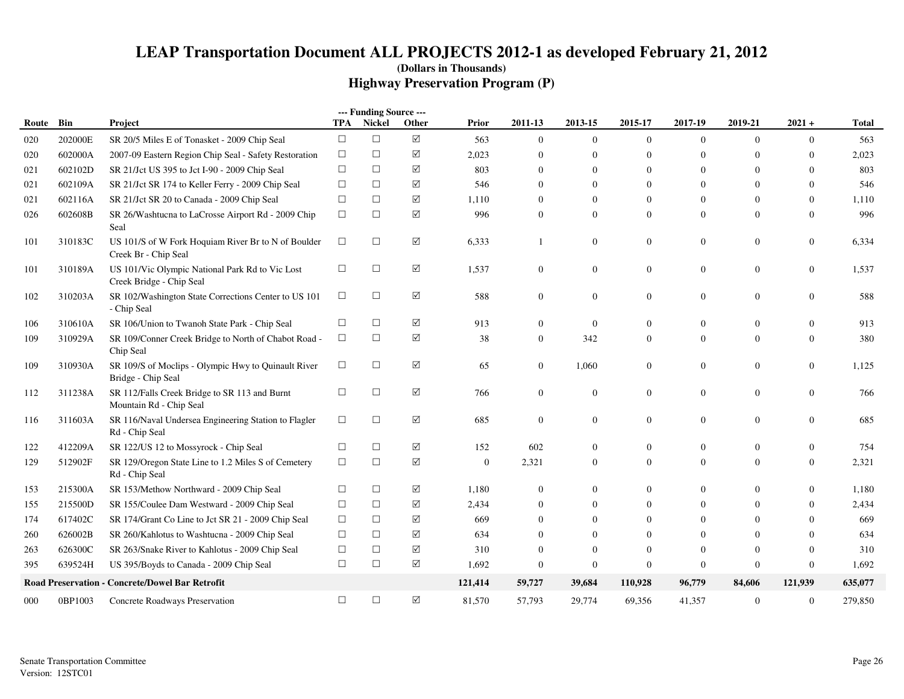# LEAP Transportation Document ALL PROJECTS 2012-1 as developed February 21, 2012

**(Dollars in Thousands)**

## Highway Preservation Program (P)

| Route | Bin | Project | --- Funding Source --- TPA | Nickel | Other | Prior | 2011-13 | 2013-15 | 2015-17 | 2017-19 | 2019-21 | 2021 + | Total |
|---|---|---|---|---|---|---|---|---|---|---|---|---|---|
| 020 | 202000E | SR 20/5 Miles E of Tonasket - 2009 Chip Seal | ☐ | ☐ | ☑ | 563 | 0 | 0 | 0 | 0 | 0 | 0 | 563 |
| 020 | 602000A | 2007-09 Eastern Region Chip Seal - Safety Restoration | ☐ | ☐ | ☑ | 2,023 | 0 | 0 | 0 | 0 | 0 | 0 | 2,023 |
| 021 | 602102D | SR 21/Jct US 395 to Jct I-90 - 2009 Chip Seal | ☐ | ☐ | ☑ | 803 | 0 | 0 | 0 | 0 | 0 | 0 | 803 |
| 021 | 602109A | SR 21/Jct SR 174 to Keller Ferry - 2009 Chip Seal | ☐ | ☐ | ☑ | 546 | 0 | 0 | 0 | 0 | 0 | 0 | 546 |
| 021 | 602116A | SR 21/Jct SR 20 to Canada - 2009 Chip Seal | ☐ | ☐ | ☑ | 1,110 | 0 | 0 | 0 | 0 | 0 | 0 | 1,110 |
| 026 | 602608B | SR 26/Washtucna to LaCrosse Airport Rd - 2009 Chip Seal | ☐ | ☐ | ☑ | 996 | 0 | 0 | 0 | 0 | 0 | 0 | 996 |
| 101 | 310183C | US 101/S of W Fork Hoquiam River Br to N of Boulder Creek Br - Chip Seal | ☐ | ☐ | ☑ | 6,333 | 1 | 0 | 0 | 0 | 0 | 0 | 6,334 |
| 101 | 310189A | US 101/Vic Olympic National Park Rd to Vic Lost Creek Bridge - Chip Seal | ☐ | ☐ | ☑ | 1,537 | 0 | 0 | 0 | 0 | 0 | 0 | 1,537 |
| 102 | 310203A | SR 102/Washington State Corrections Center to US 101 - Chip Seal | ☐ | ☐ | ☑ | 588 | 0 | 0 | 0 | 0 | 0 | 0 | 588 |
| 106 | 310610A | SR 106/Union to Twanoh State Park - Chip Seal | ☐ | ☐ | ☑ | 913 | 0 | 0 | 0 | 0 | 0 | 0 | 913 |
| 109 | 310929A | SR 109/Conner Creek Bridge to North of Chabot Road - Chip Seal | ☐ | ☐ | ☑ | 38 | 0 | 342 | 0 | 0 | 0 | 0 | 380 |
| 109 | 310930A | SR 109/S of Moclips - Olympic Hwy to Quinault River Bridge - Chip Seal | ☐ | ☐ | ☑ | 65 | 0 | 1,060 | 0 | 0 | 0 | 0 | 1,125 |
| 112 | 311238A | SR 112/Falls Creek Bridge to SR 113 and Burnt Mountain Rd - Chip Seal | ☐ | ☐ | ☑ | 766 | 0 | 0 | 0 | 0 | 0 | 0 | 766 |
| 116 | 311603A | SR 116/Naval Undersea Engineering Station to Flagler Rd - Chip Seal | ☐ | ☐ | ☑ | 685 | 0 | 0 | 0 | 0 | 0 | 0 | 685 |
| 122 | 412209A | SR 122/US 12 to Mossyrock - Chip Seal | ☐ | ☐ | ☑ | 152 | 602 | 0 | 0 | 0 | 0 | 0 | 754 |
| 129 | 512902F | SR 129/Oregon State Line to 1.2 Miles S of Cemetery Rd - Chip Seal | ☐ | ☐ | ☑ | 0 | 2,321 | 0 | 0 | 0 | 0 | 0 | 2,321 |
| 153 | 215300A | SR 153/Methow Northward - 2009 Chip Seal | ☐ | ☐ | ☑ | 1,180 | 0 | 0 | 0 | 0 | 0 | 0 | 1,180 |
| 155 | 215500D | SR 155/Coulee Dam Westward - 2009 Chip Seal | ☐ | ☐ | ☑ | 2,434 | 0 | 0 | 0 | 0 | 0 | 0 | 2,434 |
| 174 | 617402C | SR 174/Grant Co Line to Jct SR 21 - 2009 Chip Seal | ☐ | ☐ | ☑ | 669 | 0 | 0 | 0 | 0 | 0 | 0 | 669 |
| 260 | 626002B | SR 260/Kahlotus to Washtucna - 2009 Chip Seal | ☐ | ☐ | ☑ | 634 | 0 | 0 | 0 | 0 | 0 | 0 | 634 |
| 263 | 626300C | SR 263/Snake River to Kahlotus - 2009 Chip Seal | ☐ | ☐ | ☑ | 310 | 0 | 0 | 0 | 0 | 0 | 0 | 310 |
| 395 | 639524H | US 395/Boyds to Canada - 2009 Chip Seal | ☐ | ☐ | ☑ | 1,692 | 0 | 0 | 0 | 0 | 0 | 0 | 1,692 |
| **Road Preservation - Concrete/Dowel Bar Retrofit** | | | | | | **121,414** | **59,727** | **39,684** | **110,928** | **96,779** | **84,606** | **121,939** | **635,077** |
| 000 | 0BP1003 | Concrete Roadways Preservation | ☐ | ☐ | ☑ | 81,570 | 57,793 | 29,774 | 69,356 | 41,357 | 0 | 0 | 279,850 |

Senate Transportation Committee
Version: 12STC01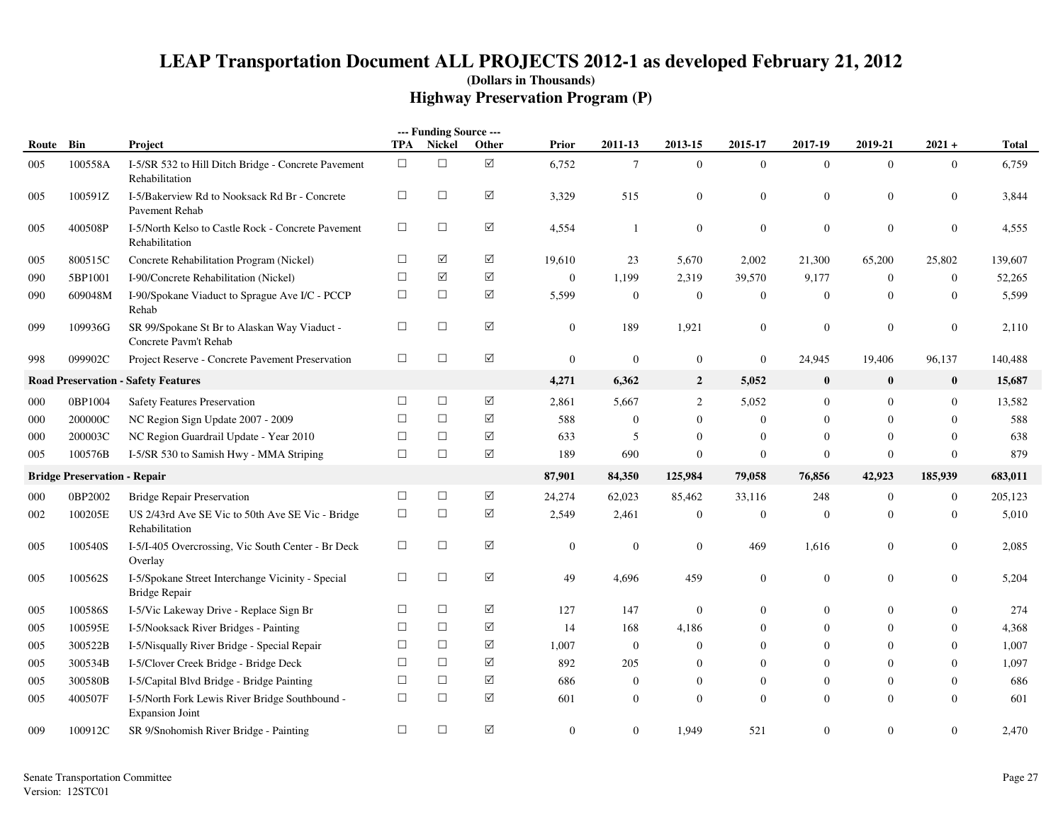# LEAP Transportation Document ALL PROJECTS 2012-1 as developed February 21, 2012

**(Dollars in Thousands)**

## Highway Preservation Program (P)

| Route | Bin | Project | TPA | Nickel | Other | Prior | 2011-13 | 2013-15 | 2015-17 | 2017-19 | 2019-21 | 2021 + | Total |
|---|---|---|---|---|---|---|---|---|---|---|---|---|---|
| 005 | 100558A | I-5/SR 532 to Hill Ditch Bridge - Concrete Pavement Rehabilitation | ☐ | ☐ | ☑ | 6,752 | 7 | 0 | 0 | 0 | 0 | 0 | 6,759 |
| 005 | 100591Z | I-5/Bakerview Rd to Nooksack Rd Br - Concrete Pavement Rehab | ☐ | ☐ | ☑ | 3,329 | 515 | 0 | 0 | 0 | 0 | 0 | 3,844 |
| 005 | 400508P | I-5/North Kelso to Castle Rock - Concrete Pavement Rehabilitation | ☐ | ☐ | ☑ | 4,554 | 1 | 0 | 0 | 0 | 0 | 0 | 4,555 |
| 005 | 800515C | Concrete Rehabilitation Program (Nickel) | ☐ | ☑ | ☑ | 19,610 | 23 | 5,670 | 2,002 | 21,300 | 65,200 | 25,802 | 139,607 |
| 090 | 5BP1001 | I-90/Concrete Rehabilitation (Nickel) | ☐ | ☑ | ☑ | 0 | 1,199 | 2,319 | 39,570 | 9,177 | 0 | 0 | 52,265 |
| 090 | 609048M | I-90/Spokane Viaduct to Sprague Ave I/C - PCCP Rehab | ☐ | ☐ | ☑ | 5,599 | 0 | 0 | 0 | 0 | 0 | 0 | 5,599 |
| 099 | 109936G | SR 99/Spokane St Br to Alaskan Way Viaduct - Concrete Pavm't Rehab | ☐ | ☐ | ☑ | 0 | 189 | 1,921 | 0 | 0 | 0 | 0 | 2,110 |
| 998 | 099902C | Project Reserve - Concrete Pavement Preservation | ☐ | ☐ | ☑ | 0 | 0 | 0 | 0 | 24,945 | 19,406 | 96,137 | 140,488 |
| **Road Preservation - Safety Features** | | | | | | **4,271** | **6,362** | **2** | **5,052** | **0** | **0** | **0** | **15,687** |
| 000 | 0BP1004 | Safety Features Preservation | ☐ | ☐ | ☑ | 2,861 | 5,667 | 2 | 5,052 | 0 | 0 | 0 | 13,582 |
| 000 | 200000C | NC Region Sign Update 2007 - 2009 | ☐ | ☐ | ☑ | 588 | 0 | 0 | 0 | 0 | 0 | 0 | 588 |
| 000 | 200003C | NC Region Guardrail Update - Year 2010 | ☐ | ☐ | ☑ | 633 | 5 | 0 | 0 | 0 | 0 | 0 | 638 |
| 005 | 100576B | I-5/SR 530 to Samish Hwy - MMA Striping | ☐ | ☐ | ☑ | 189 | 690 | 0 | 0 | 0 | 0 | 0 | 879 |
| **Bridge Preservation - Repair** | | | | | | **87,901** | **84,350** | **125,984** | **79,058** | **76,856** | **42,923** | **185,939** | **683,011** |
| 000 | 0BP2002 | Bridge Repair Preservation | ☐ | ☐ | ☑ | 24,274 | 62,023 | 85,462 | 33,116 | 248 | 0 | 0 | 205,123 |
| 002 | 100205E | US 2/43rd Ave SE Vic to 50th Ave SE Vic - Bridge Rehabilitation | ☐ | ☐ | ☑ | 2,549 | 2,461 | 0 | 0 | 0 | 0 | 0 | 5,010 |
| 005 | 100540S | I-5/I-405 Overcrossing, Vic South Center - Br Deck Overlay | ☐ | ☐ | ☑ | 0 | 0 | 0 | 469 | 1,616 | 0 | 0 | 2,085 |
| 005 | 100562S | I-5/Spokane Street Interchange Vicinity - Special Bridge Repair | ☐ | ☐ | ☑ | 49 | 4,696 | 459 | 0 | 0 | 0 | 0 | 5,204 |
| 005 | 100586S | I-5/Vic Lakeway Drive - Replace Sign Br | ☐ | ☐ | ☑ | 127 | 147 | 0 | 0 | 0 | 0 | 0 | 274 |
| 005 | 100595E | I-5/Nooksack River Bridges - Painting | ☐ | ☐ | ☑ | 14 | 168 | 4,186 | 0 | 0 | 0 | 0 | 4,368 |
| 005 | 300522B | I-5/Nisqually River Bridge - Special Repair | ☐ | ☐ | ☑ | 1,007 | 0 | 0 | 0 | 0 | 0 | 0 | 1,007 |
| 005 | 300534B | I-5/Clover Creek Bridge - Bridge Deck | ☐ | ☐ | ☑ | 892 | 205 | 0 | 0 | 0 | 0 | 0 | 1,097 |
| 005 | 300580B | I-5/Capital Blvd Bridge - Bridge Painting | ☐ | ☐ | ☑ | 686 | 0 | 0 | 0 | 0 | 0 | 0 | 686 |
| 005 | 400507F | I-5/North Fork Lewis River Bridge Southbound - Expansion Joint | ☐ | ☐ | ☑ | 601 | 0 | 0 | 0 | 0 | 0 | 0 | 601 |
| 009 | 100912C | SR 9/Snohomish River Bridge - Painting | ☐ | ☐ | ☑ | 0 | 0 | 1,949 | 521 | 0 | 0 | 0 | 2,470 |

Senate Transportation Committee
Version: 12STC01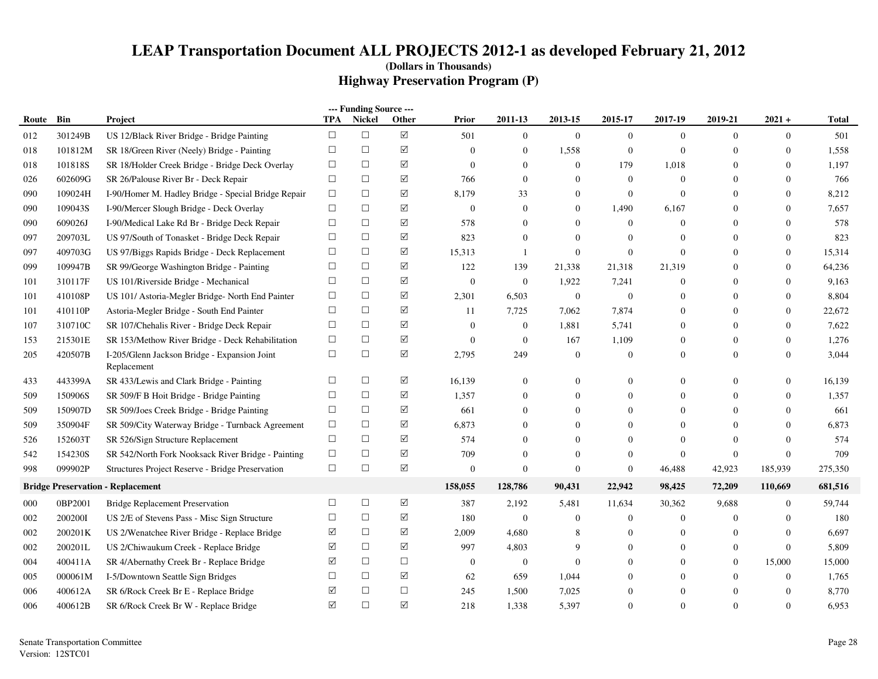# LEAP Transportation Document ALL PROJECTS 2012-1 as developed February 21, 2012

**(Dollars in Thousands)**

## Highway Preservation Program (P)

| Route | Bin | Project | TPA | Nickel | Other | Prior | 2011-13 | 2013-15 | 2015-17 | 2017-19 | 2019-21 | 2021 + | Total |
|---|---|---|---|---|---|---|---|---|---|---|---|---|---|
| 012 | 301249B | US 12/Black River Bridge - Bridge Painting | ☐ | ☐ | ☑ | 501 | 0 | 0 | 0 | 0 | 0 | 0 | 501 |
| 018 | 101812M | SR 18/Green River (Neely) Bridge - Painting | ☐ | ☐ | ☑ | 0 | 0 | 1,558 | 0 | 0 | 0 | 0 | 1,558 |
| 018 | 101818S | SR 18/Holder Creek Bridge - Bridge Deck Overlay | ☐ | ☐ | ☑ | 0 | 0 | 0 | 179 | 1,018 | 0 | 0 | 1,197 |
| 026 | 602609G | SR 26/Palouse River Br - Deck Repair | ☐ | ☐ | ☑ | 766 | 0 | 0 | 0 | 0 | 0 | 0 | 766 |
| 090 | 109024H | I-90/Homer M. Hadley Bridge - Special Bridge Repair | ☐ | ☐ | ☑ | 8,179 | 33 | 0 | 0 | 0 | 0 | 0 | 8,212 |
| 090 | 109043S | I-90/Mercer Slough Bridge - Deck Overlay | ☐ | ☐ | ☑ | 0 | 0 | 0 | 1,490 | 6,167 | 0 | 0 | 7,657 |
| 090 | 609026J | I-90/Medical Lake Rd Br - Bridge Deck Repair | ☐ | ☐ | ☑ | 578 | 0 | 0 | 0 | 0 | 0 | 0 | 578 |
| 097 | 209703L | US 97/South of Tonasket - Bridge Deck Repair | ☐ | ☐ | ☑ | 823 | 0 | 0 | 0 | 0 | 0 | 0 | 823 |
| 097 | 409703G | US 97/Biggs Rapids Bridge - Deck Replacement | ☐ | ☐ | ☑ | 15,313 | 1 | 0 | 0 | 0 | 0 | 0 | 15,314 |
| 099 | 109947B | SR 99/George Washington Bridge - Painting | ☐ | ☐ | ☑ | 122 | 139 | 21,338 | 21,318 | 21,319 | 0 | 0 | 64,236 |
| 101 | 310117F | US 101/Riverside Bridge - Mechanical | ☐ | ☐ | ☑ | 0 | 0 | 1,922 | 7,241 | 0 | 0 | 0 | 9,163 |
| 101 | 410108P | US 101/ Astoria-Megler Bridge- North End Painter | ☐ | ☐ | ☑ | 2,301 | 6,503 | 0 | 0 | 0 | 0 | 0 | 8,804 |
| 101 | 410110P | Astoria-Megler Bridge - South End Painter | ☐ | ☐ | ☑ | 11 | 7,725 | 7,062 | 7,874 | 0 | 0 | 0 | 22,672 |
| 107 | 310710C | SR 107/Chehalis River - Bridge Deck Repair | ☐ | ☐ | ☑ | 0 | 0 | 1,881 | 5,741 | 0 | 0 | 0 | 7,622 |
| 153 | 215301E | SR 153/Methow River Bridge - Deck Rehabilitation | ☐ | ☐ | ☑ | 0 | 0 | 167 | 1,109 | 0 | 0 | 0 | 1,276 |
| 205 | 420507B | I-205/Glenn Jackson Bridge - Expansion Joint Replacement | ☐ | ☐ | ☑ | 2,795 | 249 | 0 | 0 | 0 | 0 | 0 | 3,044 |
| 433 | 443399A | SR 433/Lewis and Clark Bridge - Painting | ☐ | ☐ | ☑ | 16,139 | 0 | 0 | 0 | 0 | 0 | 0 | 16,139 |
| 509 | 150906S | SR 509/F B Hoit Bridge - Bridge Painting | ☐ | ☐ | ☑ | 1,357 | 0 | 0 | 0 | 0 | 0 | 0 | 1,357 |
| 509 | 150907D | SR 509/Joes Creek Bridge - Bridge Painting | ☐ | ☐ | ☑ | 661 | 0 | 0 | 0 | 0 | 0 | 0 | 661 |
| 509 | 350904F | SR 509/City Waterway Bridge - Turnback Agreement | ☐ | ☐ | ☑ | 6,873 | 0 | 0 | 0 | 0 | 0 | 0 | 6,873 |
| 526 | 152603T | SR 526/Sign Structure Replacement | ☐ | ☐ | ☑ | 574 | 0 | 0 | 0 | 0 | 0 | 0 | 574 |
| 542 | 154230S | SR 542/North Fork Nooksack River Bridge - Painting | ☐ | ☐ | ☑ | 709 | 0 | 0 | 0 | 0 | 0 | 0 | 709 |
| 998 | 099902P | Structures Project Reserve - Bridge Preservation | ☐ | ☐ | ☑ | 0 | 0 | 0 | 0 | 46,488 | 42,923 | 185,939 | 275,350 |
| **Bridge Preservation - Replacement** | | | | | | **158,055** | **128,786** | **90,431** | **22,942** | **98,425** | **72,209** | **110,669** | **681,516** |
| 000 | 0BP2001 | Bridge Replacement Preservation | ☐ | ☐ | ☑ | 387 | 2,192 | 5,481 | 11,634 | 30,362 | 9,688 | 0 | 59,744 |
| 002 | 200200I | US 2/E of Stevens Pass - Misc Sign Structure | ☐ | ☐ | ☑ | 180 | 0 | 0 | 0 | 0 | 0 | 0 | 180 |
| 002 | 200201K | US 2/Wenatchee River Bridge - Replace Bridge | ☑ | ☐ | ☑ | 2,009 | 4,680 | 8 | 0 | 0 | 0 | 0 | 6,697 |
| 002 | 200201L | US 2/Chiwaukum Creek - Replace Bridge | ☑ | ☐ | ☑ | 997 | 4,803 | 9 | 0 | 0 | 0 | 0 | 5,809 |
| 004 | 400411A | SR 4/Abernathy Creek Br - Replace Bridge | ☑ | ☐ | ☐ | 0 | 0 | 0 | 0 | 0 | 0 | 15,000 | 15,000 |
| 005 | 000061M | I-5/Downtown Seattle Sign Bridges | ☐ | ☐ | ☑ | 62 | 659 | 1,044 | 0 | 0 | 0 | 0 | 1,765 |
| 006 | 400612A | SR 6/Rock Creek Br E - Replace Bridge | ☑ | ☐ | ☐ | 245 | 1,500 | 7,025 | 0 | 0 | 0 | 0 | 8,770 |
| 006 | 400612B | SR 6/Rock Creek Br W - Replace Bridge | ☑ | ☐ | ☑ | 218 | 1,338 | 5,397 | 0 | 0 | 0 | 0 | 6,953 |

Senate Transportation Committee
Version: 12STC01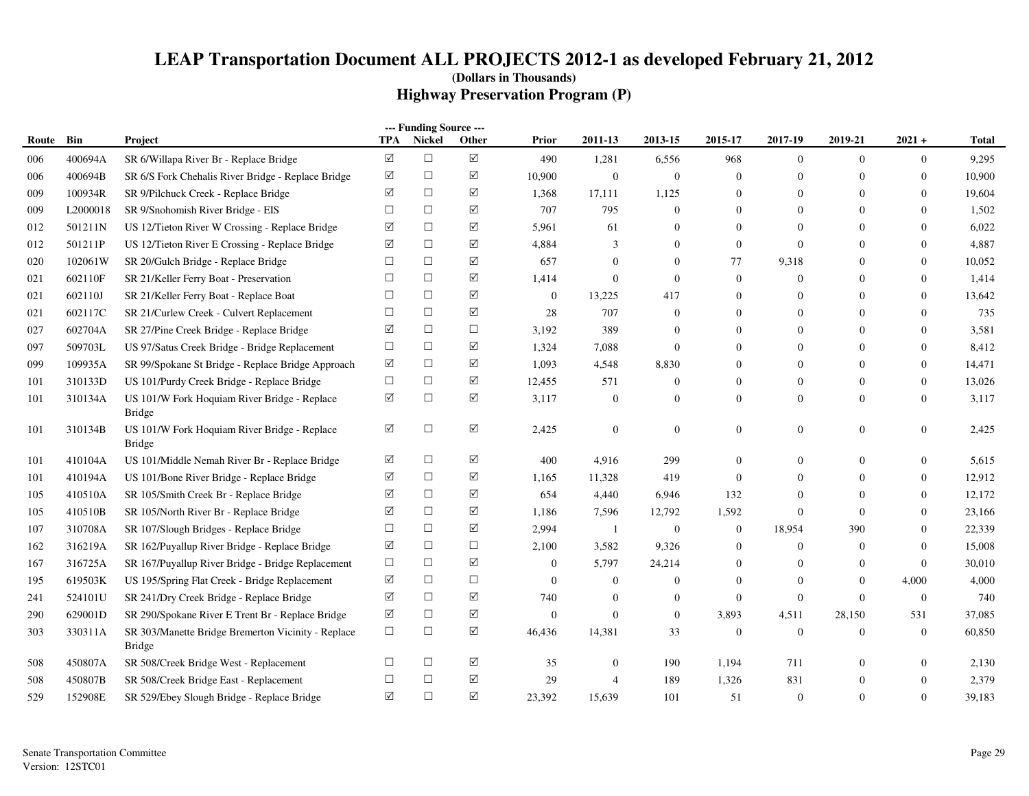# LEAP Transportation Document ALL PROJECTS 2012-1 as developed February 21, 2012

**(Dollars in Thousands)**

## Highway Preservation Program (P)

| Route | Bin | Project | TPA | Nickel | Other | Prior | 2011-13 | 2013-15 | 2015-17 | 2017-19 | 2019-21 | 2021 + | Total |
|---|---|---|---|---|---|---|---|---|---|---|---|---|---|
| | | | --- Funding Source --- | | | | | | | | | | |
| 006 | 400694A | SR 6/Willapa River Br - Replace Bridge | ☑ | ☐ | ☑ | 490 | 1,281 | 6,556 | 968 | 0 | 0 | 0 | 9,295 |
| 006 | 400694B | SR 6/S Fork Chehalis River Bridge - Replace Bridge | ☑ | ☐ | ☑ | 10,900 | 0 | 0 | 0 | 0 | 0 | 0 | 10,900 |
| 009 | 100934R | SR 9/Pilchuck Creek - Replace Bridge | ☑ | ☐ | ☑ | 1,368 | 17,111 | 1,125 | 0 | 0 | 0 | 0 | 19,604 |
| 009 | L2000018 | SR 9/Snohomish River Bridge - EIS | ☐ | ☐ | ☑ | 707 | 795 | 0 | 0 | 0 | 0 | 0 | 1,502 |
| 012 | 501211N | US 12/Tieton River W Crossing - Replace Bridge | ☑ | ☐ | ☑ | 5,961 | 61 | 0 | 0 | 0 | 0 | 0 | 6,022 |
| 012 | 501211P | US 12/Tieton River E Crossing - Replace Bridge | ☑ | ☐ | ☑ | 4,884 | 3 | 0 | 0 | 0 | 0 | 0 | 4,887 |
| 020 | 102061W | SR 20/Gulch Bridge - Replace Bridge | ☐ | ☐ | ☑ | 657 | 0 | 0 | 77 | 9,318 | 0 | 0 | 10,052 |
| 021 | 602110F | SR 21/Keller Ferry Boat - Preservation | ☐ | ☐ | ☑ | 1,414 | 0 | 0 | 0 | 0 | 0 | 0 | 1,414 |
| 021 | 602110J | SR 21/Keller Ferry Boat - Replace Boat | ☐ | ☐ | ☑ | 0 | 13,225 | 417 | 0 | 0 | 0 | 0 | 13,642 |
| 021 | 602117C | SR 21/Curlew Creek - Culvert Replacement | ☐ | ☐ | ☑ | 28 | 707 | 0 | 0 | 0 | 0 | 0 | 735 |
| 027 | 602704A | SR 27/Pine Creek Bridge - Replace Bridge | ☑ | ☐ | ☐ | 3,192 | 389 | 0 | 0 | 0 | 0 | 0 | 3,581 |
| 097 | 509703L | US 97/Satus Creek Bridge - Bridge Replacement | ☐ | ☐ | ☑ | 1,324 | 7,088 | 0 | 0 | 0 | 0 | 0 | 8,412 |
| 099 | 109935A | SR 99/Spokane St Bridge - Replace Bridge Approach | ☑ | ☐ | ☑ | 1,093 | 4,548 | 8,830 | 0 | 0 | 0 | 0 | 14,471 |
| 101 | 310133D | US 101/Purdy Creek Bridge - Replace Bridge | ☐ | ☐ | ☑ | 12,455 | 571 | 0 | 0 | 0 | 0 | 0 | 13,026 |
| 101 | 310134A | US 101/W Fork Hoquiam River Bridge - Replace Bridge | ☑ | ☐ | ☑ | 3,117 | 0 | 0 | 0 | 0 | 0 | 0 | 3,117 |
| 101 | 310134B | US 101/W Fork Hoquiam River Bridge - Replace Bridge | ☑ | ☐ | ☑ | 2,425 | 0 | 0 | 0 | 0 | 0 | 0 | 2,425 |
| 101 | 410104A | US 101/Middle Nemah River Br - Replace Bridge | ☑ | ☐ | ☑ | 400 | 4,916 | 299 | 0 | 0 | 0 | 0 | 5,615 |
| 101 | 410194A | US 101/Bone River Bridge - Replace Bridge | ☑ | ☐ | ☑ | 1,165 | 11,328 | 419 | 0 | 0 | 0 | 0 | 12,912 |
| 105 | 410510A | SR 105/Smith Creek Br - Replace Bridge | ☑ | ☐ | ☑ | 654 | 4,440 | 6,946 | 132 | 0 | 0 | 0 | 12,172 |
| 105 | 410510B | SR 105/North River Br - Replace Bridge | ☑ | ☐ | ☑ | 1,186 | 7,596 | 12,792 | 1,592 | 0 | 0 | 0 | 23,166 |
| 107 | 310708A | SR 107/Slough Bridges - Replace Bridge | ☐ | ☐ | ☑ | 2,994 | 1 | 0 | 0 | 18,954 | 390 | 0 | 22,339 |
| 162 | 316219A | SR 162/Puyallup River Bridge - Replace Bridge | ☑ | ☐ | ☐ | 2,100 | 3,582 | 9,326 | 0 | 0 | 0 | 0 | 15,008 |
| 167 | 316725A | SR 167/Puyallup River Bridge - Bridge Replacement | ☐ | ☐ | ☑ | 0 | 5,797 | 24,214 | 0 | 0 | 0 | 0 | 30,010 |
| 195 | 619503K | US 195/Spring Flat Creek - Bridge Replacement | ☑ | ☐ | ☐ | 0 | 0 | 0 | 0 | 0 | 0 | 4,000 | 4,000 |
| 241 | 524101U | SR 241/Dry Creek Bridge - Replace Bridge | ☑ | ☐ | ☑ | 740 | 0 | 0 | 0 | 0 | 0 | 0 | 740 |
| 290 | 629001D | SR 290/Spokane River E Trent Br - Replace Bridge | ☑ | ☐ | ☑ | 0 | 0 | 0 | 3,893 | 4,511 | 28,150 | 531 | 37,085 |
| 303 | 330311A | SR 303/Manette Bridge Bremerton Vicinity - Replace Bridge | ☐ | ☐ | ☑ | 46,436 | 14,381 | 33 | 0 | 0 | 0 | 0 | 60,850 |
| 508 | 450807A | SR 508/Creek Bridge West - Replacement | ☐ | ☐ | ☑ | 35 | 0 | 190 | 1,194 | 711 | 0 | 0 | 2,130 |
| 508 | 450807B | SR 508/Creek Bridge East - Replacement | ☐ | ☐ | ☑ | 29 | 4 | 189 | 1,326 | 831 | 0 | 0 | 2,379 |
| 529 | 152908E | SR 529/Ebey Slough Bridge - Replace Bridge | ☑ | ☐ | ☑ | 23,392 | 15,639 | 101 | 51 | 0 | 0 | 0 | 39,183 |

Senate Transportation Committee
Version: 12STC01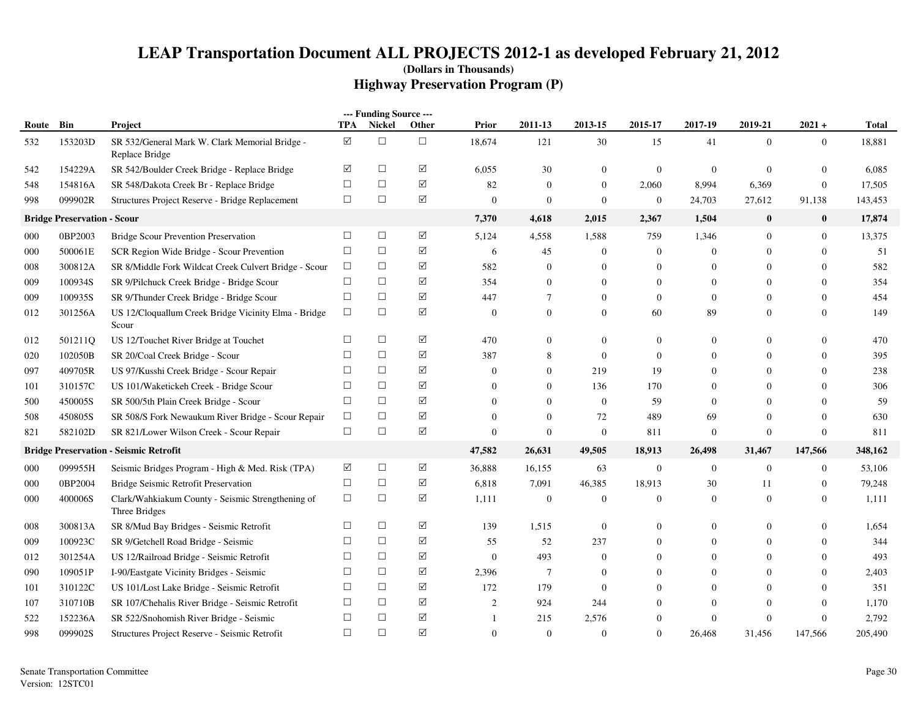# LEAP Transportation Document ALL PROJECTS 2012-1 as developed February 21, 2012

(Dollars in Thousands)

## Highway Preservation Program (P)

| Route | Bin | Project | TPA | Nickel | Other | Prior | 2011-13 | 2013-15 | 2015-17 | 2017-19 | 2019-21 | 2021 + | Total |
|---|---|---|---|---|---|---|---|---|---|---|---|---|---|
| 532 | 153203D | SR 532/General Mark W. Clark Memorial Bridge - Replace Bridge | ☑ | ☐ | ☐ | 18,674 | 121 | 30 | 15 | 41 | 0 | 0 | 18,881 |
| 542 | 154229A | SR 542/Boulder Creek Bridge - Replace Bridge | ☑ | ☐ | ☑ | 6,055 | 30 | 0 | 0 | 0 | 0 | 0 | 6,085 |
| 548 | 154816A | SR 548/Dakota Creek Br - Replace Bridge | ☐ | ☐ | ☑ | 82 | 0 | 0 | 2,060 | 8,994 | 6,369 | 0 | 17,505 |
| 998 | 099902R | Structures Project Reserve - Bridge Replacement | ☐ | ☐ | ☑ | 0 | 0 | 0 | 0 | 24,703 | 27,612 | 91,138 | 143,453 |
| **Bridge Preservation - Scour** | | | | | | **7,370** | **4,618** | **2,015** | **2,367** | **1,504** | **0** | **0** | **17,874** |
| 000 | 0BP2003 | Bridge Scour Prevention Preservation | ☐ | ☐ | ☑ | 5,124 | 4,558 | 1,588 | 759 | 1,346 | 0 | 0 | 13,375 |
| 000 | 500061E | SCR Region Wide Bridge - Scour Prevention | ☐ | ☐ | ☑ | 6 | 45 | 0 | 0 | 0 | 0 | 0 | 51 |
| 008 | 300812A | SR 8/Middle Fork Wildcat Creek Culvert Bridge - Scour | ☐ | ☐ | ☑ | 582 | 0 | 0 | 0 | 0 | 0 | 0 | 582 |
| 009 | 100934S | SR 9/Pilchuck Creek Bridge - Bridge Scour | ☐ | ☐ | ☑ | 354 | 0 | 0 | 0 | 0 | 0 | 0 | 354 |
| 009 | 100935S | SR 9/Thunder Creek Bridge - Bridge Scour | ☐ | ☐ | ☑ | 447 | 7 | 0 | 0 | 0 | 0 | 0 | 454 |
| 012 | 301256A | US 12/Cloquallum Creek Bridge Vicinity Elma - Bridge Scour | ☐ | ☐ | ☑ | 0 | 0 | 0 | 60 | 89 | 0 | 0 | 149 |
| 012 | 501211Q | US 12/Touchet River Bridge at Touchet | ☐ | ☐ | ☑ | 470 | 0 | 0 | 0 | 0 | 0 | 0 | 470 |
| 020 | 102050B | SR 20/Coal Creek Bridge - Scour | ☐ | ☐ | ☑ | 387 | 8 | 0 | 0 | 0 | 0 | 0 | 395 |
| 097 | 409705R | US 97/Kusshi Creek Bridge - Scour Repair | ☐ | ☐ | ☑ | 0 | 0 | 219 | 19 | 0 | 0 | 0 | 238 |
| 101 | 310157C | US 101/Waketickeh Creek - Bridge Scour | ☐ | ☐ | ☑ | 0 | 0 | 136 | 170 | 0 | 0 | 0 | 306 |
| 500 | 450005S | SR 500/5th Plain Creek Bridge - Scour | ☐ | ☐ | ☑ | 0 | 0 | 0 | 59 | 0 | 0 | 0 | 59 |
| 508 | 450805S | SR 508/S Fork Newaukum River Bridge - Scour Repair | ☐ | ☐ | ☑ | 0 | 0 | 72 | 489 | 69 | 0 | 0 | 630 |
| 821 | 582102D | SR 821/Lower Wilson Creek - Scour Repair | ☐ | ☐ | ☑ | 0 | 0 | 0 | 811 | 0 | 0 | 0 | 811 |
| **Bridge Preservation - Seismic Retrofit** | | | | | | **47,582** | **26,631** | **49,505** | **18,913** | **26,498** | **31,467** | **147,566** | **348,162** |
| 000 | 099955H | Seismic Bridges Program - High & Med. Risk (TPA) | ☑ | ☐ | ☑ | 36,888 | 16,155 | 63 | 0 | 0 | 0 | 0 | 53,106 |
| 000 | 0BP2004 | Bridge Seismic Retrofit Preservation | ☐ | ☐ | ☑ | 6,818 | 7,091 | 46,385 | 18,913 | 30 | 11 | 0 | 79,248 |
| 000 | 400006S | Clark/Wahkiakum County - Seismic Strengthening of Three Bridges | ☐ | ☐ | ☑ | 1,111 | 0 | 0 | 0 | 0 | 0 | 0 | 1,111 |
| 008 | 300813A | SR 8/Mud Bay Bridges - Seismic Retrofit | ☐ | ☐ | ☑ | 139 | 1,515 | 0 | 0 | 0 | 0 | 0 | 1,654 |
| 009 | 100923C | SR 9/Getchell Road Bridge - Seismic | ☐ | ☐ | ☑ | 55 | 52 | 237 | 0 | 0 | 0 | 0 | 344 |
| 012 | 301254A | US 12/Railroad Bridge - Seismic Retrofit | ☐ | ☐ | ☑ | 0 | 493 | 0 | 0 | 0 | 0 | 0 | 493 |
| 090 | 109051P | I-90/Eastgate Vicinity Bridges - Seismic | ☐ | ☐ | ☑ | 2,396 | 7 | 0 | 0 | 0 | 0 | 0 | 2,403 |
| 101 | 310122C | US 101/Lost Lake Bridge - Seismic Retrofit | ☐ | ☐ | ☑ | 172 | 179 | 0 | 0 | 0 | 0 | 0 | 351 |
| 107 | 310710B | SR 107/Chehalis River Bridge - Seismic Retrofit | ☐ | ☐ | ☑ | 2 | 924 | 244 | 0 | 0 | 0 | 0 | 1,170 |
| 522 | 152236A | SR 522/Snohomish River Bridge - Seismic | ☐ | ☐ | ☑ | 1 | 215 | 2,576 | 0 | 0 | 0 | 0 | 2,792 |
| 998 | 099902S | Structures Project Reserve - Seismic Retrofit | ☐ | ☐ | ☑ | 0 | 0 | 0 | 0 | 26,468 | 31,456 | 147,566 | 205,490 |

Senate Transportation Committee
Version: 12STC01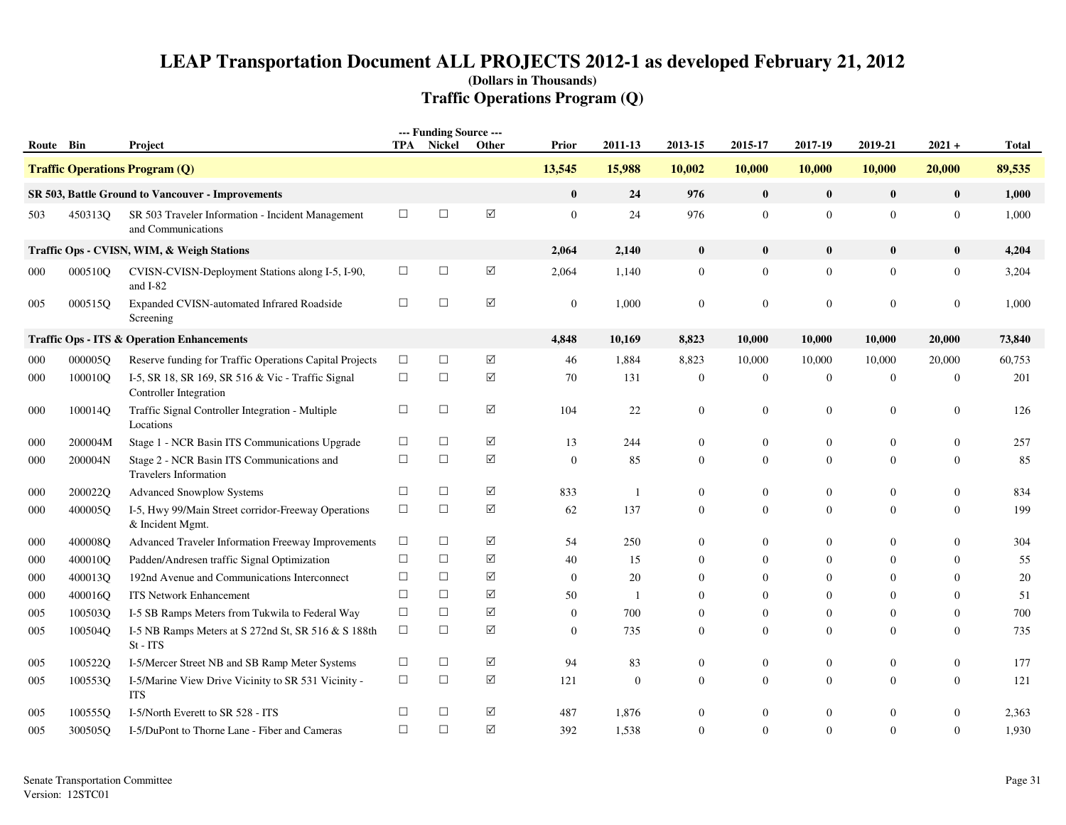# LEAP Transportation Document ALL PROJECTS 2012-1 as developed February 21, 2012

**(Dollars in Thousands)**

## Traffic Operations Program (Q)

| Route | Bin | Project | TPA | Nickel | Other | Prior | 2011-13 | 2013-15 | 2015-17 | 2017-19 | 2019-21 | 2021 + | Total |
|---|---|---|---|---|---|---|---|---|---|---|---|---|---|
| **Traffic Operations Program (Q)** | | | | | | **13,545** | **15,988** | **10,002** | **10,000** | **10,000** | **10,000** | **20,000** | **89,535** |
| **SR 503, Battle Ground to Vancouver - Improvements** | | | | | | **0** | **24** | **976** | **0** | **0** | **0** | **0** | **1,000** |
| 503 | 450313Q | SR 503 Traveler Information - Incident Management and Communications | ☐ | ☐ | ☑ | 0 | 24 | 976 | 0 | 0 | 0 | 0 | 1,000 |
| **Traffic Ops - CVISN, WIM, & Weigh Stations** | | | | | | **2,064** | **2,140** | **0** | **0** | **0** | **0** | **0** | **4,204** |
| 000 | 000510Q | CVISN-CVISN-Deployment Stations along I-5, I-90, and I-82 | ☐ | ☐ | ☑ | 2,064 | 1,140 | 0 | 0 | 0 | 0 | 0 | 3,204 |
| 005 | 000515Q | Expanded CVISN-automated Infrared Roadside Screening | ☐ | ☐ | ☑ | 0 | 1,000 | 0 | 0 | 0 | 0 | 0 | 1,000 |
| **Traffic Ops - ITS & Operation Enhancements** | | | | | | **4,848** | **10,169** | **8,823** | **10,000** | **10,000** | **10,000** | **20,000** | **73,840** |
| 000 | 000005Q | Reserve funding for Traffic Operations Capital Projects | ☐ | ☐ | ☑ | 46 | 1,884 | 8,823 | 10,000 | 10,000 | 10,000 | 20,000 | 60,753 |
| 000 | 100010Q | I-5, SR 18, SR 169, SR 516 & Vic - Traffic Signal Controller Integration | ☐ | ☐ | ☑ | 70 | 131 | 0 | 0 | 0 | 0 | 0 | 201 |
| 000 | 100014Q | Traffic Signal Controller Integration - Multiple Locations | ☐ | ☐ | ☑ | 104 | 22 | 0 | 0 | 0 | 0 | 0 | 126 |
| 000 | 200004M | Stage 1 - NCR Basin ITS Communications Upgrade | ☐ | ☐ | ☑ | 13 | 244 | 0 | 0 | 0 | 0 | 0 | 257 |
| 000 | 200004N | Stage 2 - NCR Basin ITS Communications and Travelers Information | ☐ | ☐ | ☑ | 0 | 85 | 0 | 0 | 0 | 0 | 0 | 85 |
| 000 | 200022Q | Advanced Snowplow Systems | ☐ | ☐ | ☑ | 833 | 1 | 0 | 0 | 0 | 0 | 0 | 834 |
| 000 | 400005Q | I-5, Hwy 99/Main Street corridor-Freeway Operations & Incident Mgmt. | ☐ | ☐ | ☑ | 62 | 137 | 0 | 0 | 0 | 0 | 0 | 199 |
| 000 | 400008Q | Advanced Traveler Information Freeway Improvements | ☐ | ☐ | ☑ | 54 | 250 | 0 | 0 | 0 | 0 | 0 | 304 |
| 000 | 400010Q | Padden/Andresen traffic Signal Optimization | ☐ | ☐ | ☑ | 40 | 15 | 0 | 0 | 0 | 0 | 0 | 55 |
| 000 | 400013Q | 192nd Avenue and Communications Interconnect | ☐ | ☐ | ☑ | 0 | 20 | 0 | 0 | 0 | 0 | 0 | 20 |
| 000 | 400016Q | ITS Network Enhancement | ☐ | ☐ | ☑ | 50 | 1 | 0 | 0 | 0 | 0 | 0 | 51 |
| 005 | 100503Q | I-5 SB Ramps Meters from Tukwila to Federal Way | ☐ | ☐ | ☑ | 0 | 700 | 0 | 0 | 0 | 0 | 0 | 700 |
| 005 | 100504Q | I-5 NB Ramps Meters at S 272nd St, SR 516 & S 188th St - ITS | ☐ | ☐ | ☑ | 0 | 735 | 0 | 0 | 0 | 0 | 0 | 735 |
| 005 | 100522Q | I-5/Mercer Street NB and SB Ramp Meter Systems | ☐ | ☐ | ☑ | 94 | 83 | 0 | 0 | 0 | 0 | 0 | 177 |
| 005 | 100553Q | I-5/Marine View Drive Vicinity to SR 531 Vicinity - ITS | ☐ | ☐ | ☑ | 121 | 0 | 0 | 0 | 0 | 0 | 0 | 121 |
| 005 | 100555Q | I-5/North Everett to SR 528 - ITS | ☐ | ☐ | ☑ | 487 | 1,876 | 0 | 0 | 0 | 0 | 0 | 2,363 |
| 005 | 300505Q | I-5/DuPont to Thorne Lane - Fiber and Cameras | ☐ | ☐ | ☑ | 392 | 1,538 | 0 | 0 | 0 | 0 | 0 | 1,930 |

Senate Transportation Committee
Version: 12STC01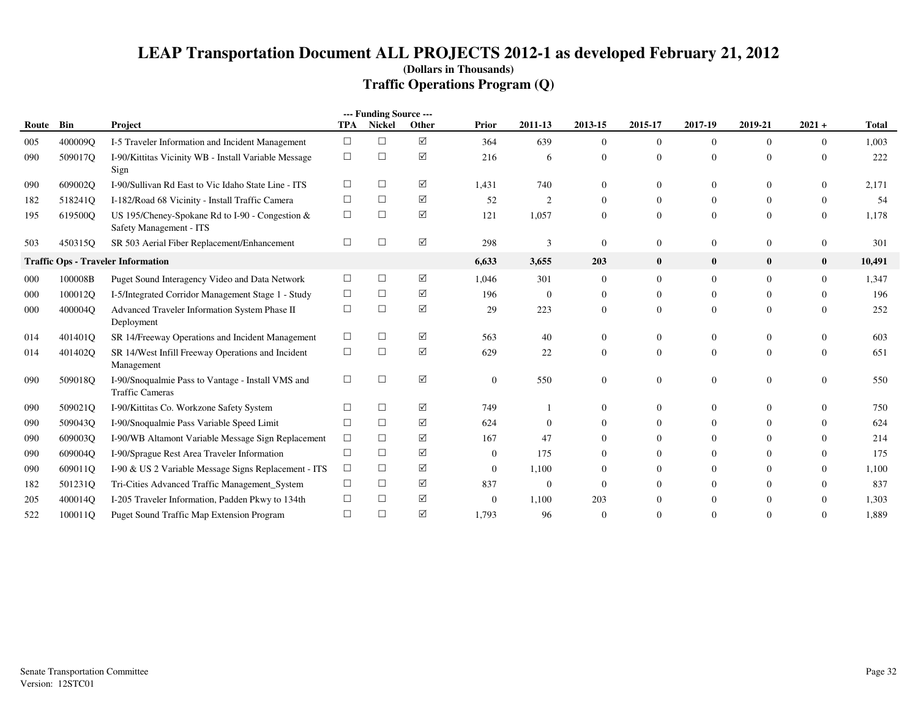# LEAP Transportation Document ALL PROJECTS 2012-1 as developed February 21, 2012

**(Dollars in Thousands)**

## Traffic Operations Program (Q)

| Route | Bin | Project | --- Funding Source --- TPA | Nickel | Other | Prior | 2011-13 | 2013-15 | 2015-17 | 2017-19 | 2019-21 | 2021 + | Total |
|---|---|---|---|---|---|---|---|---|---|---|---|---|---|
| 005 | 400009Q | I-5 Traveler Information and Incident Management | ☐ | ☐ | ☑ | 364 | 639 | 0 | 0 | 0 | 0 | 0 | 1,003 |
| 090 | 509017Q | I-90/Kittitas Vicinity WB - Install Variable Message Sign | ☐ | ☐ | ☑ | 216 | 6 | 0 | 0 | 0 | 0 | 0 | 222 |
| 090 | 609002Q | I-90/Sullivan Rd East to Vic Idaho State Line - ITS | ☐ | ☐ | ☑ | 1,431 | 740 | 0 | 0 | 0 | 0 | 0 | 2,171 |
| 182 | 518241Q | I-182/Road 68 Vicinity - Install Traffic Camera | ☐ | ☐ | ☑ | 52 | 2 | 0 | 0 | 0 | 0 | 0 | 54 |
| 195 | 619500Q | US 195/Cheney-Spokane Rd to I-90 - Congestion & Safety Management - ITS | ☐ | ☐ | ☑ | 121 | 1,057 | 0 | 0 | 0 | 0 | 0 | 1,178 |
| 503 | 450315Q | SR 503 Aerial Fiber Replacement/Enhancement | ☐ | ☐ | ☑ | 298 | 3 | 0 | 0 | 0 | 0 | 0 | 301 |
| **Traffic Ops - Traveler Information** | | | | | | **6,633** | **3,655** | **203** | **0** | **0** | **0** | **0** | **10,491** |
| 000 | 100008B | Puget Sound Interagency Video and Data Network | ☐ | ☐ | ☑ | 1,046 | 301 | 0 | 0 | 0 | 0 | 0 | 1,347 |
| 000 | 100012Q | I-5/Integrated Corridor Management Stage 1 - Study | ☐ | ☐ | ☑ | 196 | 0 | 0 | 0 | 0 | 0 | 0 | 196 |
| 000 | 400004Q | Advanced Traveler Information System Phase II Deployment | ☐ | ☐ | ☑ | 29 | 223 | 0 | 0 | 0 | 0 | 0 | 252 |
| 014 | 401401Q | SR 14/Freeway Operations and Incident Management | ☐ | ☐ | ☑ | 563 | 40 | 0 | 0 | 0 | 0 | 0 | 603 |
| 014 | 401402Q | SR 14/West Infill Freeway Operations and Incident Management | ☐ | ☐ | ☑ | 629 | 22 | 0 | 0 | 0 | 0 | 0 | 651 |
| 090 | 509018Q | I-90/Snoqualmie Pass to Vantage - Install VMS and Traffic Cameras | ☐ | ☐ | ☑ | 0 | 550 | 0 | 0 | 0 | 0 | 0 | 550 |
| 090 | 509021Q | I-90/Kittitas Co. Workzone Safety System | ☐ | ☐ | ☑ | 749 | 1 | 0 | 0 | 0 | 0 | 0 | 750 |
| 090 | 509043Q | I-90/Snoqualmie Pass Variable Speed Limit | ☐ | ☐ | ☑ | 624 | 0 | 0 | 0 | 0 | 0 | 0 | 624 |
| 090 | 609003Q | I-90/WB Altamont Variable Message Sign Replacement | ☐ | ☐ | ☑ | 167 | 47 | 0 | 0 | 0 | 0 | 0 | 214 |
| 090 | 609004Q | I-90/Sprague Rest Area Traveler Information | ☐ | ☐ | ☑ | 0 | 175 | 0 | 0 | 0 | 0 | 0 | 175 |
| 090 | 609011Q | I-90 & US 2 Variable Message Signs Replacement - ITS | ☐ | ☐ | ☑ | 0 | 1,100 | 0 | 0 | 0 | 0 | 0 | 1,100 |
| 182 | 501231Q | Tri-Cities Advanced Traffic Management_System | ☐ | ☐ | ☑ | 837 | 0 | 0 | 0 | 0 | 0 | 0 | 837 |
| 205 | 400014Q | I-205 Traveler Information, Padden Pkwy to 134th | ☐ | ☐ | ☑ | 0 | 1,100 | 203 | 0 | 0 | 0 | 0 | 1,303 |
| 522 | 100011Q | Puget Sound Traffic Map Extension Program | ☐ | ☐ | ☑ | 1,793 | 96 | 0 | 0 | 0 | 0 | 0 | 1,889 |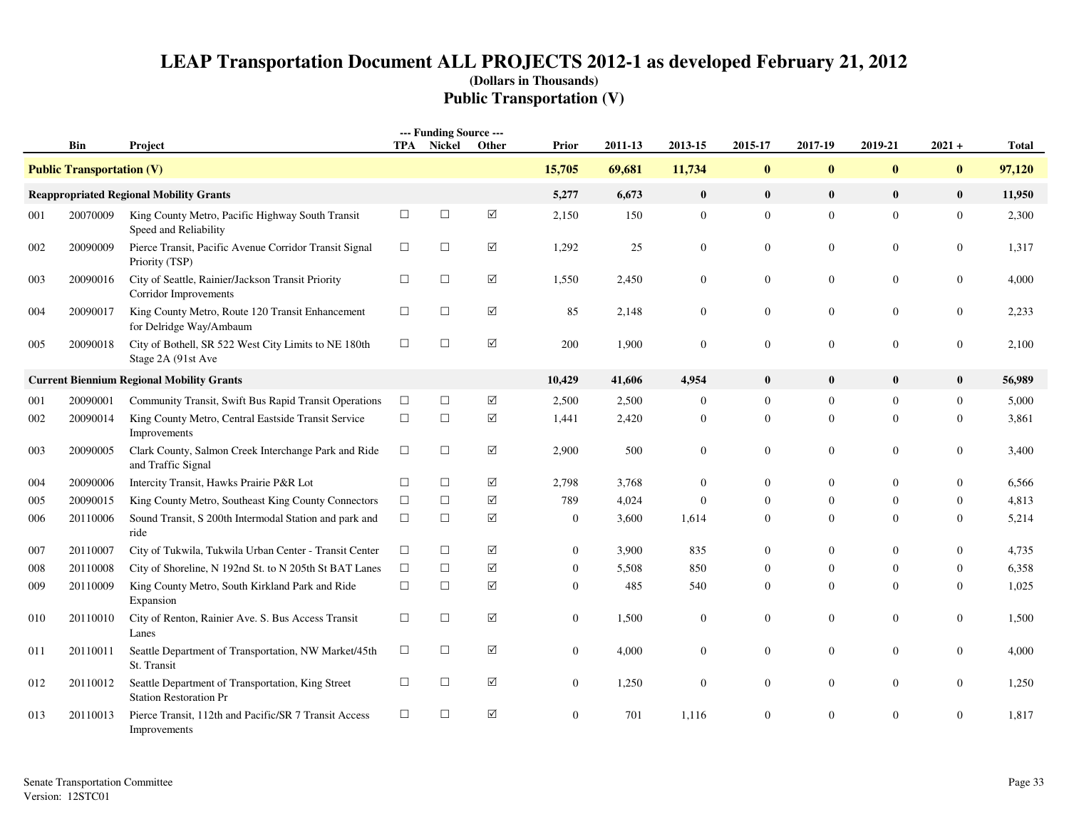# LEAP Transportation Document ALL PROJECTS 2012-1 as developed February 21, 2012

**(Dollars in Thousands)**

## Public Transportation (V)

| | Bin | Project | --- Funding Source --- TPA | Nickel | Other | Prior | 2011-13 | 2013-15 | 2015-17 | 2017-19 | 2019-21 | 2021 + | Total |
|---|---|---|---|---|---|---|---|---|---|---|---|---|---|
| **Public Transportation (V)** | | | | | | **15,705** | **69,681** | **11,734** | **0** | **0** | **0** | **0** | **97,120** |
| **Reappropriated Regional Mobility Grants** | | | | | | **5,277** | **6,673** | **0** | **0** | **0** | **0** | **0** | **11,950** |
| 001 | 20070009 | King County Metro, Pacific Highway South Transit Speed and Reliability | ☐ | ☐ | ☑ | 2,150 | 150 | 0 | 0 | 0 | 0 | 0 | 2,300 |
| 002 | 20090009 | Pierce Transit, Pacific Avenue Corridor Transit Signal Priority (TSP) | ☐ | ☐ | ☑ | 1,292 | 25 | 0 | 0 | 0 | 0 | 0 | 1,317 |
| 003 | 20090016 | City of Seattle, Rainier/Jackson Transit Priority Corridor Improvements | ☐ | ☐ | ☑ | 1,550 | 2,450 | 0 | 0 | 0 | 0 | 0 | 4,000 |
| 004 | 20090017 | King County Metro, Route 120 Transit Enhancement for Delridge Way/Ambaum | ☐ | ☐ | ☑ | 85 | 2,148 | 0 | 0 | 0 | 0 | 0 | 2,233 |
| 005 | 20090018 | City of Bothell, SR 522 West City Limits to NE 180th Stage 2A (91st Ave | ☐ | ☐ | ☑ | 200 | 1,900 | 0 | 0 | 0 | 0 | 0 | 2,100 |
| **Current Biennium Regional Mobility Grants** | | | | | | **10,429** | **41,606** | **4,954** | **0** | **0** | **0** | **0** | **56,989** |
| 001 | 20090001 | Community Transit, Swift Bus Rapid Transit Operations | ☐ | ☐ | ☑ | 2,500 | 2,500 | 0 | 0 | 0 | 0 | 0 | 5,000 |
| 002 | 20090014 | King County Metro, Central Eastside Transit Service Improvements | ☐ | ☐ | ☑ | 1,441 | 2,420 | 0 | 0 | 0 | 0 | 0 | 3,861 |
| 003 | 20090005 | Clark County, Salmon Creek Interchange Park and Ride and Traffic Signal | ☐ | ☐ | ☑ | 2,900 | 500 | 0 | 0 | 0 | 0 | 0 | 3,400 |
| 004 | 20090006 | Intercity Transit, Hawks Prairie P&R Lot | ☐ | ☐ | ☑ | 2,798 | 3,768 | 0 | 0 | 0 | 0 | 0 | 6,566 |
| 005 | 20090015 | King County Metro, Southeast King County Connectors | ☐ | ☐ | ☑ | 789 | 4,024 | 0 | 0 | 0 | 0 | 0 | 4,813 |
| 006 | 20110006 | Sound Transit, S 200th Intermodal Station and park and ride | ☐ | ☐ | ☑ | 0 | 3,600 | 1,614 | 0 | 0 | 0 | 0 | 5,214 |
| 007 | 20110007 | City of Tukwila, Tukwila Urban Center - Transit Center | ☐ | ☐ | ☑ | 0 | 3,900 | 835 | 0 | 0 | 0 | 0 | 4,735 |
| 008 | 20110008 | City of Shoreline, N 192nd St. to N 205th St BAT Lanes | ☐ | ☐ | ☑ | 0 | 5,508 | 850 | 0 | 0 | 0 | 0 | 6,358 |
| 009 | 20110009 | King County Metro, South Kirkland Park and Ride Expansion | ☐ | ☐ | ☑ | 0 | 485 | 540 | 0 | 0 | 0 | 0 | 1,025 |
| 010 | 20110010 | City of Renton, Rainier Ave. S. Bus Access Transit Lanes | ☐ | ☐ | ☑ | 0 | 1,500 | 0 | 0 | 0 | 0 | 0 | 1,500 |
| 011 | 20110011 | Seattle Department of Transportation, NW Market/45th St. Transit | ☐ | ☐ | ☑ | 0 | 4,000 | 0 | 0 | 0 | 0 | 0 | 4,000 |
| 012 | 20110012 | Seattle Department of Transportation, King Street Station Restoration Pr | ☐ | ☐ | ☑ | 0 | 1,250 | 0 | 0 | 0 | 0 | 0 | 1,250 |
| 013 | 20110013 | Pierce Transit, 112th and Pacific/SR 7 Transit Access Improvements | ☐ | ☐ | ☑ | 0 | 701 | 1,116 | 0 | 0 | 0 | 0 | 1,817 |

Senate Transportation Committee
Version: 12STC01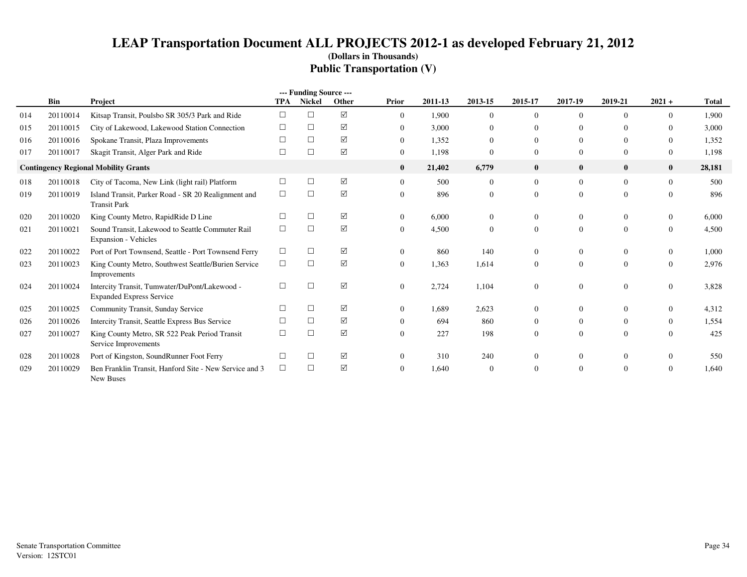# LEAP Transportation Document ALL PROJECTS 2012-1 as developed February 21, 2012

**(Dollars in Thousands)**

## Public Transportation (V)

| | Bin | Project | --- Funding Source --- TPA | Nickel | Other | Prior | 2011-13 | 2013-15 | 2015-17 | 2017-19 | 2019-21 | 2021 + | Total |
|---|---|---|---|---|---|---|---|---|---|---|---|---|---|
| 014 | 20110014 | Kitsap Transit, Poulsbo SR 305/3 Park and Ride | ☐ | ☐ | ☑ | 0 | 1,900 | 0 | 0 | 0 | 0 | 0 | 1,900 |
| 015 | 20110015 | City of Lakewood, Lakewood Station Connection | ☐ | ☐ | ☑ | 0 | 3,000 | 0 | 0 | 0 | 0 | 0 | 3,000 |
| 016 | 20110016 | Spokane Transit, Plaza Improvements | ☐ | ☐ | ☑ | 0 | 1,352 | 0 | 0 | 0 | 0 | 0 | 1,352 |
| 017 | 20110017 | Skagit Transit, Alger Park and Ride | ☐ | ☐ | ☑ | 0 | 1,198 | 0 | 0 | 0 | 0 | 0 | 1,198 |
| **Contingency Regional Mobility Grants** | | | | | | **0** | **21,402** | **6,779** | **0** | **0** | **0** | **0** | **28,181** |
| 018 | 20110018 | City of Tacoma, New Link (light rail) Platform | ☐ | ☐ | ☑ | 0 | 500 | 0 | 0 | 0 | 0 | 0 | 500 |
| 019 | 20110019 | Island Transit, Parker Road - SR 20 Realignment and Transit Park | ☐ | ☐ | ☑ | 0 | 896 | 0 | 0 | 0 | 0 | 0 | 896 |
| 020 | 20110020 | King County Metro, RapidRide D Line | ☐ | ☐ | ☑ | 0 | 6,000 | 0 | 0 | 0 | 0 | 0 | 6,000 |
| 021 | 20110021 | Sound Transit, Lakewood to Seattle Commuter Rail Expansion - Vehicles | ☐ | ☐ | ☑ | 0 | 4,500 | 0 | 0 | 0 | 0 | 0 | 4,500 |
| 022 | 20110022 | Port of Port Townsend, Seattle - Port Townsend Ferry | ☐ | ☐ | ☑ | 0 | 860 | 140 | 0 | 0 | 0 | 0 | 1,000 |
| 023 | 20110023 | King County Metro, Southwest Seattle/Burien Service Improvements | ☐ | ☐ | ☑ | 0 | 1,363 | 1,614 | 0 | 0 | 0 | 0 | 2,976 |
| 024 | 20110024 | Intercity Transit, Tumwater/DuPont/Lakewood - Expanded Express Service | ☐ | ☐ | ☑ | 0 | 2,724 | 1,104 | 0 | 0 | 0 | 0 | 3,828 |
| 025 | 20110025 | Community Transit, Sunday Service | ☐ | ☐ | ☑ | 0 | 1,689 | 2,623 | 0 | 0 | 0 | 0 | 4,312 |
| 026 | 20110026 | Intercity Transit, Seattle Express Bus Service | ☐ | ☐ | ☑ | 0 | 694 | 860 | 0 | 0 | 0 | 0 | 1,554 |
| 027 | 20110027 | King County Metro, SR 522 Peak Period Transit Service Improvements | ☐ | ☐ | ☑ | 0 | 227 | 198 | 0 | 0 | 0 | 0 | 425 |
| 028 | 20110028 | Port of Kingston, SoundRunner Foot Ferry | ☐ | ☐ | ☑ | 0 | 310 | 240 | 0 | 0 | 0 | 0 | 550 |
| 029 | 20110029 | Ben Franklin Transit, Hanford Site - New Service and 3 New Buses | ☐ | ☐ | ☑ | 0 | 1,640 | 0 | 0 | 0 | 0 | 0 | 1,640 |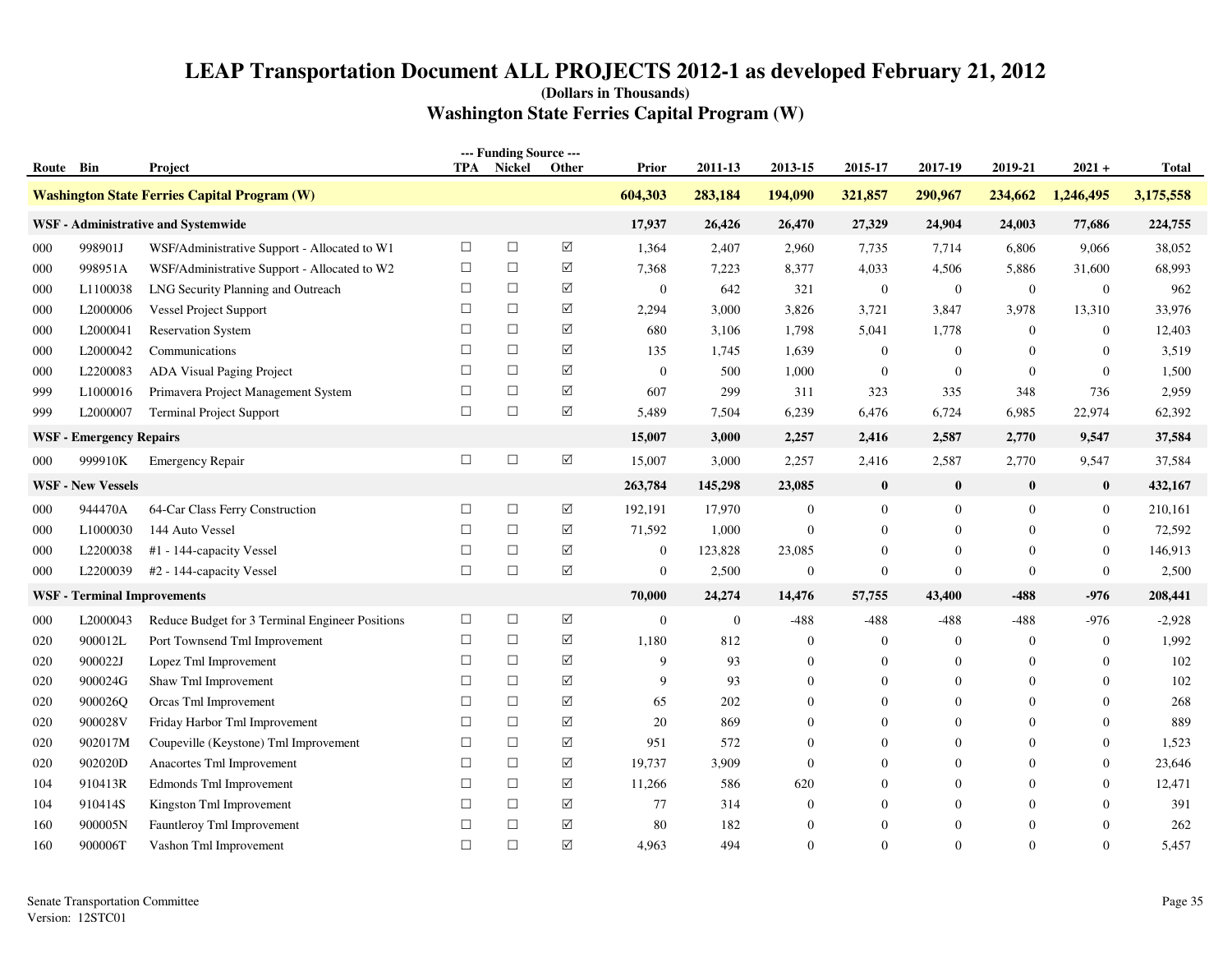# LEAP Transportation Document ALL PROJECTS 2012-1 as developed February 21, 2012

**(Dollars in Thousands)**

## Washington State Ferries Capital Program (W)

| Route | Bin | Project | TPA | Nickel | Other | Prior | 2011-13 | 2013-15 | 2015-17 | 2017-19 | 2019-21 | 2021 + | Total |
|---|---|---|---|---|---|---|---|---|---|---|---|---|---|
| **Washington State Ferries Capital Program (W)** | | | | | | **604,303** | **283,184** | **194,090** | **321,857** | **290,967** | **234,662** | **1,246,495** | **3,175,558** |
| **WSF - Administrative and Systemwide** | | | | | | **17,937** | **26,426** | **26,470** | **27,329** | **24,904** | **24,003** | **77,686** | **224,755** |
| 000 | 998901J | WSF/Administrative Support - Allocated to W1 | ☐ | ☐ | ☑ | 1,364 | 2,407 | 2,960 | 7,735 | 7,714 | 6,806 | 9,066 | 38,052 |
| 000 | 998951A | WSF/Administrative Support - Allocated to W2 | ☐ | ☐ | ☑ | 7,368 | 7,223 | 8,377 | 4,033 | 4,506 | 5,886 | 31,600 | 68,993 |
| 000 | L1100038 | LNG Security Planning and Outreach | ☐ | ☐ | ☑ | 0 | 642 | 321 | 0 | 0 | 0 | 0 | 962 |
| 000 | L2000006 | Vessel Project Support | ☐ | ☐ | ☑ | 2,294 | 3,000 | 3,826 | 3,721 | 3,847 | 3,978 | 13,310 | 33,976 |
| 000 | L2000041 | Reservation System | ☐ | ☐ | ☑ | 680 | 3,106 | 1,798 | 5,041 | 1,778 | 0 | 0 | 12,403 |
| 000 | L2000042 | Communications | ☐ | ☐ | ☑ | 135 | 1,745 | 1,639 | 0 | 0 | 0 | 0 | 3,519 |
| 000 | L2200083 | ADA Visual Paging Project | ☐ | ☐ | ☑ | 0 | 500 | 1,000 | 0 | 0 | 0 | 0 | 1,500 |
| 999 | L1000016 | Primavera Project Management System | ☐ | ☐ | ☑ | 607 | 299 | 311 | 323 | 335 | 348 | 736 | 2,959 |
| 999 | L2000007 | Terminal Project Support | ☐ | ☐ | ☑ | 5,489 | 7,504 | 6,239 | 6,476 | 6,724 | 6,985 | 22,974 | 62,392 |
| **WSF - Emergency Repairs** | | | | | | **15,007** | **3,000** | **2,257** | **2,416** | **2,587** | **2,770** | **9,547** | **37,584** |
| 000 | 999910K | Emergency Repair | ☐ | ☐ | ☑ | 15,007 | 3,000 | 2,257 | 2,416 | 2,587 | 2,770 | 9,547 | 37,584 |
| **WSF - New Vessels** | | | | | | **263,784** | **145,298** | **23,085** | **0** | **0** | **0** | **0** | **432,167** |
| 000 | 944470A | 64-Car Class Ferry Construction | ☐ | ☐ | ☑ | 192,191 | 17,970 | 0 | 0 | 0 | 0 | 0 | 210,161 |
| 000 | L1000030 | 144 Auto Vessel | ☐ | ☐ | ☑ | 71,592 | 1,000 | 0 | 0 | 0 | 0 | 0 | 72,592 |
| 000 | L2200038 | #1 - 144-capacity Vessel | ☐ | ☐ | ☑ | 0 | 123,828 | 23,085 | 0 | 0 | 0 | 0 | 146,913 |
| 000 | L2200039 | #2 - 144-capacity Vessel | ☐ | ☐ | ☑ | 0 | 2,500 | 0 | 0 | 0 | 0 | 0 | 2,500 |
| **WSF - Terminal Improvements** | | | | | | **70,000** | **24,274** | **14,476** | **57,755** | **43,400** | **-488** | **-976** | **208,441** |
| 000 | L2000043 | Reduce Budget for 3 Terminal Engineer Positions | ☐ | ☐ | ☑ | 0 | 0 | -488 | -488 | -488 | -488 | -976 | -2,928 |
| 020 | 900012L | Port Townsend Tml Improvement | ☐ | ☐ | ☑ | 1,180 | 812 | 0 | 0 | 0 | 0 | 0 | 1,992 |
| 020 | 900022J | Lopez Tml Improvement | ☐ | ☐ | ☑ | 9 | 93 | 0 | 0 | 0 | 0 | 0 | 102 |
| 020 | 900024G | Shaw Tml Improvement | ☐ | ☐ | ☑ | 9 | 93 | 0 | 0 | 0 | 0 | 0 | 102 |
| 020 | 900026Q | Orcas Tml Improvement | ☐ | ☐ | ☑ | 65 | 202 | 0 | 0 | 0 | 0 | 0 | 268 |
| 020 | 900028V | Friday Harbor Tml Improvement | ☐ | ☐ | ☑ | 20 | 869 | 0 | 0 | 0 | 0 | 0 | 889 |
| 020 | 902017M | Coupeville (Keystone) Tml Improvement | ☐ | ☐ | ☑ | 951 | 572 | 0 | 0 | 0 | 0 | 0 | 1,523 |
| 020 | 902020D | Anacortes Tml Improvement | ☐ | ☐ | ☑ | 19,737 | 3,909 | 0 | 0 | 0 | 0 | 0 | 23,646 |
| 104 | 910413R | Edmonds Tml Improvement | ☐ | ☐ | ☑ | 11,266 | 586 | 620 | 0 | 0 | 0 | 0 | 12,471 |
| 104 | 910414S | Kingston Tml Improvement | ☐ | ☐ | ☑ | 77 | 314 | 0 | 0 | 0 | 0 | 0 | 391 |
| 160 | 900005N | Fauntleroy Tml Improvement | ☐ | ☐ | ☑ | 80 | 182 | 0 | 0 | 0 | 0 | 0 | 262 |
| 160 | 900006T | Vashon Tml Improvement | ☐ | ☐ | ☑ | 4,963 | 494 | 0 | 0 | 0 | 0 | 0 | 5,457 |

Senate Transportation Committee
Version: 12STC01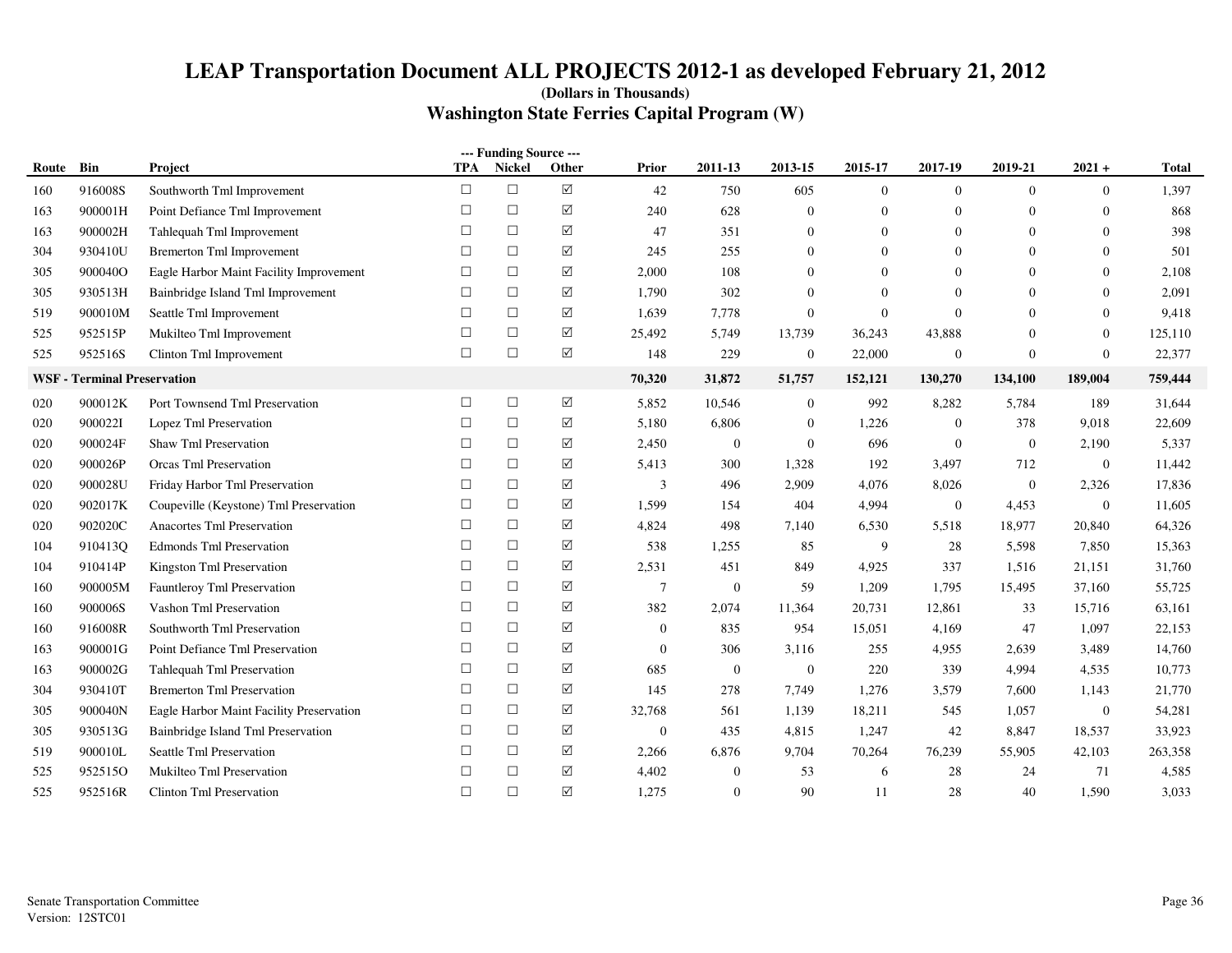# LEAP Transportation Document ALL PROJECTS 2012-1 as developed February 21, 2012

**(Dollars in Thousands)**

## Washington State Ferries Capital Program (W)

| Route | Bin | Project | TPA | Nickel | Other | Prior | 2011-13 | 2013-15 | 2015-17 | 2017-19 | 2019-21 | 2021 + | Total |
|---|---|---|---|---|---|---|---|---|---|---|---|---|---|
| 160 | 916008S | Southworth Tml Improvement | ☐ | ☐ | ☑ | 42 | 750 | 605 | 0 | 0 | 0 | 0 | 1,397 |
| 163 | 900001H | Point Defiance Tml Improvement | ☐ | ☐ | ☑ | 240 | 628 | 0 | 0 | 0 | 0 | 0 | 868 |
| 163 | 900002H | Tahlequah Tml Improvement | ☐ | ☐ | ☑ | 47 | 351 | 0 | 0 | 0 | 0 | 0 | 398 |
| 304 | 930410U | Bremerton Tml Improvement | ☐ | ☐ | ☑ | 245 | 255 | 0 | 0 | 0 | 0 | 0 | 501 |
| 305 | 900040O | Eagle Harbor Maint Facility Improvement | ☐ | ☐ | ☑ | 2,000 | 108 | 0 | 0 | 0 | 0 | 0 | 2,108 |
| 305 | 930513H | Bainbridge Island Tml Improvement | ☐ | ☐ | ☑ | 1,790 | 302 | 0 | 0 | 0 | 0 | 0 | 2,091 |
| 519 | 900010M | Seattle Tml Improvement | ☐ | ☐ | ☑ | 1,639 | 7,778 | 0 | 0 | 0 | 0 | 0 | 9,418 |
| 525 | 952515P | Mukilteo Tml Improvement | ☐ | ☐ | ☑ | 25,492 | 5,749 | 13,739 | 36,243 | 43,888 | 0 | 0 | 125,110 |
| 525 | 952516S | Clinton Tml Improvement | ☐ | ☐ | ☑ | 148 | 229 | 0 | 22,000 | 0 | 0 | 0 | 22,377 |
| **WSF - Terminal Preservation** | | | | | | **70,320** | **31,872** | **51,757** | **152,121** | **130,270** | **134,100** | **189,004** | **759,444** |
| 020 | 900012K | Port Townsend Tml Preservation | ☐ | ☐ | ☑ | 5,852 | 10,546 | 0 | 992 | 8,282 | 5,784 | 189 | 31,644 |
| 020 | 900022I | Lopez Tml Preservation | ☐ | ☐ | ☑ | 5,180 | 6,806 | 0 | 1,226 | 0 | 378 | 9,018 | 22,609 |
| 020 | 900024F | Shaw Tml Preservation | ☐ | ☐ | ☑ | 2,450 | 0 | 0 | 696 | 0 | 0 | 2,190 | 5,337 |
| 020 | 900026P | Orcas Tml Preservation | ☐ | ☐ | ☑ | 5,413 | 300 | 1,328 | 192 | 3,497 | 712 | 0 | 11,442 |
| 020 | 900028U | Friday Harbor Tml Preservation | ☐ | ☐ | ☑ | 3 | 496 | 2,909 | 4,076 | 8,026 | 0 | 2,326 | 17,836 |
| 020 | 902017K | Coupeville (Keystone) Tml Preservation | ☐ | ☐ | ☑ | 1,599 | 154 | 404 | 4,994 | 0 | 4,453 | 0 | 11,605 |
| 020 | 902020C | Anacortes Tml Preservation | ☐ | ☐ | ☑ | 4,824 | 498 | 7,140 | 6,530 | 5,518 | 18,977 | 20,840 | 64,326 |
| 104 | 910413Q | Edmonds Tml Preservation | ☐ | ☐ | ☑ | 538 | 1,255 | 85 | 9 | 28 | 5,598 | 7,850 | 15,363 |
| 104 | 910414P | Kingston Tml Preservation | ☐ | ☐ | ☑ | 2,531 | 451 | 849 | 4,925 | 337 | 1,516 | 21,151 | 31,760 |
| 160 | 900005M | Fauntleroy Tml Preservation | ☐ | ☐ | ☑ | 7 | 0 | 59 | 1,209 | 1,795 | 15,495 | 37,160 | 55,725 |
| 160 | 900006S | Vashon Tml Preservation | ☐ | ☐ | ☑ | 382 | 2,074 | 11,364 | 20,731 | 12,861 | 33 | 15,716 | 63,161 |
| 160 | 916008R | Southworth Tml Preservation | ☐ | ☐ | ☑ | 0 | 835 | 954 | 15,051 | 4,169 | 47 | 1,097 | 22,153 |
| 163 | 900001G | Point Defiance Tml Preservation | ☐ | ☐ | ☑ | 0 | 306 | 3,116 | 255 | 4,955 | 2,639 | 3,489 | 14,760 |
| 163 | 900002G | Tahlequah Tml Preservation | ☐ | ☐ | ☑ | 685 | 0 | 0 | 220 | 339 | 4,994 | 4,535 | 10,773 |
| 304 | 930410T | Bremerton Tml Preservation | ☐ | ☐ | ☑ | 145 | 278 | 7,749 | 1,276 | 3,579 | 7,600 | 1,143 | 21,770 |
| 305 | 900040N | Eagle Harbor Maint Facility Preservation | ☐ | ☐ | ☑ | 32,768 | 561 | 1,139 | 18,211 | 545 | 1,057 | 0 | 54,281 |
| 305 | 930513G | Bainbridge Island Tml Preservation | ☐ | ☐ | ☑ | 0 | 435 | 4,815 | 1,247 | 42 | 8,847 | 18,537 | 33,923 |
| 519 | 900010L | Seattle Tml Preservation | ☐ | ☐ | ☑ | 2,266 | 6,876 | 9,704 | 70,264 | 76,239 | 55,905 | 42,103 | 263,358 |
| 525 | 952515O | Mukilteo Tml Preservation | ☐ | ☐ | ☑ | 4,402 | 0 | 53 | 6 | 28 | 24 | 71 | 4,585 |
| 525 | 952516R | Clinton Tml Preservation | ☐ | ☐ | ☑ | 1,275 | 0 | 90 | 11 | 28 | 40 | 1,590 | 3,033 |

Senate Transportation Committee
Version: 12STC01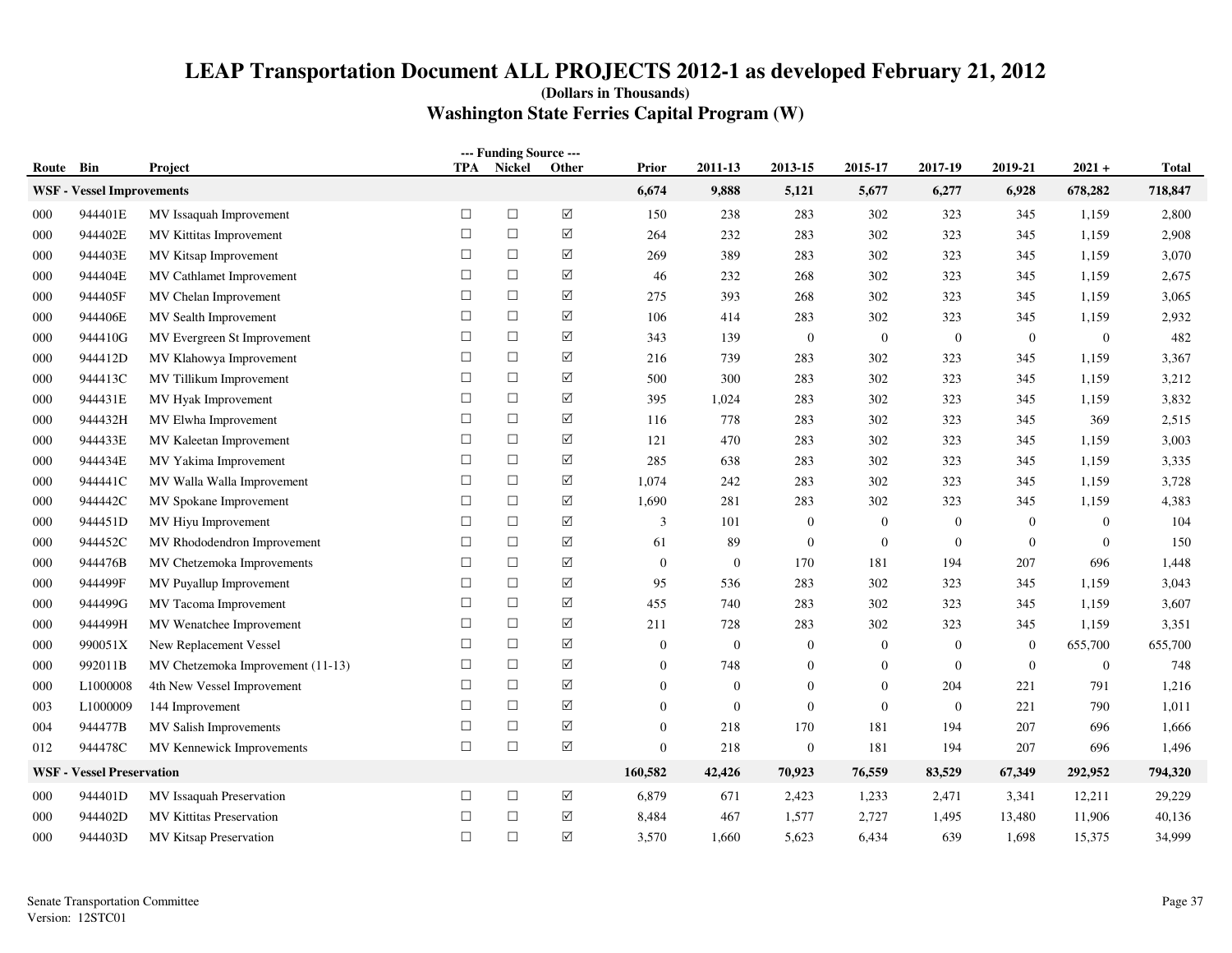# LEAP Transportation Document ALL PROJECTS 2012-1 as developed February 21, 2012

**(Dollars in Thousands)**

## Washington State Ferries Capital Program (W)

| Route | Bin | Project | TPA | Nickel | Other | Prior | 2011-13 | 2013-15 | 2015-17 | 2017-19 | 2019-21 | 2021 + | Total |
|---|---|---|---|---|---|---|---|---|---|---|---|---|---|
| **WSF - Vessel Improvements** | | | | | | **6,674** | **9,888** | **5,121** | **5,677** | **6,277** | **6,928** | **678,282** | **718,847** |
| 000 | 944401E | MV Issaquah Improvement | ☐ | ☐ | ☑ | 150 | 238 | 283 | 302 | 323 | 345 | 1,159 | 2,800 |
| 000 | 944402E | MV Kittitas Improvement | ☐ | ☐ | ☑ | 264 | 232 | 283 | 302 | 323 | 345 | 1,159 | 2,908 |
| 000 | 944403E | MV Kitsap Improvement | ☐ | ☐ | ☑ | 269 | 389 | 283 | 302 | 323 | 345 | 1,159 | 3,070 |
| 000 | 944404E | MV Cathlamet Improvement | ☐ | ☐ | ☑ | 46 | 232 | 268 | 302 | 323 | 345 | 1,159 | 2,675 |
| 000 | 944405F | MV Chelan Improvement | ☐ | ☐ | ☑ | 275 | 393 | 268 | 302 | 323 | 345 | 1,159 | 3,065 |
| 000 | 944406E | MV Sealth Improvement | ☐ | ☐ | ☑ | 106 | 414 | 283 | 302 | 323 | 345 | 1,159 | 2,932 |
| 000 | 944410G | MV Evergreen St Improvement | ☐ | ☐ | ☑ | 343 | 139 | 0 | 0 | 0 | 0 | 0 | 482 |
| 000 | 944412D | MV Klahowya Improvement | ☐ | ☐ | ☑ | 216 | 739 | 283 | 302 | 323 | 345 | 1,159 | 3,367 |
| 000 | 944413C | MV Tillikum Improvement | ☐ | ☐ | ☑ | 500 | 300 | 283 | 302 | 323 | 345 | 1,159 | 3,212 |
| 000 | 944431E | MV Hyak Improvement | ☐ | ☐ | ☑ | 395 | 1,024 | 283 | 302 | 323 | 345 | 1,159 | 3,832 |
| 000 | 944432H | MV Elwha Improvement | ☐ | ☐ | ☑ | 116 | 778 | 283 | 302 | 323 | 345 | 369 | 2,515 |
| 000 | 944433E | MV Kaleetan Improvement | ☐ | ☐ | ☑ | 121 | 470 | 283 | 302 | 323 | 345 | 1,159 | 3,003 |
| 000 | 944434E | MV Yakima Improvement | ☐ | ☐ | ☑ | 285 | 638 | 283 | 302 | 323 | 345 | 1,159 | 3,335 |
| 000 | 944441C | MV Walla Walla Improvement | ☐ | ☐ | ☑ | 1,074 | 242 | 283 | 302 | 323 | 345 | 1,159 | 3,728 |
| 000 | 944442C | MV Spokane Improvement | ☐ | ☐ | ☑ | 1,690 | 281 | 283 | 302 | 323 | 345 | 1,159 | 4,383 |
| 000 | 944451D | MV Hiyu Improvement | ☐ | ☐ | ☑ | 3 | 101 | 0 | 0 | 0 | 0 | 0 | 104 |
| 000 | 944452C | MV Rhododendron Improvement | ☐ | ☐ | ☑ | 61 | 89 | 0 | 0 | 0 | 0 | 0 | 150 |
| 000 | 944476B | MV Chetzemoka Improvements | ☐ | ☐ | ☑ | 0 | 0 | 170 | 181 | 194 | 207 | 696 | 1,448 |
| 000 | 944499F | MV Puyallup Improvement | ☐ | ☐ | ☑ | 95 | 536 | 283 | 302 | 323 | 345 | 1,159 | 3,043 |
| 000 | 944499G | MV Tacoma Improvement | ☐ | ☐ | ☑ | 455 | 740 | 283 | 302 | 323 | 345 | 1,159 | 3,607 |
| 000 | 944499H | MV Wenatchee Improvement | ☐ | ☐ | ☑ | 211 | 728 | 283 | 302 | 323 | 345 | 1,159 | 3,351 |
| 000 | 990051X | New Replacement Vessel | ☐ | ☐ | ☑ | 0 | 0 | 0 | 0 | 0 | 0 | 655,700 | 655,700 |
| 000 | 992011B | MV Chetzemoka Improvement (11-13) | ☐ | ☐ | ☑ | 0 | 748 | 0 | 0 | 0 | 0 | 0 | 748 |
| 000 | L1000008 | 4th New Vessel Improvement | ☐ | ☐ | ☑ | 0 | 0 | 0 | 0 | 204 | 221 | 791 | 1,216 |
| 003 | L1000009 | 144 Improvement | ☐ | ☐ | ☑ | 0 | 0 | 0 | 0 | 0 | 221 | 790 | 1,011 |
| 004 | 944477B | MV Salish Improvements | ☐ | ☐ | ☑ | 0 | 218 | 170 | 181 | 194 | 207 | 696 | 1,666 |
| 012 | 944478C | MV Kennewick Improvements | ☐ | ☐ | ☑ | 0 | 218 | 0 | 181 | 194 | 207 | 696 | 1,496 |
| **WSF - Vessel Preservation** | | | | | | **160,582** | **42,426** | **70,923** | **76,559** | **83,529** | **67,349** | **292,952** | **794,320** |
| 000 | 944401D | MV Issaquah Preservation | ☐ | ☐ | ☑ | 6,879 | 671 | 2,423 | 1,233 | 2,471 | 3,341 | 12,211 | 29,229 |
| 000 | 944402D | MV Kittitas Preservation | ☐ | ☐ | ☑ | 8,484 | 467 | 1,577 | 2,727 | 1,495 | 13,480 | 11,906 | 40,136 |
| 000 | 944403D | MV Kitsap Preservation | ☐ | ☐ | ☑ | 3,570 | 1,660 | 5,623 | 6,434 | 639 | 1,698 | 15,375 | 34,999 |

Senate Transportation Committee
Version: 12STC01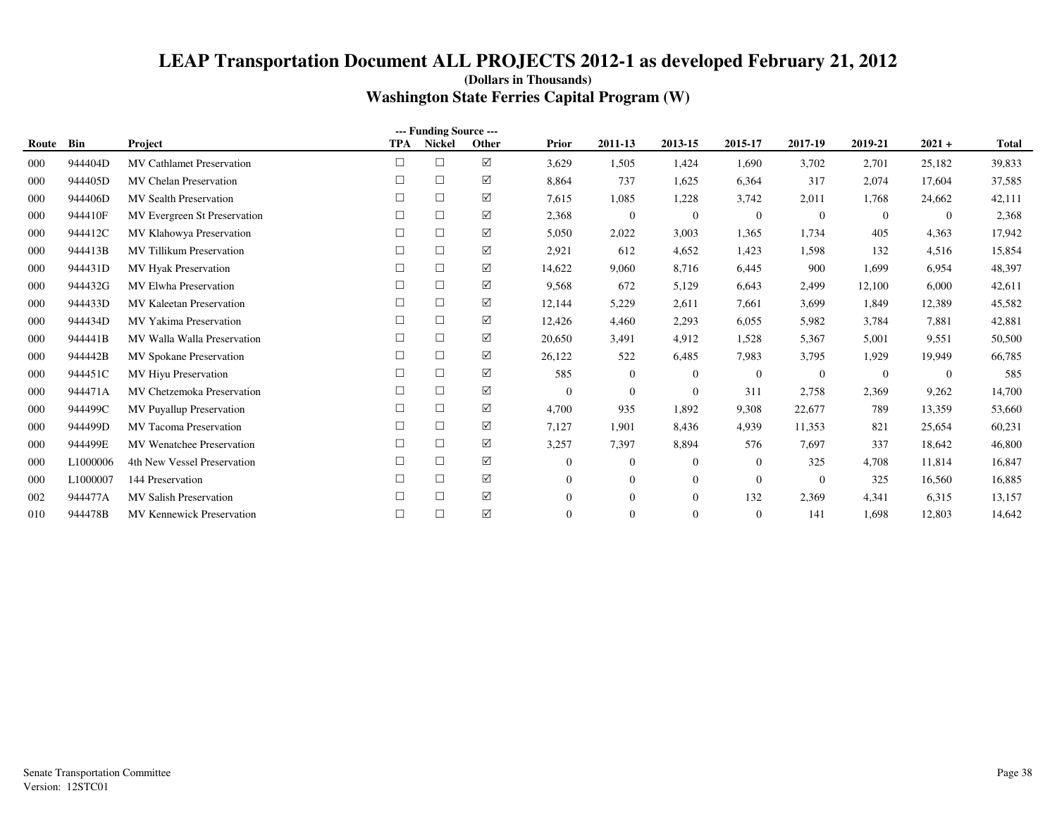# LEAP Transportation Document ALL PROJECTS 2012-1 as developed February 21, 2012

**(Dollars in Thousands)**

## Washington State Ferries Capital Program (W)

| Route | Bin | Project | --- Funding Source --- TPA | Nickel | Other | Prior | 2011-13 | 2013-15 | 2015-17 | 2017-19 | 2019-21 | 2021 + | Total |
|---|---|---|---|---|---|---|---|---|---|---|---|---|---|
| 000 | 944404D | MV Cathlamet Preservation | ☐ | ☐ | ☑ | 3,629 | 1,505 | 1,424 | 1,690 | 3,702 | 2,701 | 25,182 | 39,833 |
| 000 | 944405D | MV Chelan Preservation | ☐ | ☐ | ☑ | 8,864 | 737 | 1,625 | 6,364 | 317 | 2,074 | 17,604 | 37,585 |
| 000 | 944406D | MV Sealth Preservation | ☐ | ☐ | ☑ | 7,615 | 1,085 | 1,228 | 3,742 | 2,011 | 1,768 | 24,662 | 42,111 |
| 000 | 944410F | MV Evergreen St Preservation | ☐ | ☐ | ☑ | 2,368 | 0 | 0 | 0 | 0 | 0 | 0 | 2,368 |
| 000 | 944412C | MV Klahowya Preservation | ☐ | ☐ | ☑ | 5,050 | 2,022 | 3,003 | 1,365 | 1,734 | 405 | 4,363 | 17,942 |
| 000 | 944413B | MV Tillikum Preservation | ☐ | ☐ | ☑ | 2,921 | 612 | 4,652 | 1,423 | 1,598 | 132 | 4,516 | 15,854 |
| 000 | 944431D | MV Hyak Preservation | ☐ | ☐ | ☑ | 14,622 | 9,060 | 8,716 | 6,445 | 900 | 1,699 | 6,954 | 48,397 |
| 000 | 944432G | MV Elwha Preservation | ☐ | ☐ | ☑ | 9,568 | 672 | 5,129 | 6,643 | 2,499 | 12,100 | 6,000 | 42,611 |
| 000 | 944433D | MV Kaleetan Preservation | ☐ | ☐ | ☑ | 12,144 | 5,229 | 2,611 | 7,661 | 3,699 | 1,849 | 12,389 | 45,582 |
| 000 | 944434D | MV Yakima Preservation | ☐ | ☐ | ☑ | 12,426 | 4,460 | 2,293 | 6,055 | 5,982 | 3,784 | 7,881 | 42,881 |
| 000 | 944441B | MV Walla Walla Preservation | ☐ | ☐ | ☑ | 20,650 | 3,491 | 4,912 | 1,528 | 5,367 | 5,001 | 9,551 | 50,500 |
| 000 | 944442B | MV Spokane Preservation | ☐ | ☐ | ☑ | 26,122 | 522 | 6,485 | 7,983 | 3,795 | 1,929 | 19,949 | 66,785 |
| 000 | 944451C | MV Hiyu Preservation | ☐ | ☐ | ☑ | 585 | 0 | 0 | 0 | 0 | 0 | 0 | 585 |
| 000 | 944471A | MV Chetzemoka Preservation | ☐ | ☐ | ☑ | 0 | 0 | 0 | 311 | 2,758 | 2,369 | 9,262 | 14,700 |
| 000 | 944499C | MV Puyallup Preservation | ☐ | ☐ | ☑ | 4,700 | 935 | 1,892 | 9,308 | 22,677 | 789 | 13,359 | 53,660 |
| 000 | 944499D | MV Tacoma Preservation | ☐ | ☐ | ☑ | 7,127 | 1,901 | 8,436 | 4,939 | 11,353 | 821 | 25,654 | 60,231 |
| 000 | 944499E | MV Wenatchee Preservation | ☐ | ☐ | ☑ | 3,257 | 7,397 | 8,894 | 576 | 7,697 | 337 | 18,642 | 46,800 |
| 000 | L1000006 | 4th New Vessel Preservation | ☐ | ☐ | ☑ | 0 | 0 | 0 | 0 | 325 | 4,708 | 11,814 | 16,847 |
| 000 | L1000007 | 144 Preservation | ☐ | ☐ | ☑ | 0 | 0 | 0 | 0 | 0 | 325 | 16,560 | 16,885 |
| 002 | 944477A | MV Salish Preservation | ☐ | ☐ | ☑ | 0 | 0 | 0 | 132 | 2,369 | 4,341 | 6,315 | 13,157 |
| 010 | 944478B | MV Kennewick Preservation | ☐ | ☐ | ☑ | 0 | 0 | 0 | 0 | 141 | 1,698 | 12,803 | 14,642 |

Senate Transportation Committee
Version: 12STC01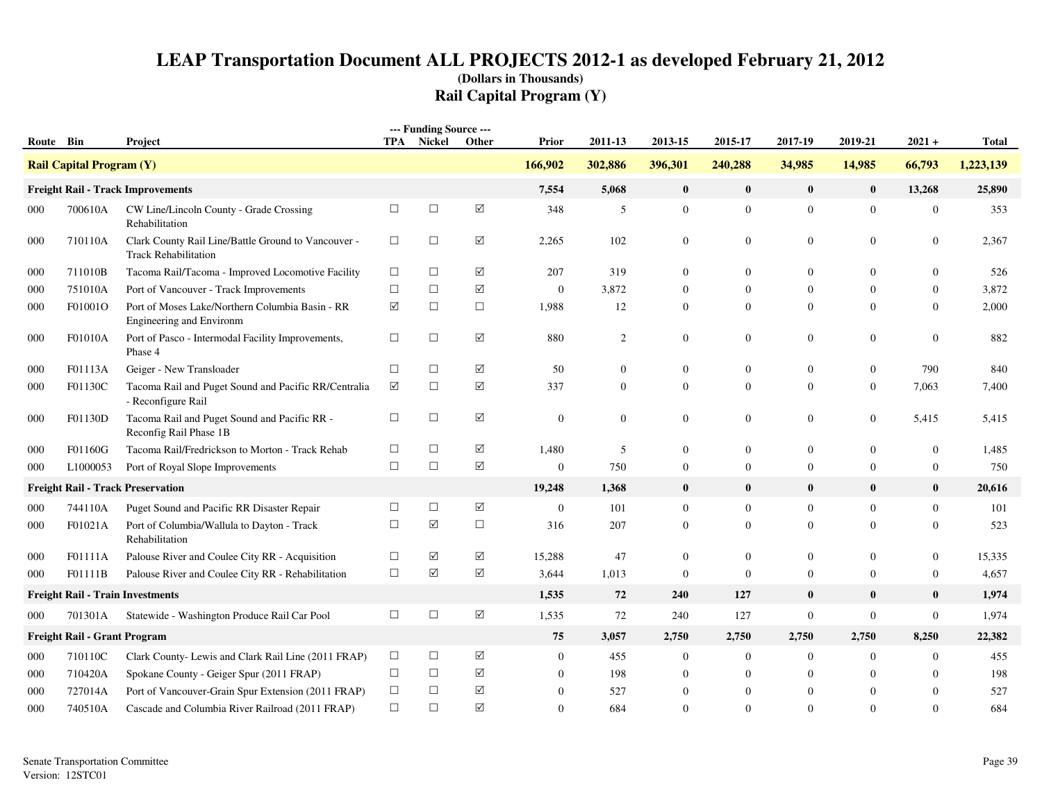# LEAP Transportation Document ALL PROJECTS 2012-1 as developed February 21, 2012

### (Dollars in Thousands)

## Rail Capital Program (Y)

| Route | Bin | Project | TPA | Nickel | Other | Prior | 2011-13 | 2013-15 | 2015-17 | 2017-19 | 2019-21 | 2021 + | Total |
|---|---|---|---|---|---|---|---|---|---|---|---|---|---|
| **Rail Capital Program (Y)** | | | | | | **166,902** | **302,886** | **396,301** | **240,288** | **34,985** | **14,985** | **66,793** | **1,223,139** |
| **Freight Rail - Track Improvements** | | | | | | **7,554** | **5,068** | **0** | **0** | **0** | **0** | **13,268** | **25,890** |
| 000 | 700610A | CW Line/Lincoln County - Grade Crossing Rehabilitation | ☐ | ☐ | ☑ | 348 | 5 | 0 | 0 | 0 | 0 | 0 | 353 |
| 000 | 710110A | Clark County Rail Line/Battle Ground to Vancouver - Track Rehabilitation | ☐ | ☐ | ☑ | 2,265 | 102 | 0 | 0 | 0 | 0 | 0 | 2,367 |
| 000 | 711010B | Tacoma Rail/Tacoma - Improved Locomotive Facility | ☐ | ☐ | ☑ | 207 | 319 | 0 | 0 | 0 | 0 | 0 | 526 |
| 000 | 751010A | Port of Vancouver - Track Improvements | ☐ | ☐ | ☑ | 0 | 3,872 | 0 | 0 | 0 | 0 | 0 | 3,872 |
| 000 | F01001O | Port of Moses Lake/Northern Columbia Basin - RR Engineering and Environm | ☑ | ☐ | ☐ | 1,988 | 12 | 0 | 0 | 0 | 0 | 0 | 2,000 |
| 000 | F01010A | Port of Pasco - Intermodal Facility Improvements, Phase 4 | ☐ | ☐ | ☑ | 880 | 2 | 0 | 0 | 0 | 0 | 0 | 882 |
| 000 | F01113A | Geiger - New Transloader | ☐ | ☐ | ☑ | 50 | 0 | 0 | 0 | 0 | 0 | 790 | 840 |
| 000 | F01130C | Tacoma Rail and Puget Sound and Pacific RR/Centralia - Reconfigure Rail | ☑ | ☐ | ☑ | 337 | 0 | 0 | 0 | 0 | 0 | 7,063 | 7,400 |
| 000 | F01130D | Tacoma Rail and Puget Sound and Pacific RR - Reconfig Rail Phase 1B | ☐ | ☐ | ☑ | 0 | 0 | 0 | 0 | 0 | 0 | 5,415 | 5,415 |
| 000 | F01160G | Tacoma Rail/Fredrickson to Morton - Track Rehab | ☐ | ☐ | ☑ | 1,480 | 5 | 0 | 0 | 0 | 0 | 0 | 1,485 |
| 000 | L1000053 | Port of Royal Slope Improvements | ☐ | ☐ | ☑ | 0 | 750 | 0 | 0 | 0 | 0 | 0 | 750 |
| **Freight Rail - Track Preservation** | | | | | | **19,248** | **1,368** | **0** | **0** | **0** | **0** | **0** | **20,616** |
| 000 | 744110A | Puget Sound and Pacific RR Disaster Repair | ☐ | ☐ | ☑ | 0 | 101 | 0 | 0 | 0 | 0 | 0 | 101 |
| 000 | F01021A | Port of Columbia/Wallula to Dayton - Track Rehabilitation | ☐ | ☑ | ☐ | 316 | 207 | 0 | 0 | 0 | 0 | 0 | 523 |
| 000 | F01111A | Palouse River and Coulee City RR - Acquisition | ☐ | ☑ | ☑ | 15,288 | 47 | 0 | 0 | 0 | 0 | 0 | 15,335 |
| 000 | F01111B | Palouse River and Coulee City RR - Rehabilitation | ☐ | ☑ | ☑ | 3,644 | 1,013 | 0 | 0 | 0 | 0 | 0 | 4,657 |
| **Freight Rail - Train Investments** | | | | | | **1,535** | **72** | **240** | **127** | **0** | **0** | **0** | **1,974** |
| 000 | 701301A | Statewide - Washington Produce Rail Car Pool | ☐ | ☐ | ☑ | 1,535 | 72 | 240 | 127 | 0 | 0 | 0 | 1,974 |
| **Freight Rail - Grant Program** | | | | | | **75** | **3,057** | **2,750** | **2,750** | **2,750** | **2,750** | **8,250** | **22,382** |
| 000 | 710110C | Clark County- Lewis and Clark Rail Line (2011 FRAP) | ☐ | ☐ | ☑ | 0 | 455 | 0 | 0 | 0 | 0 | 0 | 455 |
| 000 | 710420A | Spokane County - Geiger Spur (2011 FRAP) | ☐ | ☐ | ☑ | 0 | 198 | 0 | 0 | 0 | 0 | 0 | 198 |
| 000 | 727014A | Port of Vancouver-Grain Spur Extension (2011 FRAP) | ☐ | ☐ | ☑ | 0 | 527 | 0 | 0 | 0 | 0 | 0 | 527 |
| 000 | 740510A | Cascade and Columbia River Railroad (2011 FRAP) | ☐ | ☐ | ☑ | 0 | 684 | 0 | 0 | 0 | 0 | 0 | 684 |

Senate Transportation Committee
Version: 12STC01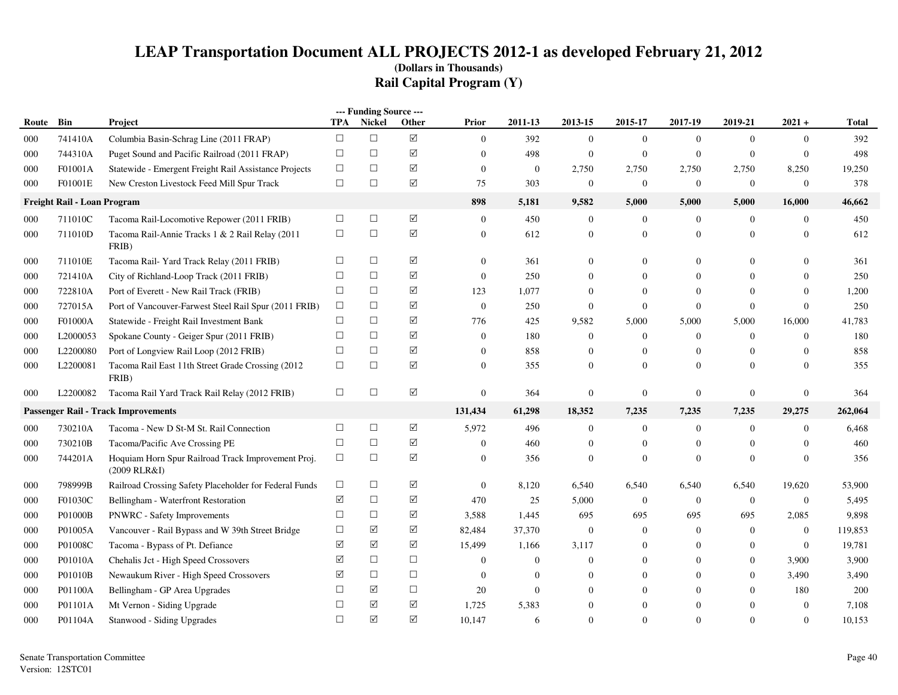# LEAP Transportation Document ALL PROJECTS 2012-1 as developed February 21, 2012

**(Dollars in Thousands)**

## Rail Capital Program (Y)

| Route | Bin | Project | TPA | Nickel | Other | Prior | 2011-13 | 2013-15 | 2015-17 | 2017-19 | 2019-21 | 2021 + | Total |
|---|---|---|---|---|---|---|---|---|---|---|---|---|---|
| 000 | 741410A | Columbia Basin-Schrag Line (2011 FRAP) | ☐ | ☐ | ☑ | 0 | 392 | 0 | 0 | 0 | 0 | 0 | 392 |
| 000 | 744310A | Puget Sound and Pacific Railroad (2011 FRAP) | ☐ | ☐ | ☑ | 0 | 498 | 0 | 0 | 0 | 0 | 0 | 498 |
| 000 | F01001A | Statewide - Emergent Freight Rail Assistance Projects | ☐ | ☐ | ☑ | 0 | 0 | 2,750 | 2,750 | 2,750 | 2,750 | 8,250 | 19,250 |
| 000 | F01001E | New Creston Livestock Feed Mill Spur Track | ☐ | ☐ | ☑ | 75 | 303 | 0 | 0 | 0 | 0 | 0 | 378 |
| **Freight Rail - Loan Program** | | | | | | **898** | **5,181** | **9,582** | **5,000** | **5,000** | **5,000** | **16,000** | **46,662** |
| 000 | 711010C | Tacoma Rail-Locomotive Repower (2011 FRIB) | ☐ | ☐ | ☑ | 0 | 450 | 0 | 0 | 0 | 0 | 0 | 450 |
| 000 | 711010D | Tacoma Rail-Annie Tracks 1 & 2 Rail Relay (2011 FRIB) | ☐ | ☐ | ☑ | 0 | 612 | 0 | 0 | 0 | 0 | 0 | 612 |
| 000 | 711010E | Tacoma Rail- Yard Track Relay (2011 FRIB) | ☐ | ☐ | ☑ | 0 | 361 | 0 | 0 | 0 | 0 | 0 | 361 |
| 000 | 721410A | City of Richland-Loop Track (2011 FRIB) | ☐ | ☐ | ☑ | 0 | 250 | 0 | 0 | 0 | 0 | 0 | 250 |
| 000 | 722810A | Port of Everett - New Rail Track (FRIB) | ☐ | ☐ | ☑ | 123 | 1,077 | 0 | 0 | 0 | 0 | 0 | 1,200 |
| 000 | 727015A | Port of Vancouver-Farwest Steel Rail Spur (2011 FRIB) | ☐ | ☐ | ☑ | 0 | 250 | 0 | 0 | 0 | 0 | 0 | 250 |
| 000 | F01000A | Statewide - Freight Rail Investment Bank | ☐ | ☐ | ☑ | 776 | 425 | 9,582 | 5,000 | 5,000 | 5,000 | 16,000 | 41,783 |
| 000 | L2000053 | Spokane County - Geiger Spur (2011 FRIB) | ☐ | ☐ | ☑ | 0 | 180 | 0 | 0 | 0 | 0 | 0 | 180 |
| 000 | L2200080 | Port of Longview Rail Loop (2012 FRIB) | ☐ | ☐ | ☑ | 0 | 858 | 0 | 0 | 0 | 0 | 0 | 858 |
| 000 | L2200081 | Tacoma Rail East 11th Street Grade Crossing (2012 FRIB) | ☐ | ☐ | ☑ | 0 | 355 | 0 | 0 | 0 | 0 | 0 | 355 |
| 000 | L2200082 | Tacoma Rail Yard Track Rail Relay (2012 FRIB) | ☐ | ☐ | ☑ | 0 | 364 | 0 | 0 | 0 | 0 | 0 | 364 |
| **Passenger Rail - Track Improvements** | | | | | | **131,434** | **61,298** | **18,352** | **7,235** | **7,235** | **7,235** | **29,275** | **262,064** |
| 000 | 730210A | Tacoma - New D St-M St. Rail Connection | ☐ | ☐ | ☑ | 5,972 | 496 | 0 | 0 | 0 | 0 | 0 | 6,468 |
| 000 | 730210B | Tacoma/Pacific Ave Crossing PE | ☐ | ☐ | ☑ | 0 | 460 | 0 | 0 | 0 | 0 | 0 | 460 |
| 000 | 744201A | Hoquiam Horn Spur Railroad Track Improvement Proj. (2009 RLR&I) | ☐ | ☐ | ☑ | 0 | 356 | 0 | 0 | 0 | 0 | 0 | 356 |
| 000 | 798999B | Railroad Crossing Safety Placeholder for Federal Funds | ☐ | ☐ | ☑ | 0 | 8,120 | 6,540 | 6,540 | 6,540 | 6,540 | 19,620 | 53,900 |
| 000 | F01030C | Bellingham - Waterfront Restoration | ☑ | ☐ | ☑ | 470 | 25 | 5,000 | 0 | 0 | 0 | 0 | 5,495 |
| 000 | P01000B | PNWRC - Safety Improvements | ☐ | ☐ | ☑ | 3,588 | 1,445 | 695 | 695 | 695 | 695 | 2,085 | 9,898 |
| 000 | P01005A | Vancouver - Rail Bypass and W 39th Street Bridge | ☐ | ☑ | ☑ | 82,484 | 37,370 | 0 | 0 | 0 | 0 | 0 | 119,853 |
| 000 | P01008C | Tacoma - Bypass of Pt. Defiance | ☑ | ☑ | ☑ | 15,499 | 1,166 | 3,117 | 0 | 0 | 0 | 0 | 19,781 |
| 000 | P01010A | Chehalis Jct - High Speed Crossovers | ☑ | ☐ | ☐ | 0 | 0 | 0 | 0 | 0 | 0 | 3,900 | 3,900 |
| 000 | P01010B | Newaukum River - High Speed Crossovers | ☑ | ☐ | ☐ | 0 | 0 | 0 | 0 | 0 | 0 | 3,490 | 3,490 |
| 000 | P01100A | Bellingham - GP Area Upgrades | ☐ | ☑ | ☐ | 20 | 0 | 0 | 0 | 0 | 0 | 180 | 200 |
| 000 | P01101A | Mt Vernon - Siding Upgrade | ☐ | ☑ | ☑ | 1,725 | 5,383 | 0 | 0 | 0 | 0 | 0 | 7,108 |
| 000 | P01104A | Stanwood - Siding Upgrades | ☐ | ☑ | ☑ | 10,147 | 6 | 0 | 0 | 0 | 0 | 0 | 10,153 |

Senate Transportation Committee
Version: 12STC01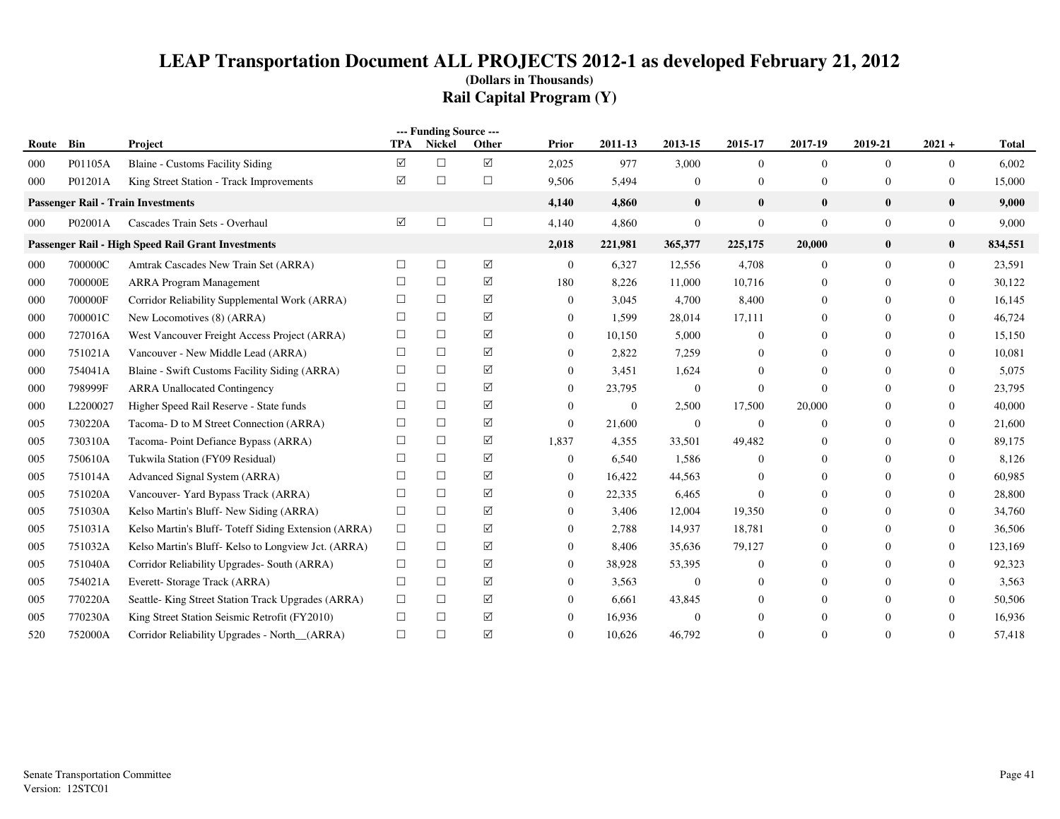# LEAP Transportation Document ALL PROJECTS 2012-1 as developed February 21, 2012

**(Dollars in Thousands)**

## Rail Capital Program (Y)

| Route | Bin | Project | --- Funding Source --- TPA | Nickel | Other | Prior | 2011-13 | 2013-15 | 2015-17 | 2017-19 | 2019-21 | 2021 + | Total |
|---|---|---|---|---|---|---|---|---|---|---|---|---|---|
| 000 | P01105A | Blaine - Customs Facility Siding | ☑ | ☐ | ☑ | 2,025 | 977 | 3,000 | 0 | 0 | 0 | 0 | 6,002 |
| 000 | P01201A | King Street Station - Track Improvements | ☑ | ☐ | ☐ | 9,506 | 5,494 | 0 | 0 | 0 | 0 | 0 | 15,000 |
| **Passenger Rail - Train Investments** | | | | | | **4,140** | **4,860** | **0** | **0** | **0** | **0** | **0** | **9,000** |
| 000 | P02001A | Cascades Train Sets - Overhaul | ☑ | ☐ | ☐ | 4,140 | 4,860 | 0 | 0 | 0 | 0 | 0 | 9,000 |
| **Passenger Rail - High Speed Rail Grant Investments** | | | | | | **2,018** | **221,981** | **365,377** | **225,175** | **20,000** | **0** | **0** | **834,551** |
| 000 | 700000C | Amtrak Cascades New Train Set (ARRA) | ☐ | ☐ | ☑ | 0 | 6,327 | 12,556 | 4,708 | 0 | 0 | 0 | 23,591 |
| 000 | 700000E | ARRA Program Management | ☐ | ☐ | ☑ | 180 | 8,226 | 11,000 | 10,716 | 0 | 0 | 0 | 30,122 |
| 000 | 700000F | Corridor Reliability Supplemental Work (ARRA) | ☐ | ☐ | ☑ | 0 | 3,045 | 4,700 | 8,400 | 0 | 0 | 0 | 16,145 |
| 000 | 700001C | New Locomotives (8) (ARRA) | ☐ | ☐ | ☑ | 0 | 1,599 | 28,014 | 17,111 | 0 | 0 | 0 | 46,724 |
| 000 | 727016A | West Vancouver Freight Access Project (ARRA) | ☐ | ☐ | ☑ | 0 | 10,150 | 5,000 | 0 | 0 | 0 | 0 | 15,150 |
| 000 | 751021A | Vancouver - New Middle Lead (ARRA) | ☐ | ☐ | ☑ | 0 | 2,822 | 7,259 | 0 | 0 | 0 | 0 | 10,081 |
| 000 | 754041A | Blaine - Swift Customs Facility Siding (ARRA) | ☐ | ☐ | ☑ | 0 | 3,451 | 1,624 | 0 | 0 | 0 | 0 | 5,075 |
| 000 | 798999F | ARRA Unallocated Contingency | ☐ | ☐ | ☑ | 0 | 23,795 | 0 | 0 | 0 | 0 | 0 | 23,795 |
| 000 | L2200027 | Higher Speed Rail Reserve - State funds | ☐ | ☐ | ☑ | 0 | 0 | 2,500 | 17,500 | 20,000 | 0 | 0 | 40,000 |
| 005 | 730220A | Tacoma- D to M Street Connection (ARRA) | ☐ | ☐ | ☑ | 0 | 21,600 | 0 | 0 | 0 | 0 | 0 | 21,600 |
| 005 | 730310A | Tacoma- Point Defiance Bypass (ARRA) | ☐ | ☐ | ☑ | 1,837 | 4,355 | 33,501 | 49,482 | 0 | 0 | 0 | 89,175 |
| 005 | 750610A | Tukwila Station (FY09 Residual) | ☐ | ☐ | ☑ | 0 | 6,540 | 1,586 | 0 | 0 | 0 | 0 | 8,126 |
| 005 | 751014A | Advanced Signal System (ARRA) | ☐ | ☐ | ☑ | 0 | 16,422 | 44,563 | 0 | 0 | 0 | 0 | 60,985 |
| 005 | 751020A | Vancouver- Yard Bypass Track (ARRA) | ☐ | ☐ | ☑ | 0 | 22,335 | 6,465 | 0 | 0 | 0 | 0 | 28,800 |
| 005 | 751030A | Kelso Martin's Bluff- New Siding (ARRA) | ☐ | ☐ | ☑ | 0 | 3,406 | 12,004 | 19,350 | 0 | 0 | 0 | 34,760 |
| 005 | 751031A | Kelso Martin's Bluff- Toteff Siding Extension (ARRA) | ☐ | ☐ | ☑ | 0 | 2,788 | 14,937 | 18,781 | 0 | 0 | 0 | 36,506 |
| 005 | 751032A | Kelso Martin's Bluff- Kelso to Longview Jct. (ARRA) | ☐ | ☐ | ☑ | 0 | 8,406 | 35,636 | 79,127 | 0 | 0 | 0 | 123,169 |
| 005 | 751040A | Corridor Reliability Upgrades- South (ARRA) | ☐ | ☐ | ☑ | 0 | 38,928 | 53,395 | 0 | 0 | 0 | 0 | 92,323 |
| 005 | 754021A | Everett- Storage Track (ARRA) | ☐ | ☐ | ☑ | 0 | 3,563 | 0 | 0 | 0 | 0 | 0 | 3,563 |
| 005 | 770220A | Seattle- King Street Station Track Upgrades (ARRA) | ☐ | ☐ | ☑ | 0 | 6,661 | 43,845 | 0 | 0 | 0 | 0 | 50,506 |
| 005 | 770230A | King Street Station Seismic Retrofit (FY2010) | ☐ | ☐ | ☑ | 0 | 16,936 | 0 | 0 | 0 | 0 | 0 | 16,936 |
| 520 | 752000A | Corridor Reliability Upgrades - North__(ARRA) | ☐ | ☐ | ☑ | 0 | 10,626 | 46,792 | 0 | 0 | 0 | 0 | 57,418 |

Senate Transportation Committee
Version: 12STC01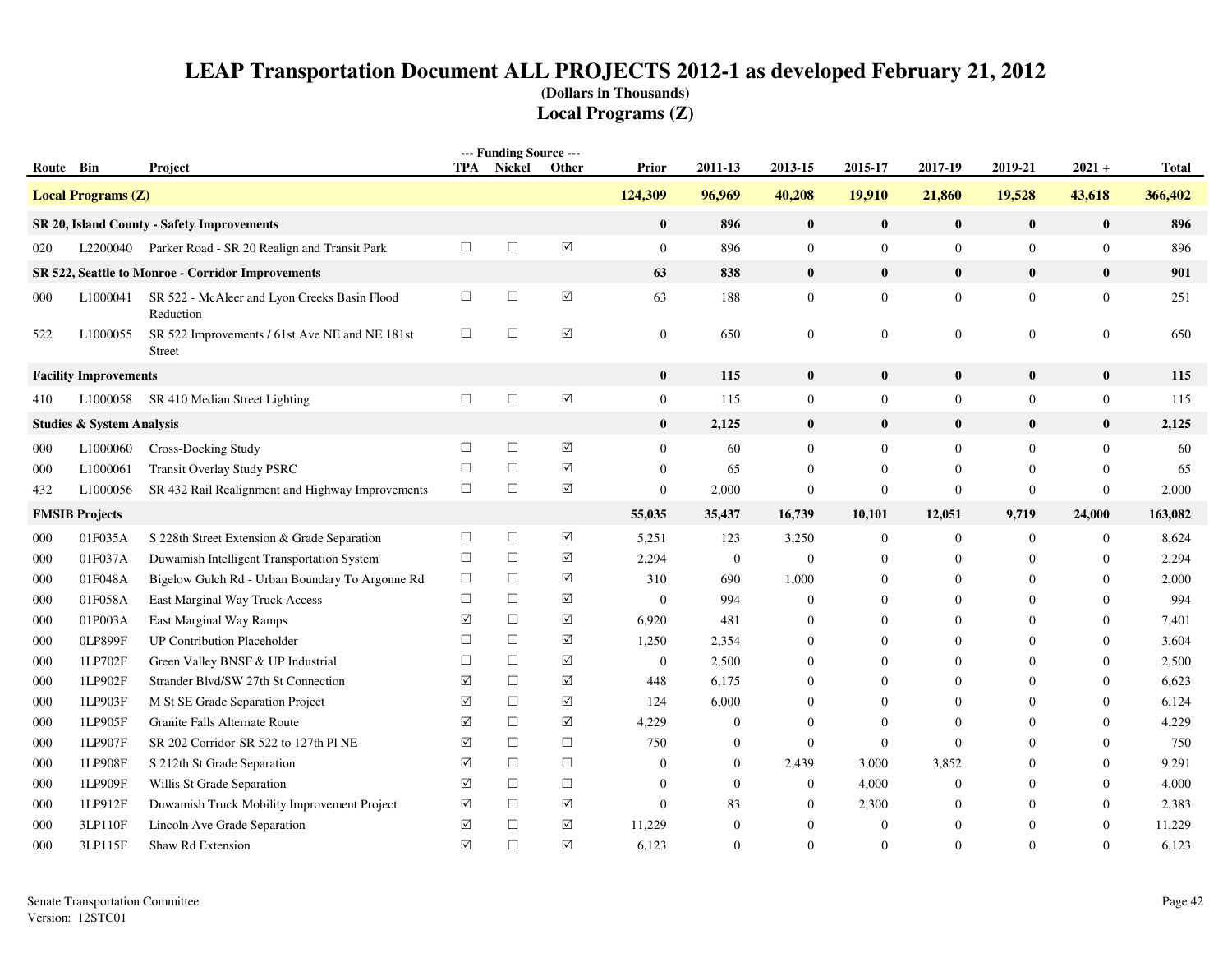# LEAP Transportation Document ALL PROJECTS 2012-1 as developed February 21, 2012

**(Dollars in Thousands)**

## Local Programs (Z)

| Route | Bin | Project | TPA | Nickel | Other | Prior | 2011-13 | 2013-15 | 2015-17 | 2017-19 | 2019-21 | 2021 + | Total |
|---|---|---|---|---|---|---|---|---|---|---|---|---|---|
| **Local Programs (Z)** | | | | | | **124,309** | **96,969** | **40,208** | **19,910** | **21,860** | **19,528** | **43,618** | **366,402** |
| **SR 20, Island County - Safety Improvements** | | | | | | **0** | **896** | **0** | **0** | **0** | **0** | **0** | **896** |
| 020 | L2200040 | Parker Road - SR 20 Realign and Transit Park | ☐ | ☐ | ☑ | 0 | 896 | 0 | 0 | 0 | 0 | 0 | 896 |
| **SR 522, Seattle to Monroe - Corridor Improvements** | | | | | | **63** | **838** | **0** | **0** | **0** | **0** | **0** | **901** |
| 000 | L1000041 | SR 522 - McAleer and Lyon Creeks Basin Flood Reduction | ☐ | ☐ | ☑ | 63 | 188 | 0 | 0 | 0 | 0 | 0 | 251 |
| 522 | L1000055 | SR 522 Improvements / 61st Ave NE and NE 181st Street | ☐ | ☐ | ☑ | 0 | 650 | 0 | 0 | 0 | 0 | 0 | 650 |
| **Facility Improvements** | | | | | | **0** | **115** | **0** | **0** | **0** | **0** | **0** | **115** |
| 410 | L1000058 | SR 410 Median Street Lighting | ☐ | ☐ | ☑ | 0 | 115 | 0 | 0 | 0 | 0 | 0 | 115 |
| **Studies & System Analysis** | | | | | | **0** | **2,125** | **0** | **0** | **0** | **0** | **0** | **2,125** |
| 000 | L1000060 | Cross-Docking Study | ☐ | ☐ | ☑ | 0 | 60 | 0 | 0 | 0 | 0 | 0 | 60 |
| 000 | L1000061 | Transit Overlay Study PSRC | ☐ | ☐ | ☑ | 0 | 65 | 0 | 0 | 0 | 0 | 0 | 65 |
| 432 | L1000056 | SR 432 Rail Realignment and Highway Improvements | ☐ | ☐ | ☑ | 0 | 2,000 | 0 | 0 | 0 | 0 | 0 | 2,000 |
| **FMSIB Projects** | | | | | | **55,035** | **35,437** | **16,739** | **10,101** | **12,051** | **9,719** | **24,000** | **163,082** |
| 000 | 01F035A | S 228th Street Extension & Grade Separation | ☐ | ☐ | ☑ | 5,251 | 123 | 3,250 | 0 | 0 | 0 | 0 | 8,624 |
| 000 | 01F037A | Duwamish Intelligent Transportation System | ☐ | ☐ | ☑ | 2,294 | 0 | 0 | 0 | 0 | 0 | 0 | 2,294 |
| 000 | 01F048A | Bigelow Gulch Rd - Urban Boundary To Argonne Rd | ☐ | ☐ | ☑ | 310 | 690 | 1,000 | 0 | 0 | 0 | 0 | 2,000 |
| 000 | 01F058A | East Marginal Way Truck Access | ☐ | ☐ | ☑ | 0 | 994 | 0 | 0 | 0 | 0 | 0 | 994 |
| 000 | 01P003A | East Marginal Way Ramps | ☑ | ☐ | ☑ | 6,920 | 481 | 0 | 0 | 0 | 0 | 0 | 7,401 |
| 000 | 0LP899F | UP Contribution Placeholder | ☐ | ☐ | ☑ | 1,250 | 2,354 | 0 | 0 | 0 | 0 | 0 | 3,604 |
| 000 | 1LP702F | Green Valley BNSF & UP Industrial | ☐ | ☐ | ☑ | 0 | 2,500 | 0 | 0 | 0 | 0 | 0 | 2,500 |
| 000 | 1LP902F | Strander Blvd/SW 27th St Connection | ☑ | ☐ | ☑ | 448 | 6,175 | 0 | 0 | 0 | 0 | 0 | 6,623 |
| 000 | 1LP903F | M St SE Grade Separation Project | ☑ | ☐ | ☑ | 124 | 6,000 | 0 | 0 | 0 | 0 | 0 | 6,124 |
| 000 | 1LP905F | Granite Falls Alternate Route | ☑ | ☐ | ☑ | 4,229 | 0 | 0 | 0 | 0 | 0 | 0 | 4,229 |
| 000 | 1LP907F | SR 202 Corridor-SR 522 to 127th Pl NE | ☑ | ☐ | ☐ | 750 | 0 | 0 | 0 | 0 | 0 | 0 | 750 |
| 000 | 1LP908F | S 212th St Grade Separation | ☑ | ☐ | ☐ | 0 | 0 | 2,439 | 3,000 | 3,852 | 0 | 0 | 9,291 |
| 000 | 1LP909F | Willis St Grade Separation | ☑ | ☐ | ☐ | 0 | 0 | 0 | 4,000 | 0 | 0 | 0 | 4,000 |
| 000 | 1LP912F | Duwamish Truck Mobility Improvement Project | ☑ | ☐ | ☑ | 0 | 83 | 0 | 2,300 | 0 | 0 | 0 | 2,383 |
| 000 | 3LP110F | Lincoln Ave Grade Separation | ☑ | ☐ | ☑ | 11,229 | 0 | 0 | 0 | 0 | 0 | 0 | 11,229 |
| 000 | 3LP115F | Shaw Rd Extension | ☑ | ☐ | ☑ | 6,123 | 0 | 0 | 0 | 0 | 0 | 0 | 6,123 |

Senate Transportation Committee
Version: 12STC01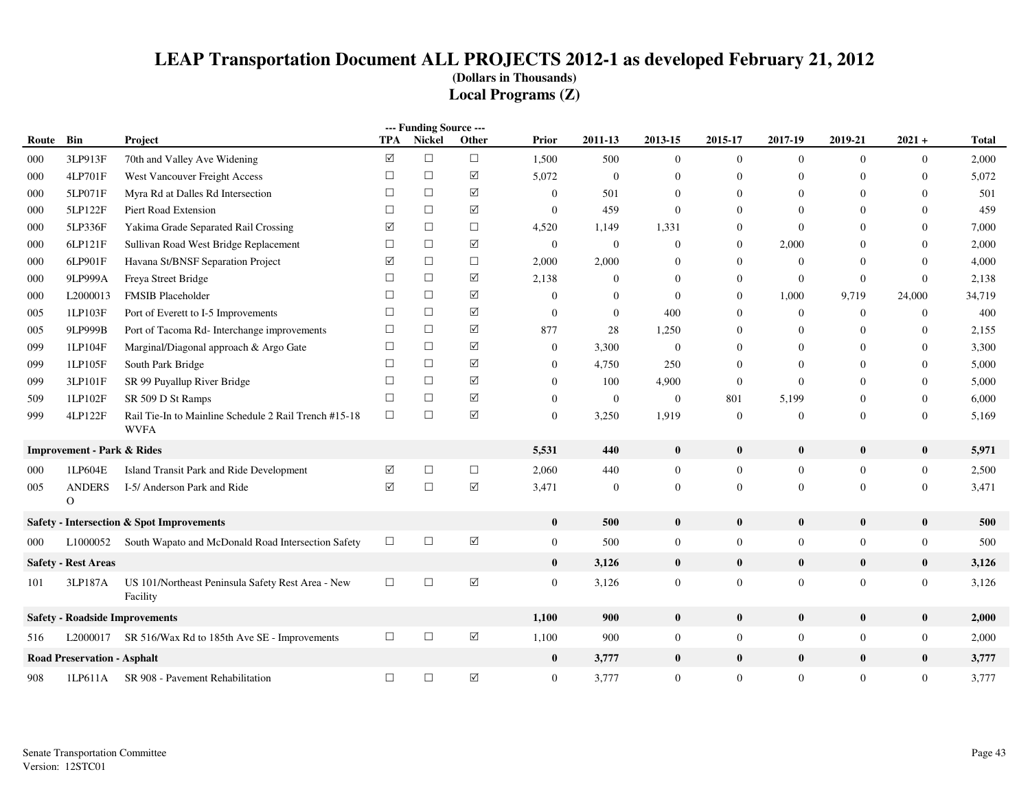# LEAP Transportation Document ALL PROJECTS 2012-1 as developed February 21, 2012

**(Dollars in Thousands)**

## Local Programs (Z)

| Route | Bin | Project | TPA | Nickel | Other | Prior | 2011-13 | 2013-15 | 2015-17 | 2017-19 | 2019-21 | 2021 + | Total |
|---|---|---|---|---|---|---|---|---|---|---|---|---|---|
| 000 | 3LP913F | 70th and Valley Ave Widening | ☑ | ☐ | ☐ | 1,500 | 500 | 0 | 0 | 0 | 0 | 0 | 2,000 |
| 000 | 4LP701F | West Vancouver Freight Access | ☐ | ☐ | ☑ | 5,072 | 0 | 0 | 0 | 0 | 0 | 0 | 5,072 |
| 000 | 5LP071F | Myra Rd at Dalles Rd Intersection | ☐ | ☐ | ☑ | 0 | 501 | 0 | 0 | 0 | 0 | 0 | 501 |
| 000 | 5LP122F | Piert Road Extension | ☐ | ☐ | ☑ | 0 | 459 | 0 | 0 | 0 | 0 | 0 | 459 |
| 000 | 5LP336F | Yakima Grade Separated Rail Crossing | ☑ | ☐ | ☐ | 4,520 | 1,149 | 1,331 | 0 | 0 | 0 | 0 | 7,000 |
| 000 | 6LP121F | Sullivan Road West Bridge Replacement | ☐ | ☐ | ☑ | 0 | 0 | 0 | 0 | 2,000 | 0 | 0 | 2,000 |
| 000 | 6LP901F | Havana St/BNSF Separation Project | ☑ | ☐ | ☐ | 2,000 | 2,000 | 0 | 0 | 0 | 0 | 0 | 4,000 |
| 000 | 9LP999A | Freya Street Bridge | ☐ | ☐ | ☑ | 2,138 | 0 | 0 | 0 | 0 | 0 | 0 | 2,138 |
| 000 | L2000013 | FMSIB Placeholder | ☐ | ☐ | ☑ | 0 | 0 | 0 | 0 | 1,000 | 9,719 | 24,000 | 34,719 |
| 005 | 1LP103F | Port of Everett to I-5 Improvements | ☐ | ☐ | ☑ | 0 | 0 | 400 | 0 | 0 | 0 | 0 | 400 |
| 005 | 9LP999B | Port of Tacoma Rd- Interchange improvements | ☐ | ☐ | ☑ | 877 | 28 | 1,250 | 0 | 0 | 0 | 0 | 2,155 |
| 099 | 1LP104F | Marginal/Diagonal approach & Argo Gate | ☐ | ☐ | ☑ | 0 | 3,300 | 0 | 0 | 0 | 0 | 0 | 3,300 |
| 099 | 1LP105F | South Park Bridge | ☐ | ☐ | ☑ | 0 | 4,750 | 250 | 0 | 0 | 0 | 0 | 5,000 |
| 099 | 3LP101F | SR 99 Puyallup River Bridge | ☐ | ☐ | ☑ | 0 | 100 | 4,900 | 0 | 0 | 0 | 0 | 5,000 |
| 509 | 1LP102F | SR 509 D St Ramps | ☐ | ☐ | ☑ | 0 | 0 | 0 | 801 | 5,199 | 0 | 0 | 6,000 |
| 999 | 4LP122F | Rail Tie-In to Mainline Schedule 2 Rail Trench #15-18 WVFA | ☐ | ☐ | ☑ | 0 | 3,250 | 1,919 | 0 | 0 | 0 | 0 | 5,169 |
| **Improvement - Park & Rides** | | | | | | **5,531** | **440** | **0** | **0** | **0** | **0** | **0** | **5,971** |
| 000 | 1LP604E | Island Transit Park and Ride Development | ☑ | ☐ | ☐ | 2,060 | 440 | 0 | 0 | 0 | 0 | 0 | 2,500 |
| 005 | ANDERSO | I-5/ Anderson Park and Ride | ☑ | ☐ | ☑ | 3,471 | 0 | 0 | 0 | 0 | 0 | 0 | 3,471 |
| **Safety - Intersection & Spot Improvements** | | | | | | **0** | **500** | **0** | **0** | **0** | **0** | **0** | **500** |
| 000 | L1000052 | South Wapato and McDonald Road Intersection Safety | ☐ | ☐ | ☑ | 0 | 500 | 0 | 0 | 0 | 0 | 0 | 500 |
| **Safety - Rest Areas** | | | | | | **0** | **3,126** | **0** | **0** | **0** | **0** | **0** | **3,126** |
| 101 | 3LP187A | US 101/Northeast Peninsula Safety Rest Area - New Facility | ☐ | ☐ | ☑ | 0 | 3,126 | 0 | 0 | 0 | 0 | 0 | 3,126 |
| **Safety - Roadside Improvements** | | | | | | **1,100** | **900** | **0** | **0** | **0** | **0** | **0** | **2,000** |
| 516 | L2000017 | SR 516/Wax Rd to 185th Ave SE - Improvements | ☐ | ☐ | ☑ | 1,100 | 900 | 0 | 0 | 0 | 0 | 0 | 2,000 |
| **Road Preservation - Asphalt** | | | | | | **0** | **3,777** | **0** | **0** | **0** | **0** | **0** | **3,777** |
| 908 | 1LP611A | SR 908 - Pavement Rehabilitation | ☐ | ☐ | ☑ | 0 | 3,777 | 0 | 0 | 0 | 0 | 0 | 3,777 |

Senate Transportation Committee
Version: 12STC01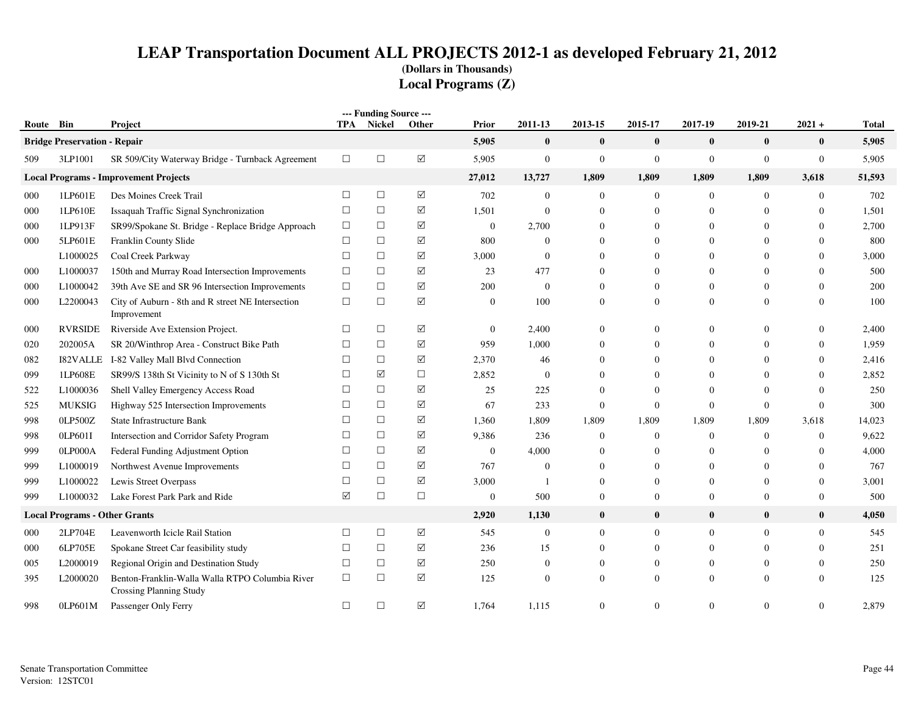# LEAP Transportation Document ALL PROJECTS 2012-1 as developed February 21, 2012

### (Dollars in Thousands)

## Local Programs (Z)

| Route | Bin | Project | TPA | Nickel | Other | Prior | 2011-13 | 2013-15 | 2015-17 | 2017-19 | 2019-21 | 2021 + | Total |
|---|---|---|---|---|---|---|---|---|---|---|---|---|---|
| **Bridge Preservation - Repair** | | | | | | **5,905** | **0** | **0** | **0** | **0** | **0** | **0** | **5,905** |
| 509 | 3LP1001 | SR 509/City Waterway Bridge - Turnback Agreement | ☐ | ☐ | ☑ | 5,905 | 0 | 0 | 0 | 0 | 0 | 0 | 5,905 |
| **Local Programs - Improvement Projects** | | | | | | **27,012** | **13,727** | **1,809** | **1,809** | **1,809** | **1,809** | **3,618** | **51,593** |
| 000 | 1LP601E | Des Moines Creek Trail | ☐ | ☐ | ☑ | 702 | 0 | 0 | 0 | 0 | 0 | 0 | 702 |
| 000 | 1LP610E | Issaquah Traffic Signal Synchronization | ☐ | ☐ | ☑ | 1,501 | 0 | 0 | 0 | 0 | 0 | 0 | 1,501 |
| 000 | 1LP913F | SR99/Spokane St. Bridge - Replace Bridge Approach | ☐ | ☐ | ☑ | 0 | 2,700 | 0 | 0 | 0 | 0 | 0 | 2,700 |
| 000 | 5LP601E | Franklin County Slide | ☐ | ☐ | ☑ | 800 | 0 | 0 | 0 | 0 | 0 | 0 | 800 |
| | L1000025 | Coal Creek Parkway | ☐ | ☐ | ☑ | 3,000 | 0 | 0 | 0 | 0 | 0 | 0 | 3,000 |
| 000 | L1000037 | 150th and Murray Road Intersection Improvements | ☐ | ☐ | ☑ | 23 | 477 | 0 | 0 | 0 | 0 | 0 | 500 |
| 000 | L1000042 | 39th Ave SE and SR 96 Intersection Improvements | ☐ | ☐ | ☑ | 200 | 0 | 0 | 0 | 0 | 0 | 0 | 200 |
| 000 | L2200043 | City of Auburn - 8th and R street NE Intersection Improvement | ☐ | ☐ | ☑ | 0 | 100 | 0 | 0 | 0 | 0 | 0 | 100 |
| 000 | RVRSIDE | Riverside Ave Extension Project. | ☐ | ☐ | ☑ | 0 | 2,400 | 0 | 0 | 0 | 0 | 0 | 2,400 |
| 020 | 202005A | SR 20/Winthrop Area - Construct Bike Path | ☐ | ☐ | ☑ | 959 | 1,000 | 0 | 0 | 0 | 0 | 0 | 1,959 |
| 082 | I82VALLE | I-82 Valley Mall Blvd Connection | ☐ | ☐ | ☑ | 2,370 | 46 | 0 | 0 | 0 | 0 | 0 | 2,416 |
| 099 | 1LP608E | SR99/S 138th St Vicinity to N of S 130th St | ☐ | ☑ | ☐ | 2,852 | 0 | 0 | 0 | 0 | 0 | 0 | 2,852 |
| 522 | L1000036 | Shell Valley Emergency Access Road | ☐ | ☐ | ☑ | 25 | 225 | 0 | 0 | 0 | 0 | 0 | 250 |
| 525 | MUKSIG | Highway 525 Intersection Improvements | ☐ | ☐ | ☑ | 67 | 233 | 0 | 0 | 0 | 0 | 0 | 300 |
| 998 | 0LP500Z | State Infrastructure Bank | ☐ | ☐ | ☑ | 1,360 | 1,809 | 1,809 | 1,809 | 1,809 | 1,809 | 3,618 | 14,023 |
| 998 | 0LP601I | Intersection and Corridor Safety Program | ☐ | ☐ | ☑ | 9,386 | 236 | 0 | 0 | 0 | 0 | 0 | 9,622 |
| 999 | 0LP000A | Federal Funding Adjustment Option | ☐ | ☐ | ☑ | 0 | 4,000 | 0 | 0 | 0 | 0 | 0 | 4,000 |
| 999 | L1000019 | Northwest Avenue Improvements | ☐ | ☐ | ☑ | 767 | 0 | 0 | 0 | 0 | 0 | 0 | 767 |
| 999 | L1000022 | Lewis Street Overpass | ☐ | ☐ | ☑ | 3,000 | 1 | 0 | 0 | 0 | 0 | 0 | 3,001 |
| 999 | L1000032 | Lake Forest Park Park and Ride | ☑ | ☐ | ☐ | 0 | 500 | 0 | 0 | 0 | 0 | 0 | 500 |
| **Local Programs - Other Grants** | | | | | | **2,920** | **1,130** | **0** | **0** | **0** | **0** | **0** | **4,050** |
| 000 | 2LP704E | Leavenworth Icicle Rail Station | ☐ | ☐ | ☑ | 545 | 0 | 0 | 0 | 0 | 0 | 0 | 545 |
| 000 | 6LP705E | Spokane Street Car feasibility study | ☐ | ☐ | ☑ | 236 | 15 | 0 | 0 | 0 | 0 | 0 | 251 |
| 005 | L2000019 | Regional Origin and Destination Study | ☐ | ☐ | ☑ | 250 | 0 | 0 | 0 | 0 | 0 | 0 | 250 |
| 395 | L2000020 | Benton-Franklin-Walla Walla RTPO Columbia River Crossing Planning Study | ☐ | ☐ | ☑ | 125 | 0 | 0 | 0 | 0 | 0 | 0 | 125 |
| 998 | 0LP601M | Passenger Only Ferry | ☐ | ☐ | ☑ | 1,764 | 1,115 | 0 | 0 | 0 | 0 | 0 | 2,879 |

Senate Transportation Committee
Version: 12STC01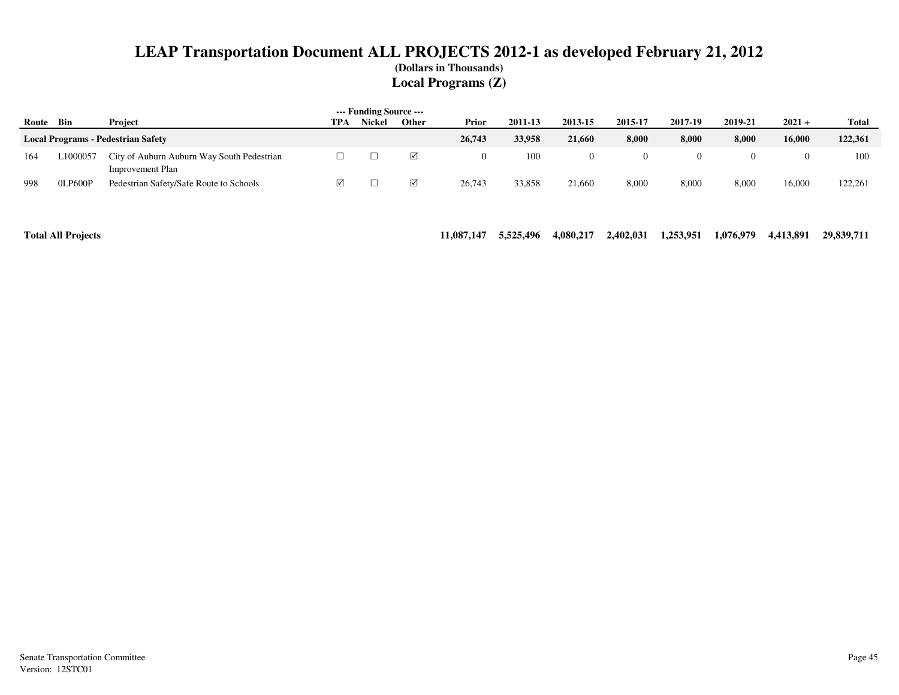# LEAP Transportation Document ALL PROJECTS 2012-1 as developed February 21, 2012

**(Dollars in Thousands)**

## Local Programs (Z)

| Route | Bin | Project | --- Funding Source --- TPA | Nickel | Other | Prior | 2011-13 | 2013-15 | 2015-17 | 2017-19 | 2019-21 | 2021 + | Total |
|---|---|---|---|---|---|---|---|---|---|---|---|---|---|
| **Local Programs - Pedestrian Safety** | | | | | | **26,743** | **33,958** | **21,660** | **8,000** | **8,000** | **8,000** | **16,000** | **122,361** |
| 164 | L1000057 | City of Auburn Auburn Way South Pedestrian Improvement Plan | ☐ | ☐ | ☑ | 0 | 100 | 0 | 0 | 0 | 0 | 0 | 100 |
| 998 | 0LP600P | Pedestrian Safety/Safe Route to Schools | ☑ | ☐ | ☑ | 26,743 | 33,858 | 21,660 | 8,000 | 8,000 | 8,000 | 16,000 | 122,261 |
| **Total All Projects** | | | | | | **11,087,147** | **5,525,496** | **4,080,217** | **2,402,031** | **1,253,951** | **1,076,979** | **4,413,891** | **29,839,711** |

Senate Transportation Committee
Version: 12STC01